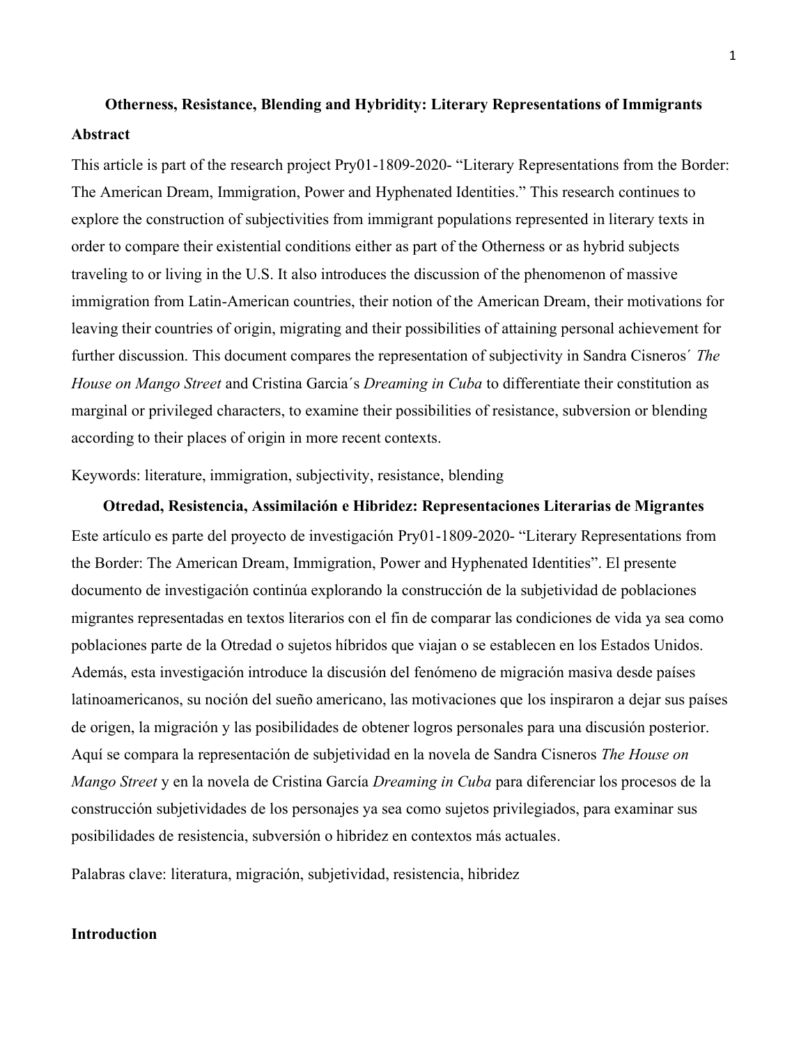# Otherness, Resistance, Blending and Hybridity: Literary Representations of Immigrants

## Abstract

This article is part of the research project Pry01-1809-2020- "Literary Representations from the Border: The American Dream, Immigration, Power and Hyphenated Identities." This research continues to explore the construction of subjectivities from immigrant populations represented in literary texts in order to compare their existential conditions either as part of the Otherness or as hybrid subjects traveling to or living in the U.S. It also introduces the discussion of the phenomenon of massive immigration from Latin-American countries, their notion of the American Dream, their motivations for leaving their countries of origin, migrating and their possibilities of attaining personal achievement for further discussion. This document compares the representation of subjectivity in Sandra Cisneros´ *The House on Mango Street* and Cristina Garcia´s *Dreaming in Cuba* to differentiate their constitution as marginal or privileged characters, to examine their possibilities of resistance, subversion or blending according to their places of origin in more recent contexts.

Keywords: literature, immigration, subjectivity, resistance, blending

# Otredad, Resistencia, Assimilación e Hibridez: Representaciones Literarias de Migrantes

Este artículo es parte del proyecto de investigación Pry01-1809-2020- "Literary Representations from the Border: The American Dream, Immigration, Power and Hyphenated Identities". El presente documento de investigación continúa explorando la construcción de la subjetividad de poblaciones migrantes representadas en textos literarios con el fin de comparar las condiciones de vida ya sea como poblaciones parte de la Otredad o sujetos híbridos que viajan o se establecen en los Estados Unidos. Además, esta investigación introduce la discusión del fenómeno de migración masiva desde países latinoamericanos, su noción del sueño americano, las motivaciones que los inspiraron a dejar sus países de origen, la migración y las posibilidades de obtener logros personales para una discusión posterior. Aquí se compara la representación de subjetividad en la novela de Sandra Cisneros *The House on Mango Street* y en la novela de Cristina García *Dreaming in Cuba* para diferenciar los procesos de la construcción subjetividades de los personajes ya sea como sujetos privilegiados, para examinar sus posibilidades de resistencia, subversión o hibridez en contextos más actuales.

Palabras clave: literatura, migración, subjetividad, resistencia, hibridez

## Introduction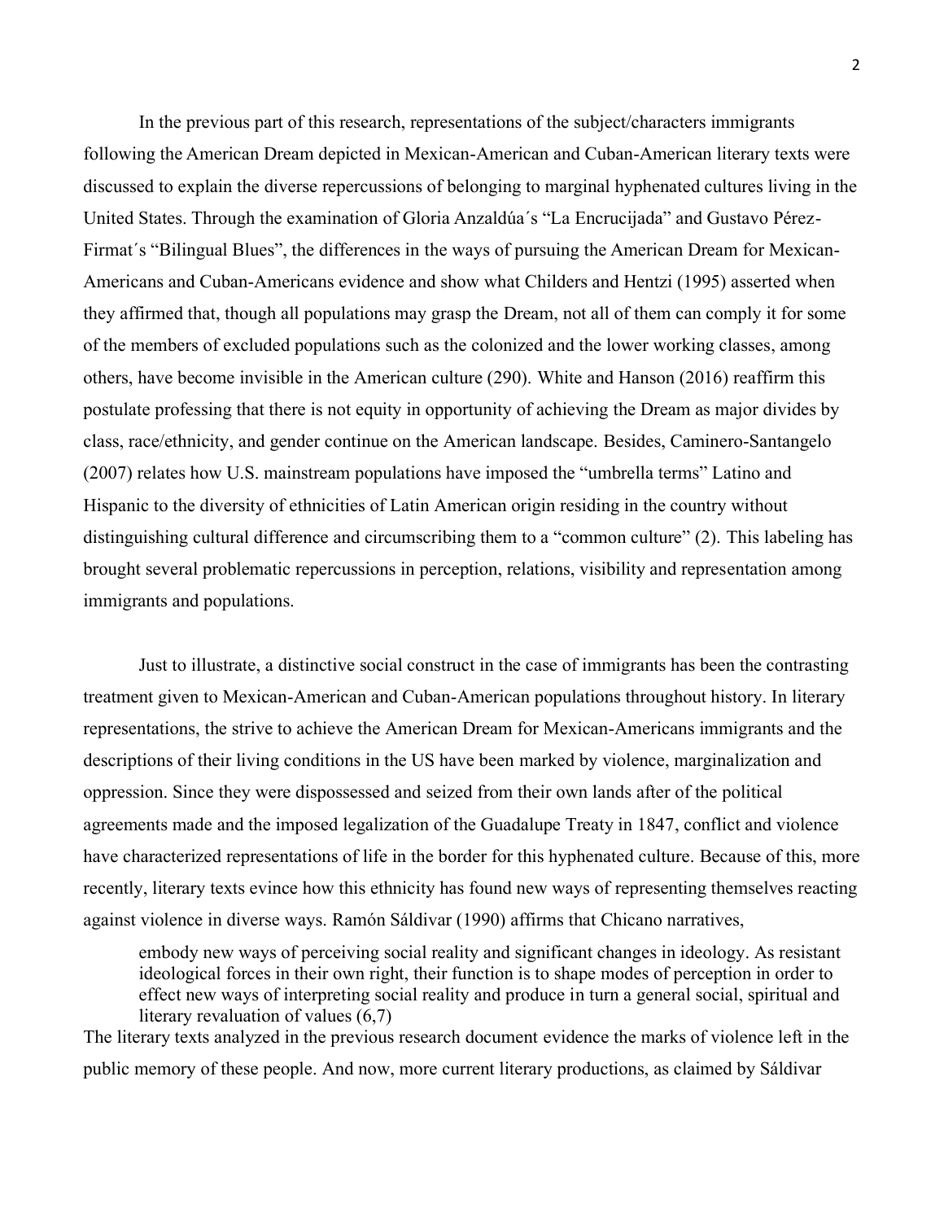In the previous part of this research, representations of the subject/characters immigrants following the American Dream depicted in Mexican-American and Cuban-American literary texts were discussed to explain the diverse repercussions of belonging to marginal hyphenated cultures living in the United States. Through the examination of Gloria Anzaldúa´s "La Encrucijada" and Gustavo Pérez-Firmat´s "Bilingual Blues", the differences in the ways of pursuing the American Dream for Mexican-Americans and Cuban-Americans evidence and show what Childers and Hentzi (1995) asserted when they affirmed that, though all populations may grasp the Dream, not all of them can comply it for some of the members of excluded populations such as the colonized and the lower working classes, among others, have become invisible in the American culture (290). White and Hanson (2016) reaffirm this postulate professing that there is not equity in opportunity of achieving the Dream as major divides by class, race/ethnicity, and gender continue on the American landscape. Besides, Caminero-Santangelo (2007) relates how U.S. mainstream populations have imposed the "umbrella terms" Latino and Hispanic to the diversity of ethnicities of Latin American origin residing in the country without distinguishing cultural difference and circumscribing them to a "common culture" (2). This labeling has brought several problematic repercussions in perception, relations, visibility and representation among immigrants and populations.

Just to illustrate, a distinctive social construct in the case of immigrants has been the contrasting treatment given to Mexican-American and Cuban-American populations throughout history. In literary representations, the strive to achieve the American Dream for Mexican-Americans immigrants and the descriptions of their living conditions in the US have been marked by violence, marginalization and oppression. Since they were dispossessed and seized from their own lands after of the political agreements made and the imposed legalization of the Guadalupe Treaty in 1847, conflict and violence have characterized representations of life in the border for this hyphenated culture. Because of this, more recently, literary texts evince how this ethnicity has found new ways of representing themselves reacting against violence in diverse ways. Ramón Sáldivar (1990) affirms that Chicano narratives,

> embody new ways of perceiving social reality and significant changes in ideology. As resistant ideological forces in their own right, their function is to shape modes of perception in order to effect new ways of interpreting social reality and produce in turn a general social, spiritual and literary revaluation of values (6,7)

The literary texts analyzed in the previous research document evidence the marks of violence left in the public memory of these people. And now, more current literary productions, as claimed by Sáldivar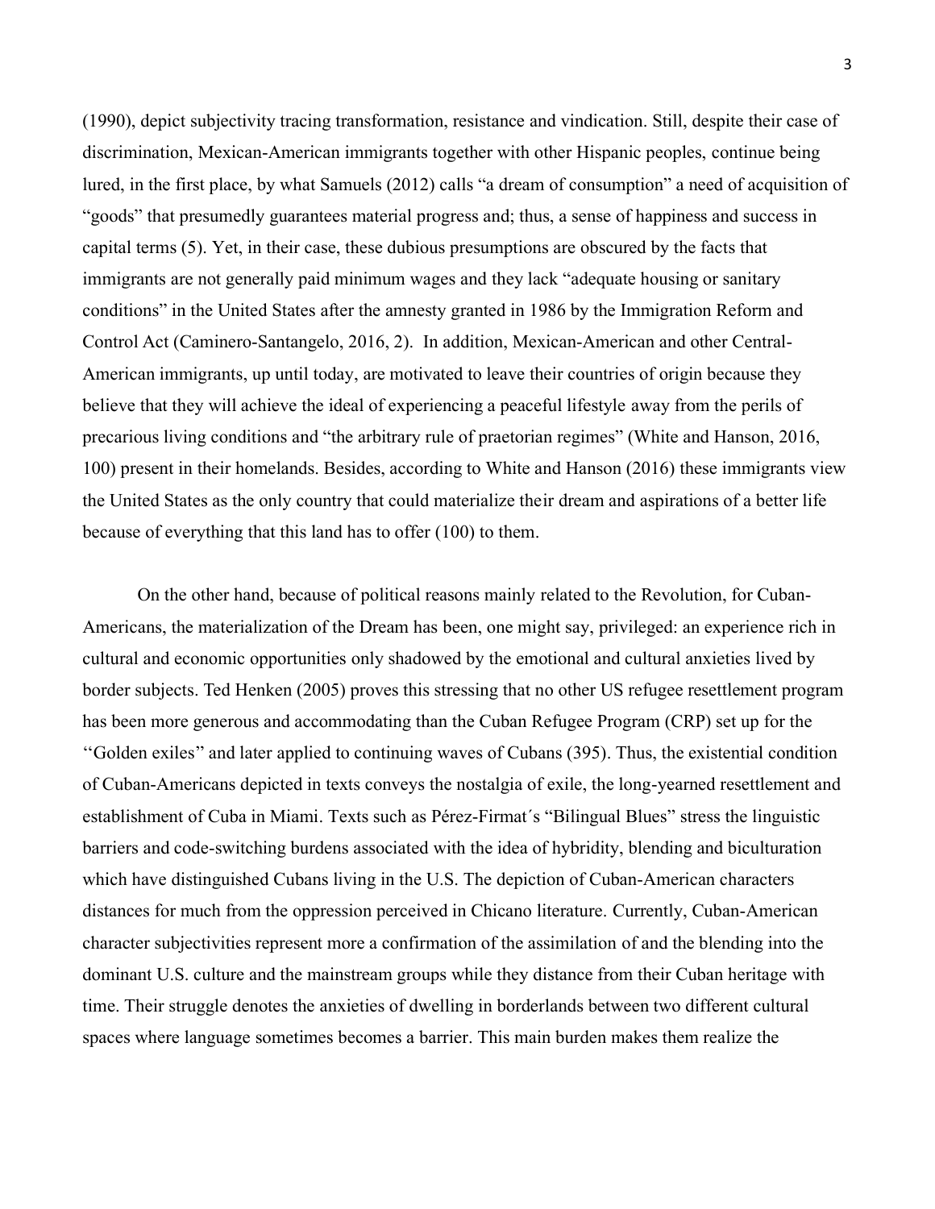(1990), depict subjectivity tracing transformation, resistance and vindication. Still, despite their case of discrimination, Mexican-American immigrants together with other Hispanic peoples, continue being lured, in the first place, by what Samuels (2012) calls "a dream of consumption" a need of acquisition of "goods" that presumedly guarantees material progress and; thus, a sense of happiness and success in capital terms (5). Yet, in their case, these dubious presumptions are obscured by the facts that immigrants are not generally paid minimum wages and they lack "adequate housing or sanitary conditions" in the United States after the amnesty granted in 1986 by the Immigration Reform and Control Act (Caminero-Santangelo, 2016, 2). In addition, Mexican-American and other Central-American immigrants, up until today, are motivated to leave their countries of origin because they believe that they will achieve the ideal of experiencing a peaceful lifestyle away from the perils of precarious living conditions and "the arbitrary rule of praetorian regimes" (White and Hanson, 2016, 100) present in their homelands. Besides, according to White and Hanson (2016) these immigrants view the United States as the only country that could materialize their dream and aspirations of a better life because of everything that this land has to offer (100) to them.

On the other hand, because of political reasons mainly related to the Revolution, for Cuban-Americans, the materialization of the Dream has been, one might say, privileged: an experience rich in cultural and economic opportunities only shadowed by the emotional and cultural anxieties lived by border subjects. Ted Henken (2005) proves this stressing that no other US refugee resettlement program has been more generous and accommodating than the Cuban Refugee Program (CRP) set up for the ''Golden exiles'' and later applied to continuing waves of Cubans (395). Thus, the existential condition of Cuban-Americans depicted in texts conveys the nostalgia of exile, the long-yearned resettlement and establishment of Cuba in Miami. Texts such as Pérez-Firmat´s "Bilingual Blues" stress the linguistic barriers and code-switching burdens associated with the idea of hybridity, blending and biculturation which have distinguished Cubans living in the U.S. The depiction of Cuban-American characters distances for much from the oppression perceived in Chicano literature. Currently, Cuban-American character subjectivities represent more a confirmation of the assimilation of and the blending into the dominant U.S. culture and the mainstream groups while they distance from their Cuban heritage with time. Their struggle denotes the anxieties of dwelling in borderlands between two different cultural spaces where language sometimes becomes a barrier. This main burden makes them realize the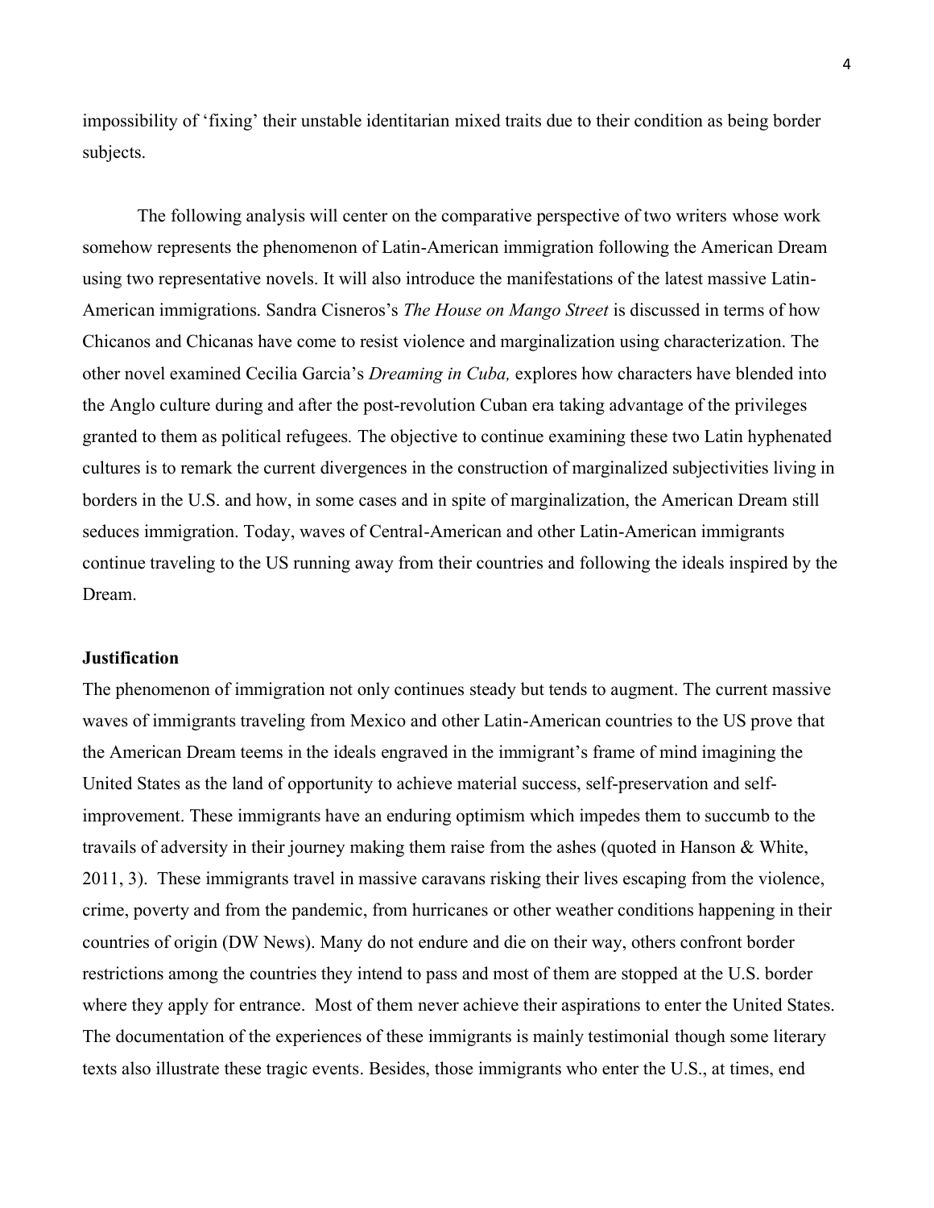impossibility of 'fixing' their unstable identitarian mixed traits due to their condition as being border subjects.

The following analysis will center on the comparative perspective of two writers whose work somehow represents the phenomenon of Latin-American immigration following the American Dream using two representative novels. It will also introduce the manifestations of the latest massive Latin-American immigrations. Sandra Cisneros's *The House on Mango Street* is discussed in terms of how Chicanos and Chicanas have come to resist violence and marginalization using characterization. The other novel examined Cecilia Garcia's *Dreaming in Cuba,* explores how characters have blended into the Anglo culture during and after the post-revolution Cuban era taking advantage of the privileges granted to them as political refugees. The objective to continue examining these two Latin hyphenated cultures is to remark the current divergences in the construction of marginalized subjectivities living in borders in the U.S. and how, in some cases and in spite of marginalization, the American Dream still seduces immigration. Today, waves of Central-American and other Latin-American immigrants continue traveling to the US running away from their countries and following the ideals inspired by the Dream.

**Justification**

The phenomenon of immigration not only continues steady but tends to augment. The current massive waves of immigrants traveling from Mexico and other Latin-American countries to the US prove that the American Dream teems in the ideals engraved in the immigrant's frame of mind imagining the United States as the land of opportunity to achieve material success, self-preservation and self-improvement. These immigrants have an enduring optimism which impedes them to succumb to the travails of adversity in their journey making them raise from the ashes (quoted in Hanson & White, 2011, 3). These immigrants travel in massive caravans risking their lives escaping from the violence, crime, poverty and from the pandemic, from hurricanes or other weather conditions happening in their countries of origin (DW News). Many do not endure and die on their way, others confront border restrictions among the countries they intend to pass and most of them are stopped at the U.S. border where they apply for entrance. Most of them never achieve their aspirations to enter the United States. The documentation of the experiences of these immigrants is mainly testimonial though some literary texts also illustrate these tragic events. Besides, those immigrants who enter the U.S., at times, end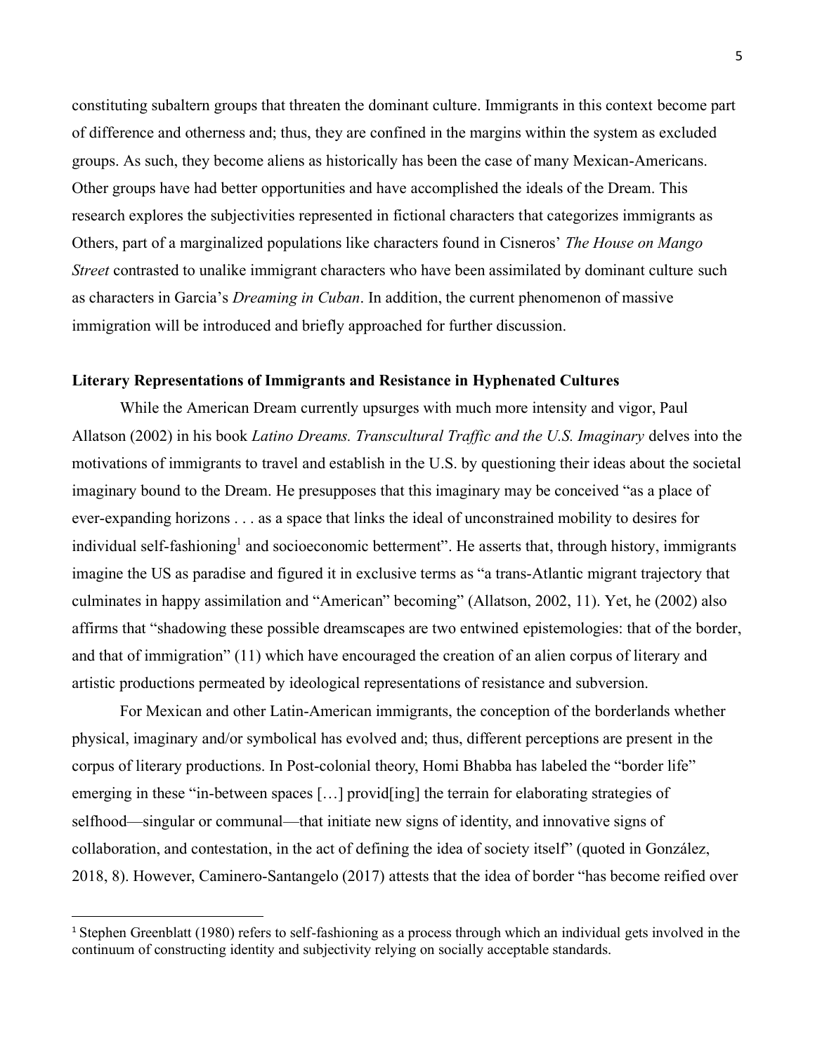constituting subaltern groups that threaten the dominant culture. Immigrants in this context become part of difference and otherness and; thus, they are confined in the margins within the system as excluded groups. As such, they become aliens as historically has been the case of many Mexican-Americans. Other groups have had better opportunities and have accomplished the ideals of the Dream. This research explores the subjectivities represented in fictional characters that categorizes immigrants as Others, part of a marginalized populations like characters found in Cisneros' *The House on Mango Street* contrasted to unalike immigrant characters who have been assimilated by dominant culture such as characters in Garcia's *Dreaming in Cuban*. In addition, the current phenomenon of massive immigration will be introduced and briefly approached for further discussion.

**Literary Representations of Immigrants and Resistance in Hyphenated Cultures**

While the American Dream currently upsurges with much more intensity and vigor, Paul Allatson (2002) in his book *Latino Dreams. Transcultural Traffic and the U.S. Imaginary* delves into the motivations of immigrants to travel and establish in the U.S. by questioning their ideas about the societal imaginary bound to the Dream. He presupposes that this imaginary may be conceived "as a place of ever-expanding horizons . . . as a space that links the ideal of unconstrained mobility to desires for individual self-fashioning[1] and socioeconomic betterment". He asserts that, through history, immigrants imagine the US as paradise and figured it in exclusive terms as "a trans-Atlantic migrant trajectory that culminates in happy assimilation and "American" becoming" (Allatson, 2002, 11). Yet, he (2002) also affirms that "shadowing these possible dreamscapes are two entwined epistemologies: that of the border, and that of immigration" (11) which have encouraged the creation of an alien corpus of literary and artistic productions permeated by ideological representations of resistance and subversion.

For Mexican and other Latin-American immigrants, the conception of the borderlands whether physical, imaginary and/or symbolical has evolved and; thus, different perceptions are present in the corpus of literary productions. In Post-colonial theory, Homi Bhabba has labeled the "border life" emerging in these "in-between spaces […] provid[ing] the terrain for elaborating strategies of selfhood—singular or communal—that initiate new signs of identity, and innovative signs of collaboration, and contestation, in the act of defining the idea of society itself" (quoted in González, 2018, 8). However, Caminero-Santangelo (2017) attests that the idea of border "has become reified over

[1] Stephen Greenblatt (1980) refers to self-fashioning as a process through which an individual gets involved in the continuum of constructing identity and subjectivity relying on socially acceptable standards.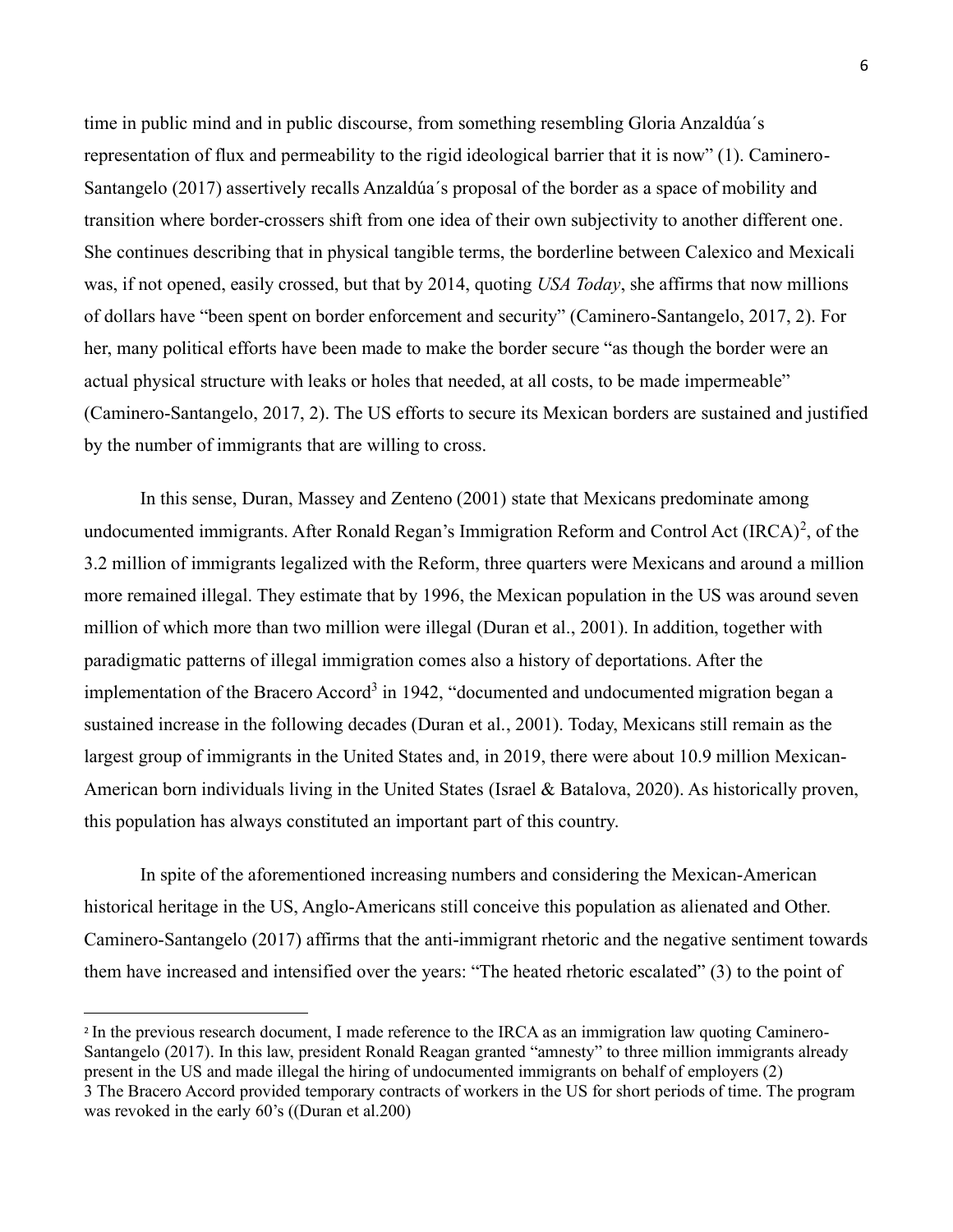time in public mind and in public discourse, from something resembling Gloria Anzaldúa´s representation of flux and permeability to the rigid ideological barrier that it is now" (1). Caminero-Santangelo (2017) assertively recalls Anzaldúa´s proposal of the border as a space of mobility and transition where border-crossers shift from one idea of their own subjectivity to another different one. She continues describing that in physical tangible terms, the borderline between Calexico and Mexicali was, if not opened, easily crossed, but that by 2014, quoting *USA Today*, she affirms that now millions of dollars have "been spent on border enforcement and security" (Caminero-Santangelo, 2017, 2). For her, many political efforts have been made to make the border secure "as though the border were an actual physical structure with leaks or holes that needed, at all costs, to be made impermeable" (Caminero-Santangelo, 2017, 2). The US efforts to secure its Mexican borders are sustained and justified by the number of immigrants that are willing to cross.

In this sense, Duran, Massey and Zenteno (2001) state that Mexicans predominate among undocumented immigrants. After Ronald Regan's Immigration Reform and Control Act (IRCA)[2], of the 3.2 million of immigrants legalized with the Reform, three quarters were Mexicans and around a million more remained illegal. They estimate that by 1996, the Mexican population in the US was around seven million of which more than two million were illegal (Duran et al., 2001). In addition, together with paradigmatic patterns of illegal immigration comes also a history of deportations. After the implementation of the Bracero Accord[3] in 1942, "documented and undocumented migration began a sustained increase in the following decades (Duran et al., 2001). Today, Mexicans still remain as the largest group of immigrants in the United States and, in 2019, there were about 10.9 million Mexican-American born individuals living in the United States (Israel & Batalova, 2020). As historically proven, this population has always constituted an important part of this country.

In spite of the aforementioned increasing numbers and considering the Mexican-American historical heritage in the US, Anglo-Americans still conceive this population as alienated and Other. Caminero-Santangelo (2017) affirms that the anti-immigrant rhetoric and the negative sentiment towards them have increased and intensified over the years: "The heated rhetoric escalated" (3) to the point of

---

[2] In the previous research document, I made reference to the IRCA as an immigration law quoting Caminero-Santangelo (2017). In this law, president Ronald Reagan granted "amnesty" to three million immigrants already present in the US and made illegal the hiring of undocumented immigrants on behalf of employers (2)

[3] The Bracero Accord provided temporary contracts of workers in the US for short periods of time. The program was revoked in the early 60's ((Duran et al.200)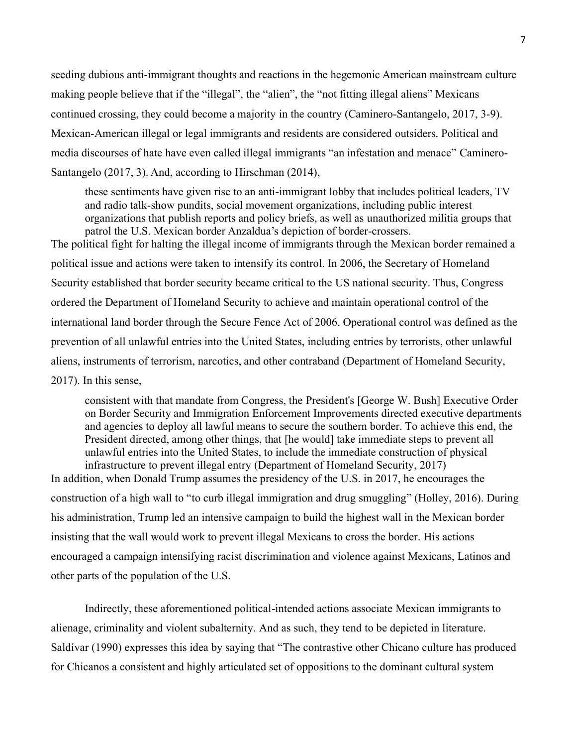seeding dubious anti-immigrant thoughts and reactions in the hegemonic American mainstream culture making people believe that if the "illegal", the "alien", the "not fitting illegal aliens" Mexicans continued crossing, they could become a majority in the country (Caminero-Santangelo, 2017, 3-9). Mexican-American illegal or legal immigrants and residents are considered outsiders. Political and media discourses of hate have even called illegal immigrants "an infestation and menace" Caminero-Santangelo (2017, 3). And, according to Hirschman (2014),

> these sentiments have given rise to an anti-immigrant lobby that includes political leaders, TV and radio talk-show pundits, social movement organizations, including public interest organizations that publish reports and policy briefs, as well as unauthorized militia groups that patrol the U.S. Mexican border Anzaldua's depiction of border-crossers.

The political fight for halting the illegal income of immigrants through the Mexican border remained a political issue and actions were taken to intensify its control. In 2006, the Secretary of Homeland Security established that border security became critical to the US national security. Thus, Congress ordered the Department of Homeland Security to achieve and maintain operational control of the international land border through the Secure Fence Act of 2006. Operational control was defined as the prevention of all unlawful entries into the United States, including entries by terrorists, other unlawful aliens, instruments of terrorism, narcotics, and other contraband (Department of Homeland Security, 2017). In this sense,

> consistent with that mandate from Congress, the President's [George W. Bush] Executive Order on Border Security and Immigration Enforcement Improvements directed executive departments and agencies to deploy all lawful means to secure the southern border. To achieve this end, the President directed, among other things, that [he would] take immediate steps to prevent all unlawful entries into the United States, to include the immediate construction of physical infrastructure to prevent illegal entry (Department of Homeland Security, 2017)

In addition, when Donald Trump assumes the presidency of the U.S. in 2017, he encourages the construction of a high wall to "to curb illegal immigration and drug smuggling" (Holley, 2016). During his administration, Trump led an intensive campaign to build the highest wall in the Mexican border insisting that the wall would work to prevent illegal Mexicans to cross the border. His actions encouraged a campaign intensifying racist discrimination and violence against Mexicans, Latinos and other parts of the population of the U.S.

Indirectly, these aforementioned political-intended actions associate Mexican immigrants to alienage, criminality and violent subalternity. And as such, they tend to be depicted in literature. Saldívar (1990) expresses this idea by saying that "The contrastive other Chicano culture has produced for Chicanos a consistent and highly articulated set of oppositions to the dominant cultural system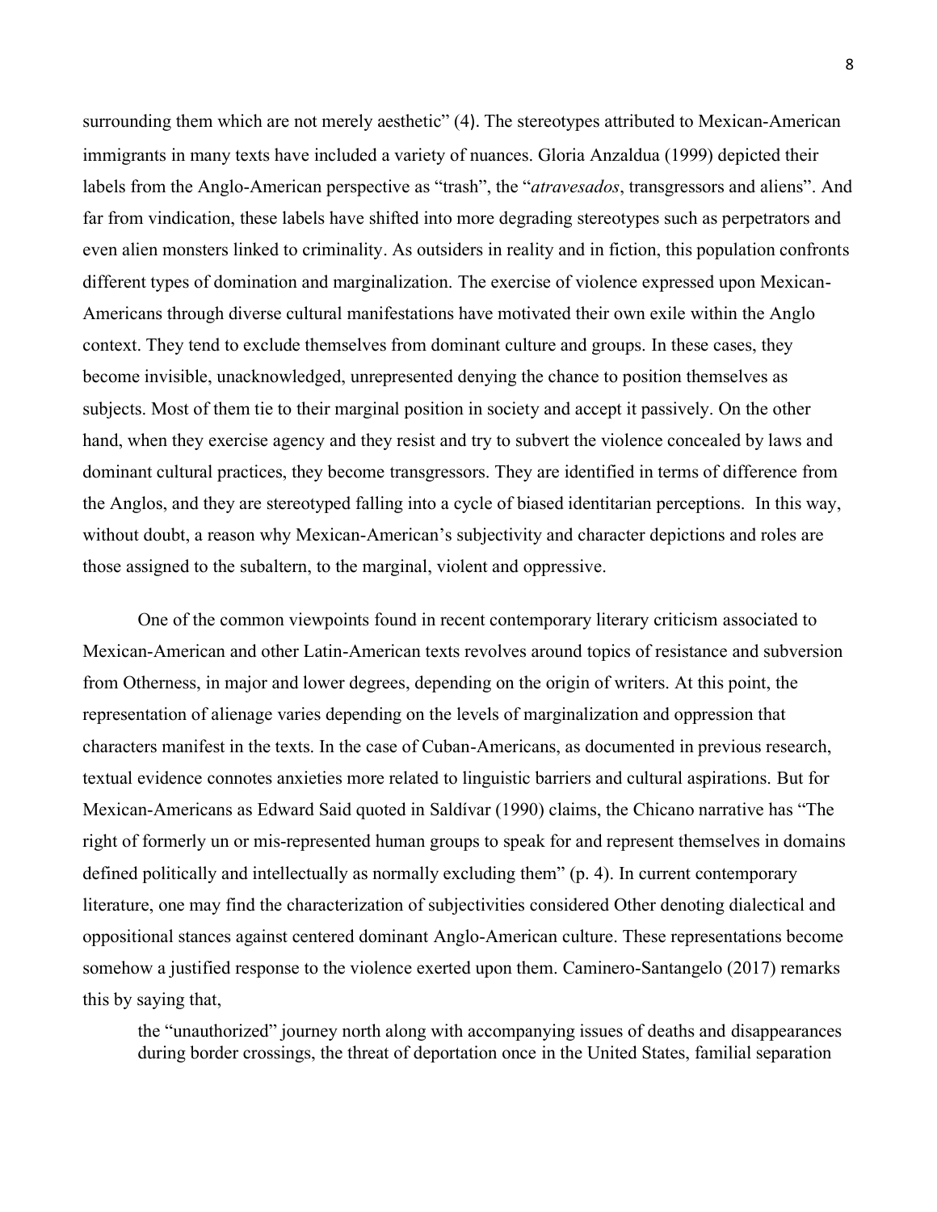surrounding them which are not merely aesthetic" (4). The stereotypes attributed to Mexican-American immigrants in many texts have included a variety of nuances. Gloria Anzaldua (1999) depicted their labels from the Anglo-American perspective as "trash", the "*atravesados*, transgressors and aliens". And far from vindication, these labels have shifted into more degrading stereotypes such as perpetrators and even alien monsters linked to criminality. As outsiders in reality and in fiction, this population confronts different types of domination and marginalization. The exercise of violence expressed upon Mexican-Americans through diverse cultural manifestations have motivated their own exile within the Anglo context. They tend to exclude themselves from dominant culture and groups. In these cases, they become invisible, unacknowledged, unrepresented denying the chance to position themselves as subjects. Most of them tie to their marginal position in society and accept it passively. On the other hand, when they exercise agency and they resist and try to subvert the violence concealed by laws and dominant cultural practices, they become transgressors. They are identified in terms of difference from the Anglos, and they are stereotyped falling into a cycle of biased identitarian perceptions. In this way, without doubt, a reason why Mexican-American's subjectivity and character depictions and roles are those assigned to the subaltern, to the marginal, violent and oppressive.

One of the common viewpoints found in recent contemporary literary criticism associated to Mexican-American and other Latin-American texts revolves around topics of resistance and subversion from Otherness, in major and lower degrees, depending on the origin of writers. At this point, the representation of alienage varies depending on the levels of marginalization and oppression that characters manifest in the texts. In the case of Cuban-Americans, as documented in previous research, textual evidence connotes anxieties more related to linguistic barriers and cultural aspirations. But for Mexican-Americans as Edward Said quoted in Saldívar (1990) claims, the Chicano narrative has "The right of formerly un or mis-represented human groups to speak for and represent themselves in domains defined politically and intellectually as normally excluding them" (p. 4). In current contemporary literature, one may find the characterization of subjectivities considered Other denoting dialectical and oppositional stances against centered dominant Anglo-American culture. These representations become somehow a justified response to the violence exerted upon them. Caminero-Santangelo (2017) remarks this by saying that,

> the "unauthorized" journey north along with accompanying issues of deaths and disappearances during border crossings, the threat of deportation once in the United States, familial separation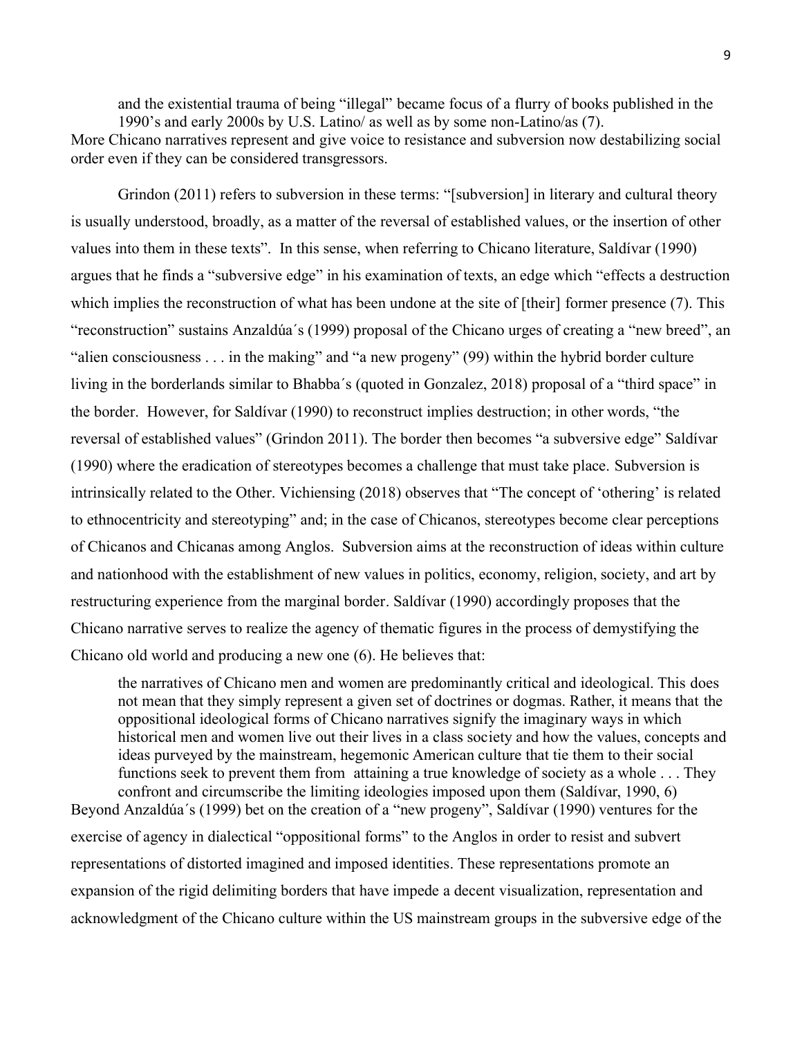> and the existential trauma of being "illegal" became focus of a flurry of books published in the 1990's and early 2000s by U.S. Latino/ as well as by some non-Latino/as (7).

More Chicano narratives represent and give voice to resistance and subversion now destabilizing social order even if they can be considered transgressors.

Grindon (2011) refers to subversion in these terms: "[subversion] in literary and cultural theory is usually understood, broadly, as a matter of the reversal of established values, or the insertion of other values into them in these texts". In this sense, when referring to Chicano literature, Saldívar (1990) argues that he finds a "subversive edge" in his examination of texts, an edge which "effects a destruction which implies the reconstruction of what has been undone at the site of [their] former presence (7). This "reconstruction" sustains Anzaldúa´s (1999) proposal of the Chicano urges of creating a "new breed", an "alien consciousness . . . in the making" and "a new progeny" (99) within the hybrid border culture living in the borderlands similar to Bhabba´s (quoted in Gonzalez, 2018) proposal of a "third space" in the border. However, for Saldívar (1990) to reconstruct implies destruction; in other words, "the reversal of established values" (Grindon 2011). The border then becomes "a subversive edge" Saldívar (1990) where the eradication of stereotypes becomes a challenge that must take place. Subversion is intrinsically related to the Other. Vichiensing (2018) observes that "The concept of 'othering' is related to ethnocentricity and stereotyping" and; in the case of Chicanos, stereotypes become clear perceptions of Chicanos and Chicanas among Anglos. Subversion aims at the reconstruction of ideas within culture and nationhood with the establishment of new values in politics, economy, religion, society, and art by restructuring experience from the marginal border. Saldívar (1990) accordingly proposes that the Chicano narrative serves to realize the agency of thematic figures in the process of demystifying the Chicano old world and producing a new one (6). He believes that:

> the narratives of Chicano men and women are predominantly critical and ideological. This does not mean that they simply represent a given set of doctrines or dogmas. Rather, it means that the oppositional ideological forms of Chicano narratives signify the imaginary ways in which historical men and women live out their lives in a class society and how the values, concepts and ideas purveyed by the mainstream, hegemonic American culture that tie them to their social functions seek to prevent them from attaining a true knowledge of society as a whole . . . They confront and circumscribe the limiting ideologies imposed upon them (Saldívar, 1990, 6)

Beyond Anzaldúa´s (1999) bet on the creation of a "new progeny", Saldívar (1990) ventures for the exercise of agency in dialectical "oppositional forms" to the Anglos in order to resist and subvert representations of distorted imagined and imposed identities. These representations promote an expansion of the rigid delimiting borders that have impede a decent visualization, representation and acknowledgment of the Chicano culture within the US mainstream groups in the subversive edge of the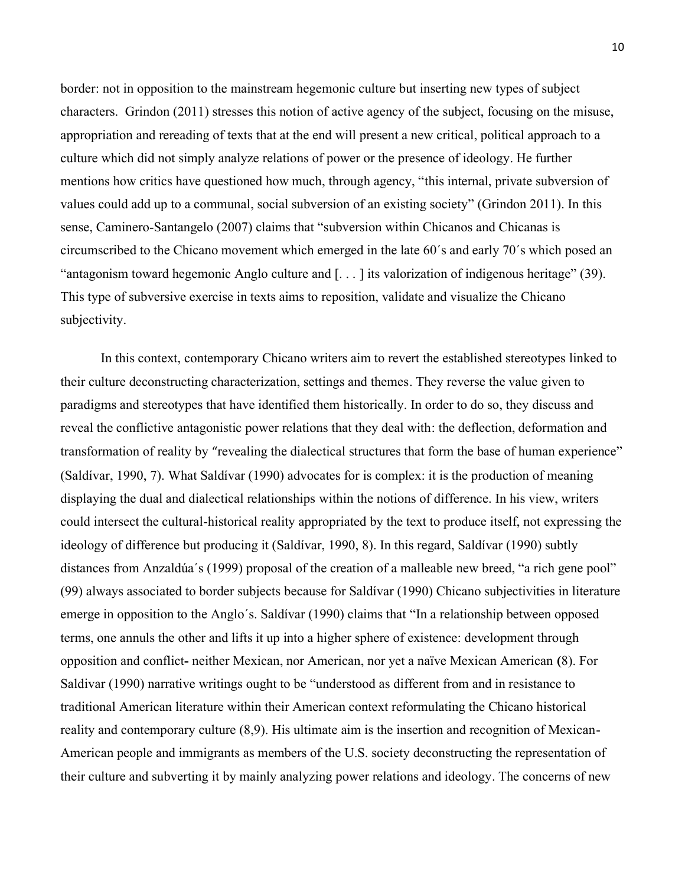border: not in opposition to the mainstream hegemonic culture but inserting new types of subject characters. Grindon (2011) stresses this notion of active agency of the subject, focusing on the misuse, appropriation and rereading of texts that at the end will present a new critical, political approach to a culture which did not simply analyze relations of power or the presence of ideology. He further mentions how critics have questioned how much, through agency, "this internal, private subversion of values could add up to a communal, social subversion of an existing society" (Grindon 2011). In this sense, Caminero-Santangelo (2007) claims that "subversion within Chicanos and Chicanas is circumscribed to the Chicano movement which emerged in the late 60´s and early 70´s which posed an "antagonism toward hegemonic Anglo culture and [. . . ] its valorization of indigenous heritage" (39). This type of subversive exercise in texts aims to reposition, validate and visualize the Chicano subjectivity.

In this context, contemporary Chicano writers aim to revert the established stereotypes linked to their culture deconstructing characterization, settings and themes. They reverse the value given to paradigms and stereotypes that have identified them historically. In order to do so, they discuss and reveal the conflictive antagonistic power relations that they deal with: the deflection, deformation and transformation of reality by "revealing the dialectical structures that form the base of human experience" (Saldívar, 1990, 7). What Saldívar (1990) advocates for is complex: it is the production of meaning displaying the dual and dialectical relationships within the notions of difference. In his view, writers could intersect the cultural-historical reality appropriated by the text to produce itself, not expressing the ideology of difference but producing it (Saldívar, 1990, 8). In this regard, Saldívar (1990) subtly distances from Anzaldúa´s (1999) proposal of the creation of a malleable new breed, "a rich gene pool" (99) always associated to border subjects because for Saldívar (1990) Chicano subjectivities in literature emerge in opposition to the Anglo´s. Saldívar (1990) claims that "In a relationship between opposed terms, one annuls the other and lifts it up into a higher sphere of existence: development through opposition and conflict**-** neither Mexican, nor American, nor yet a naïve Mexican American **(**8). For Saldivar (1990) narrative writings ought to be "understood as different from and in resistance to traditional American literature within their American context reformulating the Chicano historical reality and contemporary culture (8,9). His ultimate aim is the insertion and recognition of Mexican-American people and immigrants as members of the U.S. society deconstructing the representation of their culture and subverting it by mainly analyzing power relations and ideology. The concerns of new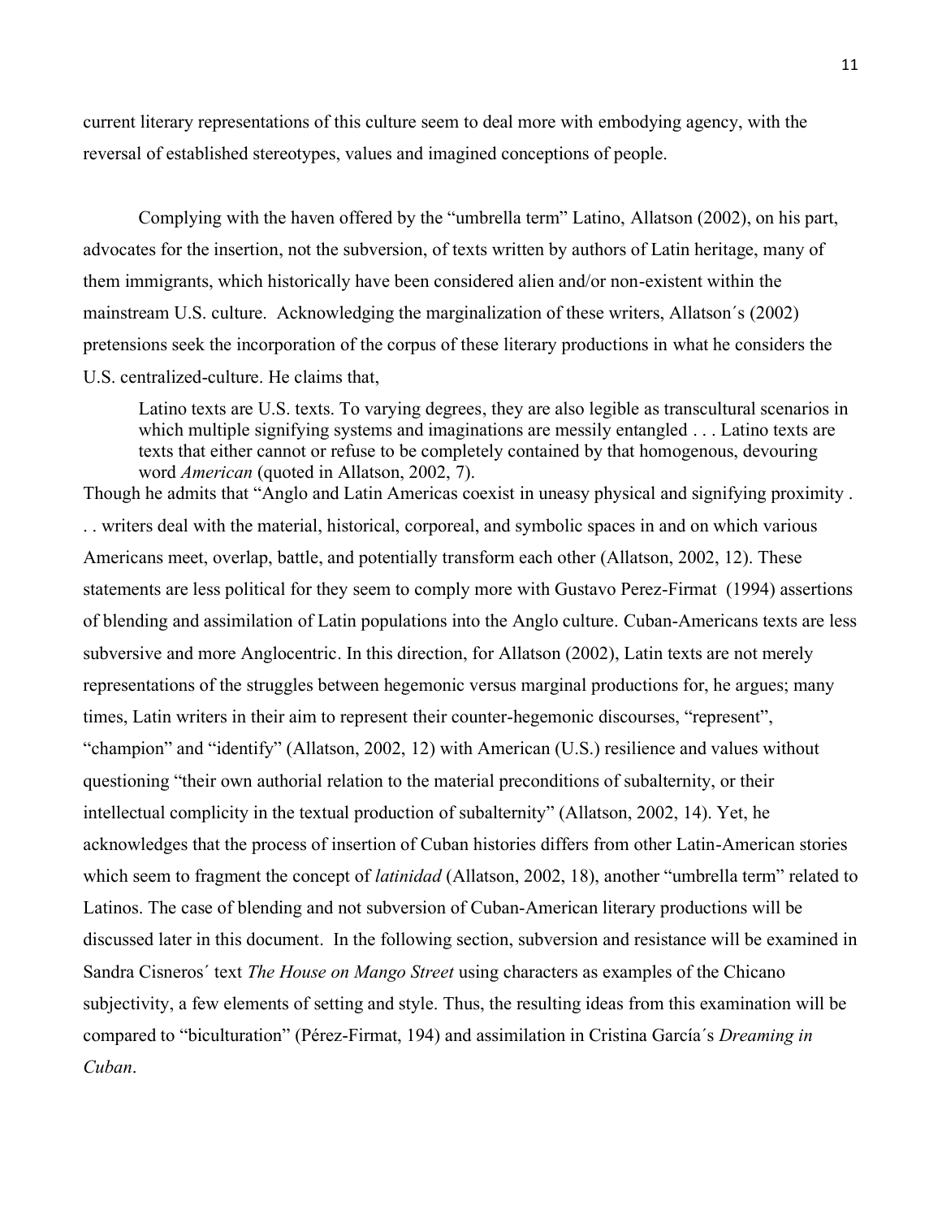current literary representations of this culture seem to deal more with embodying agency, with the reversal of established stereotypes, values and imagined conceptions of people.

Complying with the haven offered by the "umbrella term" Latino, Allatson (2002), on his part, advocates for the insertion, not the subversion, of texts written by authors of Latin heritage, many of them immigrants, which historically have been considered alien and/or non-existent within the mainstream U.S. culture. Acknowledging the marginalization of these writers, Allatson´s (2002) pretensions seek the incorporation of the corpus of these literary productions in what he considers the U.S. centralized-culture. He claims that,

> Latino texts are U.S. texts. To varying degrees, they are also legible as transcultural scenarios in which multiple signifying systems and imaginations are messily entangled . . . Latino texts are texts that either cannot or refuse to be completely contained by that homogenous, devouring word *American* (quoted in Allatson, 2002, 7).

Though he admits that "Anglo and Latin Americas coexist in uneasy physical and signifying proximity . . . writers deal with the material, historical, corporeal, and symbolic spaces in and on which various Americans meet, overlap, battle, and potentially transform each other (Allatson, 2002, 12). These statements are less political for they seem to comply more with Gustavo Perez-Firmat (1994) assertions of blending and assimilation of Latin populations into the Anglo culture. Cuban-Americans texts are less subversive and more Anglocentric. In this direction, for Allatson (2002), Latin texts are not merely representations of the struggles between hegemonic versus marginal productions for, he argues; many times, Latin writers in their aim to represent their counter-hegemonic discourses, "represent", "champion" and "identify" (Allatson, 2002, 12) with American (U.S.) resilience and values without questioning "their own authorial relation to the material preconditions of subalternity, or their intellectual complicity in the textual production of subalternity" (Allatson, 2002, 14). Yet, he acknowledges that the process of insertion of Cuban histories differs from other Latin-American stories which seem to fragment the concept of *latinidad* (Allatson, 2002, 18), another "umbrella term" related to Latinos. The case of blending and not subversion of Cuban-American literary productions will be discussed later in this document. In the following section, subversion and resistance will be examined in Sandra Cisneros´ text *The House on Mango Street* using characters as examples of the Chicano subjectivity, a few elements of setting and style. Thus, the resulting ideas from this examination will be compared to "biculturation" (Pérez-Firmat, 194) and assimilation in Cristina García´s *Dreaming in Cuban*.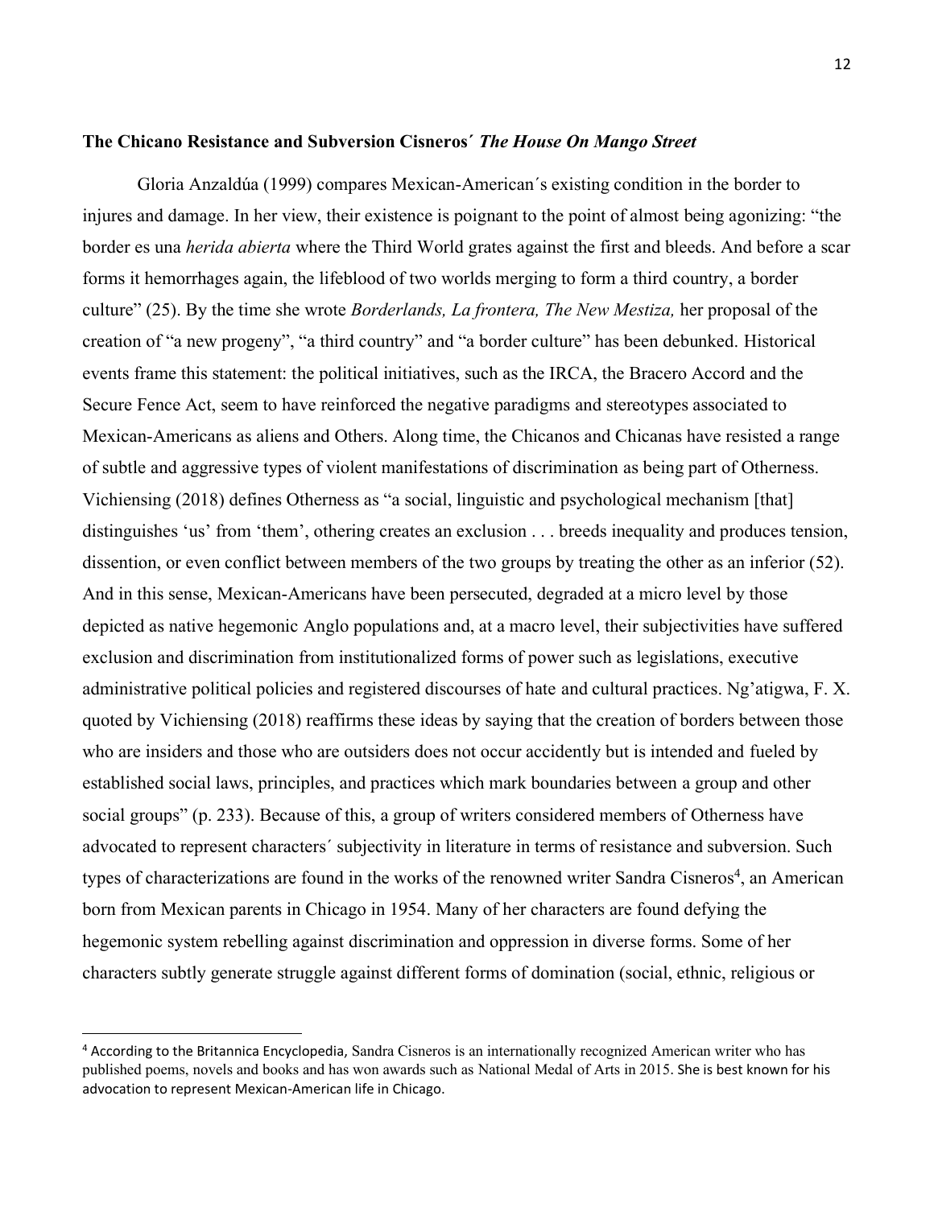**The Chicano Resistance and Subversion Cisneros´ *The House On Mango Street***

Gloria Anzaldúa (1999) compares Mexican-American´s existing condition in the border to injures and damage. In her view, their existence is poignant to the point of almost being agonizing: "the border es una *herida abierta* where the Third World grates against the first and bleeds. And before a scar forms it hemorrhages again, the lifeblood of two worlds merging to form a third country, a border culture" (25). By the time she wrote *Borderlands, La frontera, The New Mestiza,* her proposal of the creation of "a new progeny", "a third country" and "a border culture" has been debunked. Historical events frame this statement: the political initiatives, such as the IRCA, the Bracero Accord and the Secure Fence Act, seem to have reinforced the negative paradigms and stereotypes associated to Mexican-Americans as aliens and Others. Along time, the Chicanos and Chicanas have resisted a range of subtle and aggressive types of violent manifestations of discrimination as being part of Otherness. Vichiensing (2018) defines Otherness as "a social, linguistic and psychological mechanism [that] distinguishes 'us' from 'them', othering creates an exclusion . . . breeds inequality and produces tension, dissention, or even conflict between members of the two groups by treating the other as an inferior (52). And in this sense, Mexican-Americans have been persecuted, degraded at a micro level by those depicted as native hegemonic Anglo populations and, at a macro level, their subjectivities have suffered exclusion and discrimination from institutionalized forms of power such as legislations, executive administrative political policies and registered discourses of hate and cultural practices. Ng'atigwa, F. X. quoted by Vichiensing (2018) reaffirms these ideas by saying that the creation of borders between those who are insiders and those who are outsiders does not occur accidently but is intended and fueled by established social laws, principles, and practices which mark boundaries between a group and other social groups" (p. 233). Because of this, a group of writers considered members of Otherness have advocated to represent characters´ subjectivity in literature in terms of resistance and subversion. Such types of characterizations are found in the works of the renowned writer Sandra Cisneros[4], an American born from Mexican parents in Chicago in 1954. Many of her characters are found defying the hegemonic system rebelling against discrimination and oppression in diverse forms. Some of her characters subtly generate struggle against different forms of domination (social, ethnic, religious or

[4] According to the Britannica Encyclopedia, Sandra Cisneros is an internationally recognized American writer who has published poems, novels and books and has won awards such as National Medal of Arts in 2015. She is best known for his advocation to represent Mexican-American life in Chicago.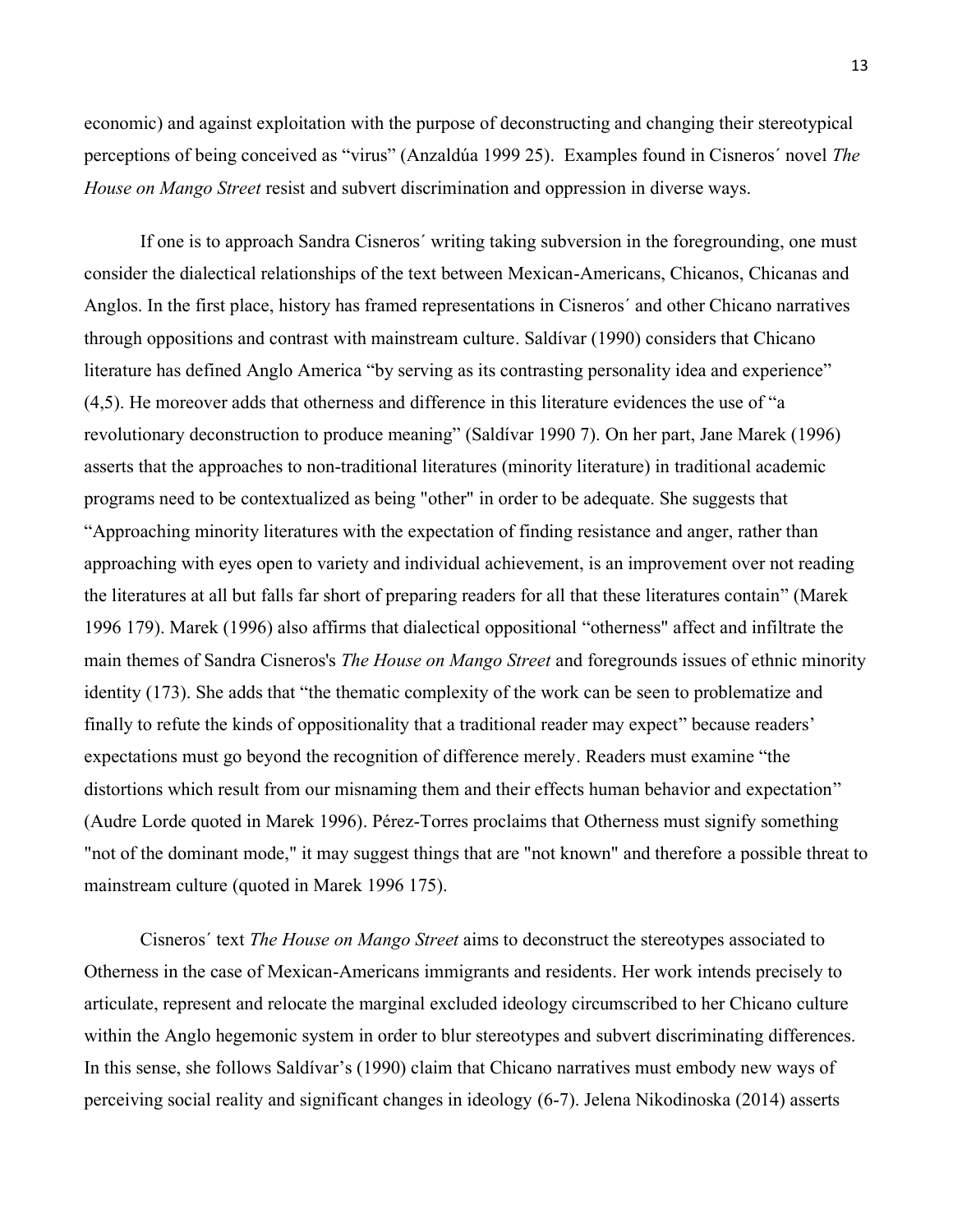economic) and against exploitation with the purpose of deconstructing and changing their stereotypical perceptions of being conceived as "virus" (Anzaldúa 1999 25). Examples found in Cisneros´ novel *The House on Mango Street* resist and subvert discrimination and oppression in diverse ways.

If one is to approach Sandra Cisneros´ writing taking subversion in the foregrounding, one must consider the dialectical relationships of the text between Mexican-Americans, Chicanos, Chicanas and Anglos. In the first place, history has framed representations in Cisneros´ and other Chicano narratives through oppositions and contrast with mainstream culture. Saldívar (1990) considers that Chicano literature has defined Anglo America "by serving as its contrasting personality idea and experience" (4,5). He moreover adds that otherness and difference in this literature evidences the use of "a revolutionary deconstruction to produce meaning" (Saldívar 1990 7). On her part, Jane Marek (1996) asserts that the approaches to non-traditional literatures (minority literature) in traditional academic programs need to be contextualized as being "other" in order to be adequate. She suggests that "Approaching minority literatures with the expectation of finding resistance and anger, rather than approaching with eyes open to variety and individual achievement, is an improvement over not reading the literatures at all but falls far short of preparing readers for all that these literatures contain" (Marek 1996 179). Marek (1996) also affirms that dialectical oppositional "otherness" affect and infiltrate the main themes of Sandra Cisneros's *The House on Mango Street* and foregrounds issues of ethnic minority identity (173). She adds that "the thematic complexity of the work can be seen to problematize and finally to refute the kinds of oppositionality that a traditional reader may expect" because readers' expectations must go beyond the recognition of difference merely. Readers must examine "the distortions which result from our misnaming them and their effects human behavior and expectation" (Audre Lorde quoted in Marek 1996). Pérez-Torres proclaims that Otherness must signify something "not of the dominant mode," it may suggest things that are "not known" and therefore a possible threat to mainstream culture (quoted in Marek 1996 175).

Cisneros´ text *The House on Mango Street* aims to deconstruct the stereotypes associated to Otherness in the case of Mexican-Americans immigrants and residents. Her work intends precisely to articulate, represent and relocate the marginal excluded ideology circumscribed to her Chicano culture within the Anglo hegemonic system in order to blur stereotypes and subvert discriminating differences. In this sense, she follows Saldívar's (1990) claim that Chicano narratives must embody new ways of perceiving social reality and significant changes in ideology (6-7). Jelena Nikodinoska (2014) asserts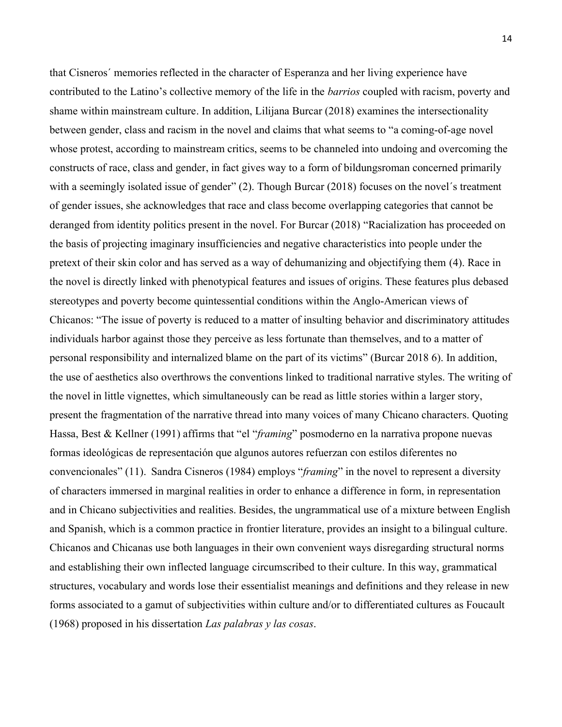that Cisneros´ memories reflected in the character of Esperanza and her living experience have contributed to the Latino's collective memory of the life in the *barrios* coupled with racism, poverty and shame within mainstream culture. In addition, Lilijana Burcar (2018) examines the intersectionality between gender, class and racism in the novel and claims that what seems to "a coming-of-age novel whose protest, according to mainstream critics, seems to be channeled into undoing and overcoming the constructs of race, class and gender, in fact gives way to a form of bildungsroman concerned primarily with a seemingly isolated issue of gender" (2). Though Burcar (2018) focuses on the novel´s treatment of gender issues, she acknowledges that race and class become overlapping categories that cannot be deranged from identity politics present in the novel. For Burcar (2018) "Racialization has proceeded on the basis of projecting imaginary insufficiencies and negative characteristics into people under the pretext of their skin color and has served as a way of dehumanizing and objectifying them (4). Race in the novel is directly linked with phenotypical features and issues of origins. These features plus debased stereotypes and poverty become quintessential conditions within the Anglo-American views of Chicanos: "The issue of poverty is reduced to a matter of insulting behavior and discriminatory attitudes individuals harbor against those they perceive as less fortunate than themselves, and to a matter of personal responsibility and internalized blame on the part of its victims" (Burcar 2018 6). In addition, the use of aesthetics also overthrows the conventions linked to traditional narrative styles. The writing of the novel in little vignettes, which simultaneously can be read as little stories within a larger story, present the fragmentation of the narrative thread into many voices of many Chicano characters. Quoting Hassa, Best & Kellner (1991) affirms that "el "*framing*" posmoderno en la narrativa propone nuevas formas ideológicas de representación que algunos autores refuerzan con estilos diferentes no convencionales" (11). Sandra Cisneros (1984) employs "*framing*" in the novel to represent a diversity of characters immersed in marginal realities in order to enhance a difference in form, in representation and in Chicano subjectivities and realities. Besides, the ungrammatical use of a mixture between English and Spanish, which is a common practice in frontier literature, provides an insight to a bilingual culture. Chicanos and Chicanas use both languages in their own convenient ways disregarding structural norms and establishing their own inflected language circumscribed to their culture. In this way, grammatical structures, vocabulary and words lose their essentialist meanings and definitions and they release in new forms associated to a gamut of subjectivities within culture and/or to differentiated cultures as Foucault (1968) proposed in his dissertation *Las palabras y las cosas*.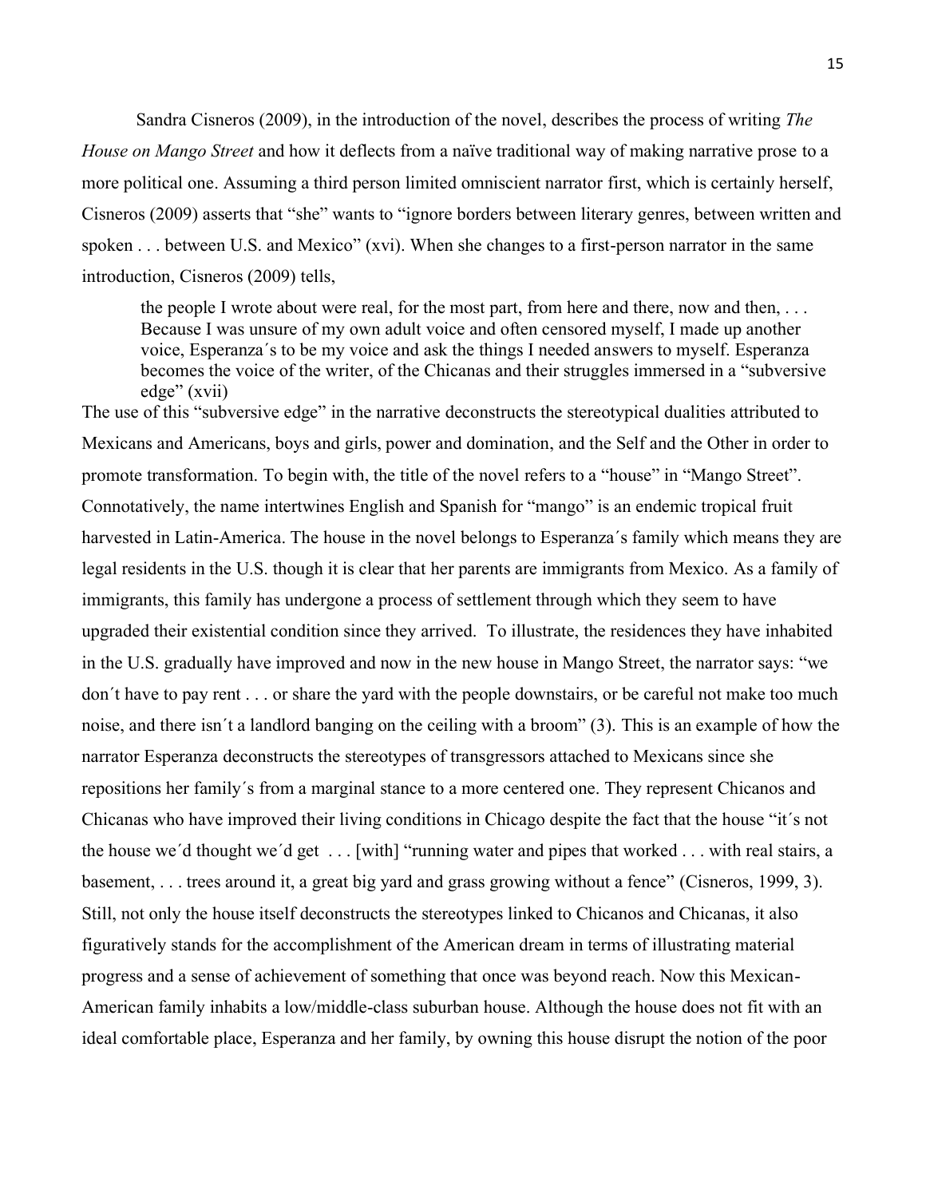Sandra Cisneros (2009), in the introduction of the novel, describes the process of writing *The House on Mango Street* and how it deflects from a naïve traditional way of making narrative prose to a more political one. Assuming a third person limited omniscient narrator first, which is certainly herself, Cisneros (2009) asserts that "she" wants to "ignore borders between literary genres, between written and spoken . . . between U.S. and Mexico" (xvi). When she changes to a first-person narrator in the same introduction, Cisneros (2009) tells,

> the people I wrote about were real, for the most part, from here and there, now and then, . . . Because I was unsure of my own adult voice and often censored myself, I made up another voice, Esperanza´s to be my voice and ask the things I needed answers to myself. Esperanza becomes the voice of the writer, of the Chicanas and their struggles immersed in a "subversive edge" (xvii)

The use of this "subversive edge" in the narrative deconstructs the stereotypical dualities attributed to Mexicans and Americans, boys and girls, power and domination, and the Self and the Other in order to promote transformation. To begin with, the title of the novel refers to a "house" in "Mango Street". Connotatively, the name intertwines English and Spanish for "mango" is an endemic tropical fruit harvested in Latin-America. The house in the novel belongs to Esperanza´s family which means they are legal residents in the U.S. though it is clear that her parents are immigrants from Mexico. As a family of immigrants, this family has undergone a process of settlement through which they seem to have upgraded their existential condition since they arrived. To illustrate, the residences they have inhabited in the U.S. gradually have improved and now in the new house in Mango Street, the narrator says: "we don´t have to pay rent . . . or share the yard with the people downstairs, or be careful not make too much noise, and there isn´t a landlord banging on the ceiling with a broom" (3). This is an example of how the narrator Esperanza deconstructs the stereotypes of transgressors attached to Mexicans since she repositions her family´s from a marginal stance to a more centered one. They represent Chicanos and Chicanas who have improved their living conditions in Chicago despite the fact that the house "it´s not the house we´d thought we´d get . . . [with] "running water and pipes that worked . . . with real stairs, a basement, . . . trees around it, a great big yard and grass growing without a fence" (Cisneros, 1999, 3). Still, not only the house itself deconstructs the stereotypes linked to Chicanos and Chicanas, it also figuratively stands for the accomplishment of the American dream in terms of illustrating material progress and a sense of achievement of something that once was beyond reach. Now this Mexican-American family inhabits a low/middle-class suburban house. Although the house does not fit with an ideal comfortable place, Esperanza and her family, by owning this house disrupt the notion of the poor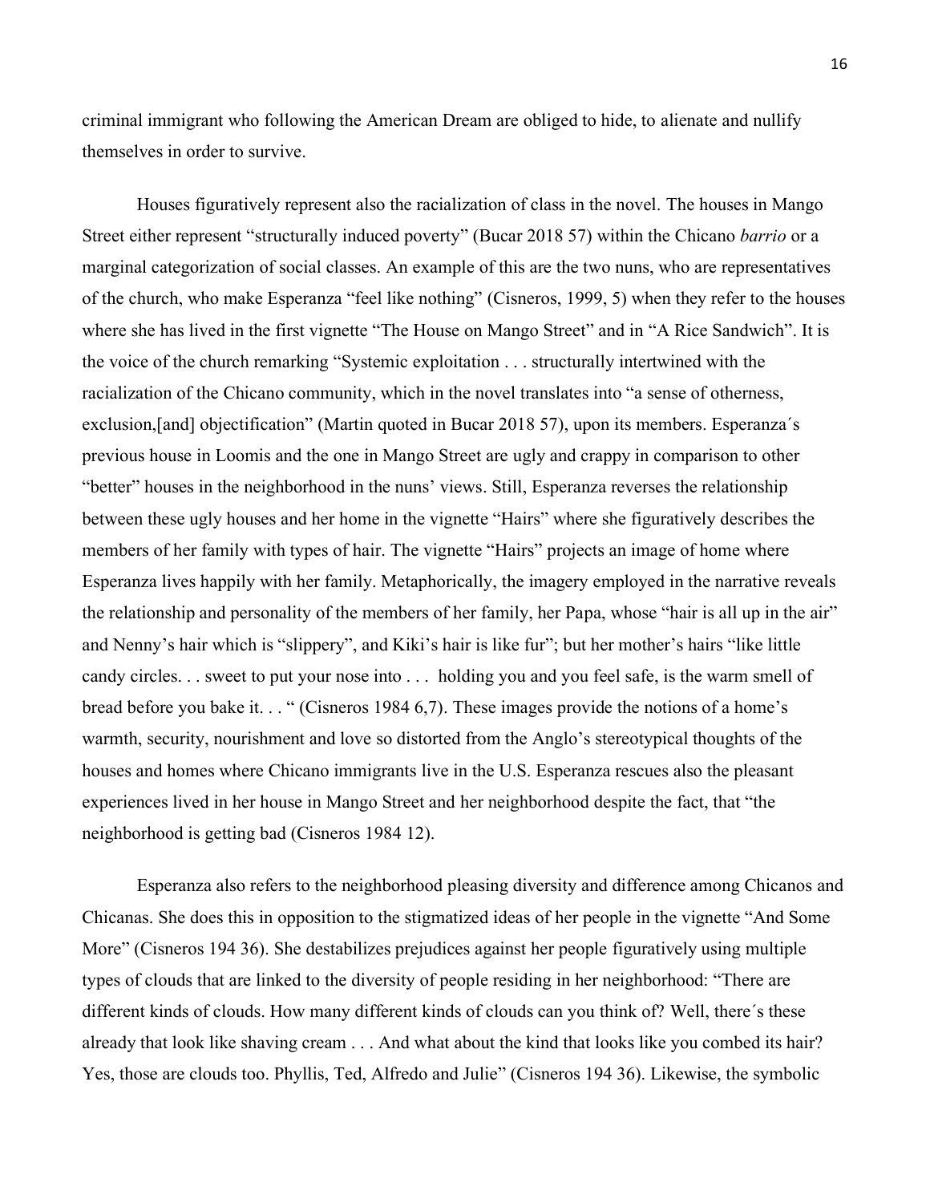criminal immigrant who following the American Dream are obliged to hide, to alienate and nullify themselves in order to survive.

Houses figuratively represent also the racialization of class in the novel. The houses in Mango Street either represent "structurally induced poverty" (Bucar 2018 57) within the Chicano *barrio* or a marginal categorization of social classes. An example of this are the two nuns, who are representatives of the church, who make Esperanza "feel like nothing" (Cisneros, 1999, 5) when they refer to the houses where she has lived in the first vignette "The House on Mango Street" and in "A Rice Sandwich". It is the voice of the church remarking "Systemic exploitation . . . structurally intertwined with the racialization of the Chicano community, which in the novel translates into "a sense of otherness, exclusion,[and] objectification" (Martin quoted in Bucar 2018 57), upon its members. Esperanza´s previous house in Loomis and the one in Mango Street are ugly and crappy in comparison to other "better" houses in the neighborhood in the nuns' views. Still, Esperanza reverses the relationship between these ugly houses and her home in the vignette "Hairs" where she figuratively describes the members of her family with types of hair. The vignette "Hairs" projects an image of home where Esperanza lives happily with her family. Metaphorically, the imagery employed in the narrative reveals the relationship and personality of the members of her family, her Papa, whose "hair is all up in the air" and Nenny's hair which is "slippery", and Kiki's hair is like fur"; but her mother's hairs "like little candy circles. . . sweet to put your nose into . . . holding you and you feel safe, is the warm smell of bread before you bake it. . . " (Cisneros 1984 6,7). These images provide the notions of a home's warmth, security, nourishment and love so distorted from the Anglo's stereotypical thoughts of the houses and homes where Chicano immigrants live in the U.S. Esperanza rescues also the pleasant experiences lived in her house in Mango Street and her neighborhood despite the fact, that "the neighborhood is getting bad (Cisneros 1984 12).

Esperanza also refers to the neighborhood pleasing diversity and difference among Chicanos and Chicanas. She does this in opposition to the stigmatized ideas of her people in the vignette "And Some More" (Cisneros 194 36). She destabilizes prejudices against her people figuratively using multiple types of clouds that are linked to the diversity of people residing in her neighborhood: "There are different kinds of clouds. How many different kinds of clouds can you think of? Well, there´s these already that look like shaving cream . . . And what about the kind that looks like you combed its hair? Yes, those are clouds too. Phyllis, Ted, Alfredo and Julie" (Cisneros 194 36). Likewise, the symbolic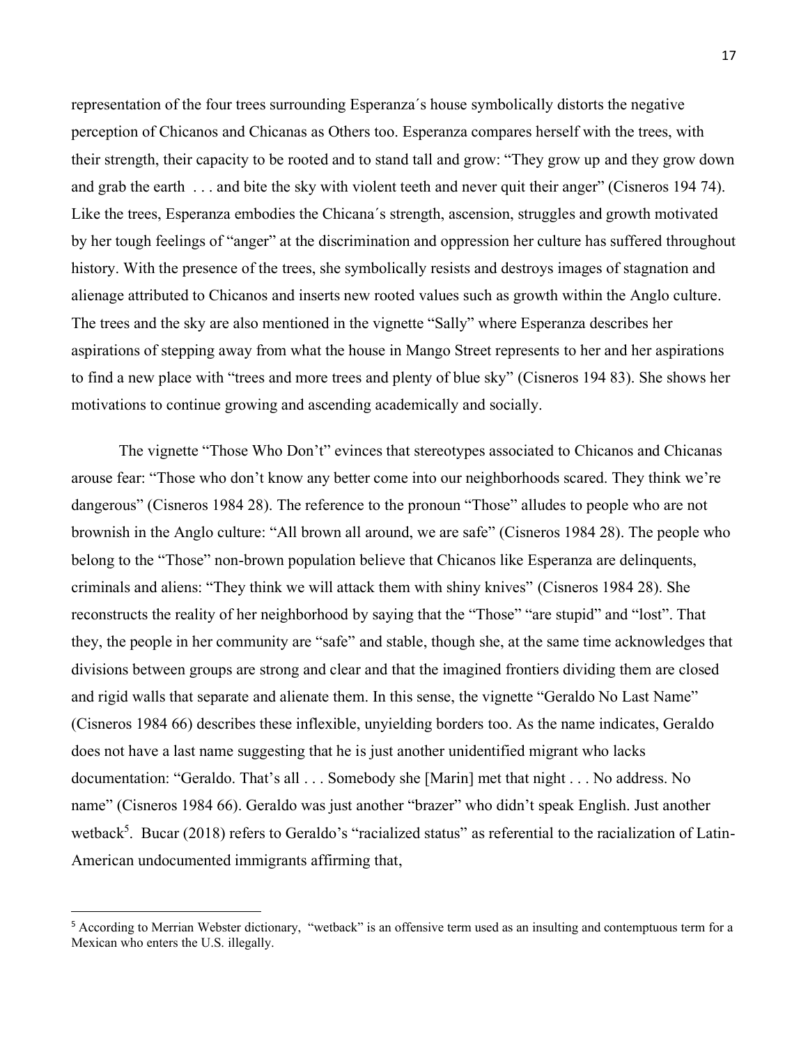representation of the four trees surrounding Esperanza´s house symbolically distorts the negative perception of Chicanos and Chicanas as Others too. Esperanza compares herself with the trees, with their strength, their capacity to be rooted and to stand tall and grow: "They grow up and they grow down and grab the earth . . . and bite the sky with violent teeth and never quit their anger" (Cisneros 194 74). Like the trees, Esperanza embodies the Chicana´s strength, ascension, struggles and growth motivated by her tough feelings of "anger" at the discrimination and oppression her culture has suffered throughout history. With the presence of the trees, she symbolically resists and destroys images of stagnation and alienage attributed to Chicanos and inserts new rooted values such as growth within the Anglo culture. The trees and the sky are also mentioned in the vignette "Sally" where Esperanza describes her aspirations of stepping away from what the house in Mango Street represents to her and her aspirations to find a new place with "trees and more trees and plenty of blue sky" (Cisneros 194 83). She shows her motivations to continue growing and ascending academically and socially.

The vignette "Those Who Don't" evinces that stereotypes associated to Chicanos and Chicanas arouse fear: "Those who don't know any better come into our neighborhoods scared. They think we're dangerous" (Cisneros 1984 28). The reference to the pronoun "Those" alludes to people who are not brownish in the Anglo culture: "All brown all around, we are safe" (Cisneros 1984 28). The people who belong to the "Those" non-brown population believe that Chicanos like Esperanza are delinquents, criminals and aliens: "They think we will attack them with shiny knives" (Cisneros 1984 28). She reconstructs the reality of her neighborhood by saying that the "Those" "are stupid" and "lost". That they, the people in her community are "safe" and stable, though she, at the same time acknowledges that divisions between groups are strong and clear and that the imagined frontiers dividing them are closed and rigid walls that separate and alienate them. In this sense, the vignette "Geraldo No Last Name" (Cisneros 1984 66) describes these inflexible, unyielding borders too. As the name indicates, Geraldo does not have a last name suggesting that he is just another unidentified migrant who lacks documentation: "Geraldo. That's all . . . Somebody she [Marin] met that night . . . No address. No name" (Cisneros 1984 66). Geraldo was just another "brazer" who didn't speak English. Just another wetback[5]. Bucar (2018) refers to Geraldo's "racialized status" as referential to the racialization of Latin-American undocumented immigrants affirming that,

[5] According to Merrian Webster dictionary, "wetback" is an offensive term used as an insulting and contemptuous term for a Mexican who enters the U.S. illegally.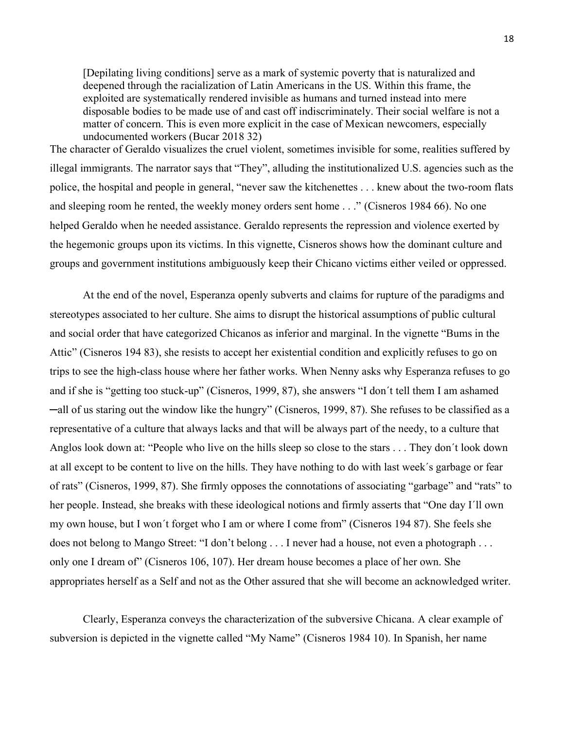> [Depilating living conditions] serve as a mark of systemic poverty that is naturalized and deepened through the racialization of Latin Americans in the US. Within this frame, the exploited are systematically rendered invisible as humans and turned instead into mere disposable bodies to be made use of and cast off indiscriminately. Their social welfare is not a matter of concern. This is even more explicit in the case of Mexican newcomers, especially undocumented workers (Bucar 2018 32)

The character of Geraldo visualizes the cruel violent, sometimes invisible for some, realities suffered by illegal immigrants. The narrator says that "They", alluding the institutionalized U.S. agencies such as the police, the hospital and people in general, "never saw the kitchenettes . . . knew about the two-room flats and sleeping room he rented, the weekly money orders sent home . . ." (Cisneros 1984 66). No one helped Geraldo when he needed assistance. Geraldo represents the repression and violence exerted by the hegemonic groups upon its victims. In this vignette, Cisneros shows how the dominant culture and groups and government institutions ambiguously keep their Chicano victims either veiled or oppressed.

At the end of the novel, Esperanza openly subverts and claims for rupture of the paradigms and stereotypes associated to her culture. She aims to disrupt the historical assumptions of public cultural and social order that have categorized Chicanos as inferior and marginal. In the vignette "Bums in the Attic" (Cisneros 194 83), she resists to accept her existential condition and explicitly refuses to go on trips to see the high-class house where her father works. When Nenny asks why Esperanza refuses to go and if she is "getting too stuck-up" (Cisneros, 1999, 87), she answers "I don´t tell them I am ashamed ─all of us staring out the window like the hungry" (Cisneros, 1999, 87). She refuses to be classified as a representative of a culture that always lacks and that will be always part of the needy, to a culture that Anglos look down at: "People who live on the hills sleep so close to the stars . . . They don´t look down at all except to be content to live on the hills. They have nothing to do with last week´s garbage or fear of rats" (Cisneros, 1999, 87). She firmly opposes the connotations of associating "garbage" and "rats" to her people. Instead, she breaks with these ideological notions and firmly asserts that "One day I´ll own my own house, but I won´t forget who I am or where I come from" (Cisneros 194 87). She feels she does not belong to Mango Street: "I don't belong . . . I never had a house, not even a photograph . . . only one I dream of" (Cisneros 106, 107). Her dream house becomes a place of her own. She appropriates herself as a Self and not as the Other assured that she will become an acknowledged writer.

Clearly, Esperanza conveys the characterization of the subversive Chicana. A clear example of subversion is depicted in the vignette called "My Name" (Cisneros 1984 10). In Spanish, her name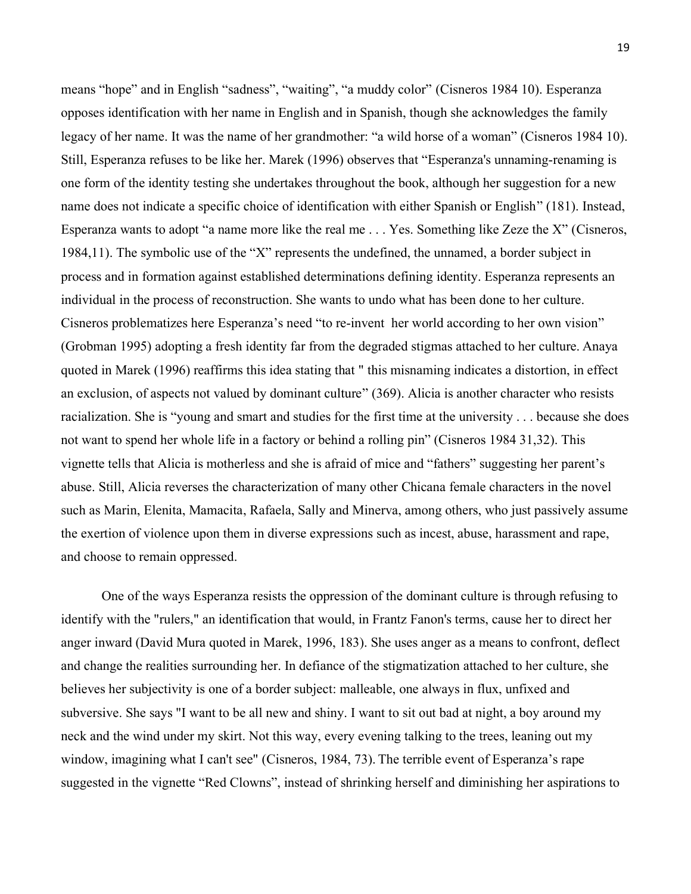means "hope" and in English "sadness", "waiting", "a muddy color" (Cisneros 1984 10). Esperanza opposes identification with her name in English and in Spanish, though she acknowledges the family legacy of her name. It was the name of her grandmother: "a wild horse of a woman" (Cisneros 1984 10). Still, Esperanza refuses to be like her. Marek (1996) observes that "Esperanza's unnaming-renaming is one form of the identity testing she undertakes throughout the book, although her suggestion for a new name does not indicate a specific choice of identification with either Spanish or English" (181). Instead, Esperanza wants to adopt "a name more like the real me . . . Yes. Something like Zeze the X" (Cisneros, 1984,11). The symbolic use of the "X" represents the undefined, the unnamed, a border subject in process and in formation against established determinations defining identity. Esperanza represents an individual in the process of reconstruction. She wants to undo what has been done to her culture. Cisneros problematizes here Esperanza's need "to re-invent her world according to her own vision" (Grobman 1995) adopting a fresh identity far from the degraded stigmas attached to her culture. Anaya quoted in Marek (1996) reaffirms this idea stating that " this misnaming indicates a distortion, in effect an exclusion, of aspects not valued by dominant culture" (369). Alicia is another character who resists racialization. She is "young and smart and studies for the first time at the university . . . because she does not want to spend her whole life in a factory or behind a rolling pin" (Cisneros 1984 31,32). This vignette tells that Alicia is motherless and she is afraid of mice and "fathers" suggesting her parent's abuse. Still, Alicia reverses the characterization of many other Chicana female characters in the novel such as Marin, Elenita, Mamacita, Rafaela, Sally and Minerva, among others, who just passively assume the exertion of violence upon them in diverse expressions such as incest, abuse, harassment and rape, and choose to remain oppressed.

One of the ways Esperanza resists the oppression of the dominant culture is through refusing to identify with the "rulers," an identification that would, in Frantz Fanon's terms, cause her to direct her anger inward (David Mura quoted in Marek, 1996, 183). She uses anger as a means to confront, deflect and change the realities surrounding her. In defiance of the stigmatization attached to her culture, she believes her subjectivity is one of a border subject: malleable, one always in flux, unfixed and subversive. She says "I want to be all new and shiny. I want to sit out bad at night, a boy around my neck and the wind under my skirt. Not this way, every evening talking to the trees, leaning out my window, imagining what I can't see" (Cisneros, 1984, 73). The terrible event of Esperanza's rape suggested in the vignette "Red Clowns", instead of shrinking herself and diminishing her aspirations to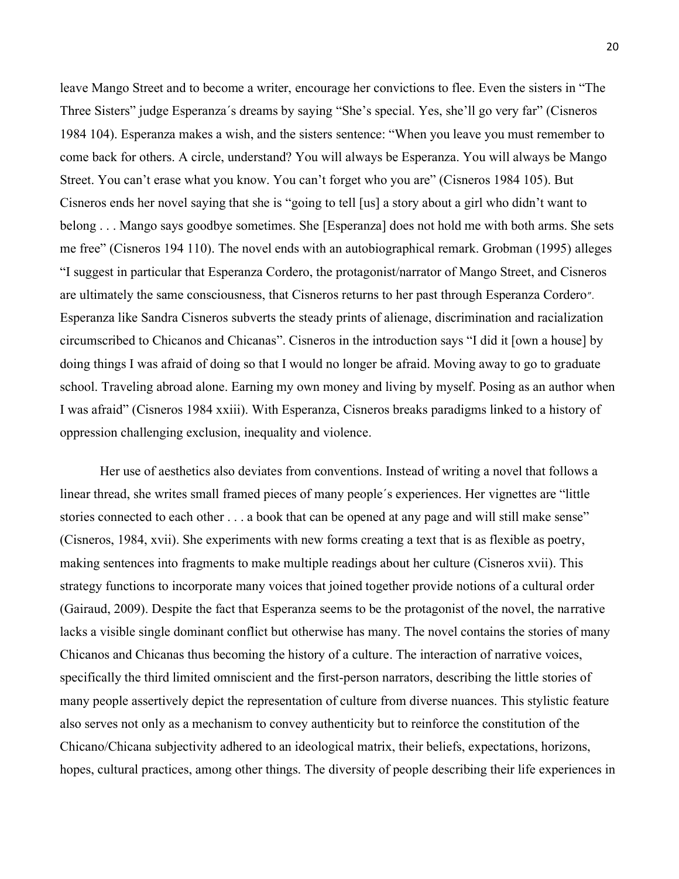leave Mango Street and to become a writer, encourage her convictions to flee. Even the sisters in "The Three Sisters" judge Esperanza´s dreams by saying "She's special. Yes, she'll go very far" (Cisneros 1984 104). Esperanza makes a wish, and the sisters sentence: "When you leave you must remember to come back for others. A circle, understand? You will always be Esperanza. You will always be Mango Street. You can't erase what you know. You can't forget who you are" (Cisneros 1984 105). But Cisneros ends her novel saying that she is "going to tell [us] a story about a girl who didn't want to belong . . . Mango says goodbye sometimes. She [Esperanza] does not hold me with both arms. She sets me free" (Cisneros 194 110). The novel ends with an autobiographical remark. Grobman (1995) alleges "I suggest in particular that Esperanza Cordero, the protagonist/narrator of Mango Street, and Cisneros are ultimately the same consciousness, that Cisneros returns to her past through Esperanza Cordero". Esperanza like Sandra Cisneros subverts the steady prints of alienage, discrimination and racialization circumscribed to Chicanos and Chicanas". Cisneros in the introduction says "I did it [own a house] by doing things I was afraid of doing so that I would no longer be afraid. Moving away to go to graduate school. Traveling abroad alone. Earning my own money and living by myself. Posing as an author when I was afraid" (Cisneros 1984 xxiii). With Esperanza, Cisneros breaks paradigms linked to a history of oppression challenging exclusion, inequality and violence.

Her use of aesthetics also deviates from conventions. Instead of writing a novel that follows a linear thread, she writes small framed pieces of many people´s experiences. Her vignettes are "little stories connected to each other . . . a book that can be opened at any page and will still make sense" (Cisneros, 1984, xvii). She experiments with new forms creating a text that is as flexible as poetry, making sentences into fragments to make multiple readings about her culture (Cisneros xvii). This strategy functions to incorporate many voices that joined together provide notions of a cultural order (Gairaud, 2009). Despite the fact that Esperanza seems to be the protagonist of the novel, the narrative lacks a visible single dominant conflict but otherwise has many. The novel contains the stories of many Chicanos and Chicanas thus becoming the history of a culture. The interaction of narrative voices, specifically the third limited omniscient and the first-person narrators, describing the little stories of many people assertively depict the representation of culture from diverse nuances. This stylistic feature also serves not only as a mechanism to convey authenticity but to reinforce the constitution of the Chicano/Chicana subjectivity adhered to an ideological matrix, their beliefs, expectations, horizons, hopes, cultural practices, among other things. The diversity of people describing their life experiences in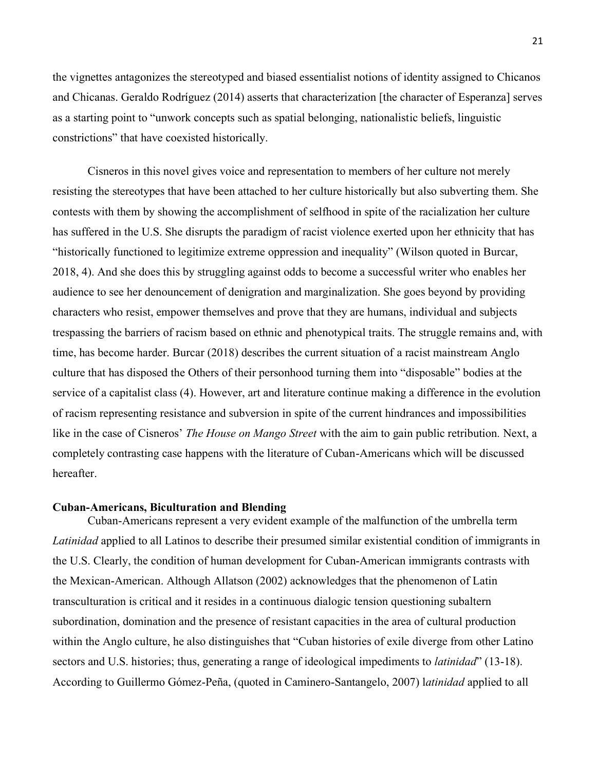the vignettes antagonizes the stereotyped and biased essentialist notions of identity assigned to Chicanos and Chicanas. Geraldo Rodríguez (2014) asserts that characterization [the character of Esperanza] serves as a starting point to "unwork concepts such as spatial belonging, nationalistic beliefs, linguistic constrictions" that have coexisted historically.

Cisneros in this novel gives voice and representation to members of her culture not merely resisting the stereotypes that have been attached to her culture historically but also subverting them. She contests with them by showing the accomplishment of selfhood in spite of the racialization her culture has suffered in the U.S. She disrupts the paradigm of racist violence exerted upon her ethnicity that has "historically functioned to legitimize extreme oppression and inequality" (Wilson quoted in Burcar, 2018, 4). And she does this by struggling against odds to become a successful writer who enables her audience to see her denouncement of denigration and marginalization. She goes beyond by providing characters who resist, empower themselves and prove that they are humans, individual and subjects trespassing the barriers of racism based on ethnic and phenotypical traits. The struggle remains and, with time, has become harder. Burcar (2018) describes the current situation of a racist mainstream Anglo culture that has disposed the Others of their personhood turning them into "disposable" bodies at the service of a capitalist class (4). However, art and literature continue making a difference in the evolution of racism representing resistance and subversion in spite of the current hindrances and impossibilities like in the case of Cisneros' *The House on Mango Street* with the aim to gain public retribution. Next, a completely contrasting case happens with the literature of Cuban-Americans which will be discussed hereafter.

**Cuban-Americans, Biculturation and Blending**

Cuban-Americans represent a very evident example of the malfunction of the umbrella term *Latinidad* applied to all Latinos to describe their presumed similar existential condition of immigrants in the U.S. Clearly, the condition of human development for Cuban-American immigrants contrasts with the Mexican-American. Although Allatson (2002) acknowledges that the phenomenon of Latin transculturation is critical and it resides in a continuous dialogic tension questioning subaltern subordination, domination and the presence of resistant capacities in the area of cultural production within the Anglo culture, he also distinguishes that "Cuban histories of exile diverge from other Latino sectors and U.S. histories; thus, generating a range of ideological impediments to *latinidad*" (13-18). According to Guillermo Gómez-Peña, (quoted in Caminero-Santangelo, 2007) l*atinidad* applied to all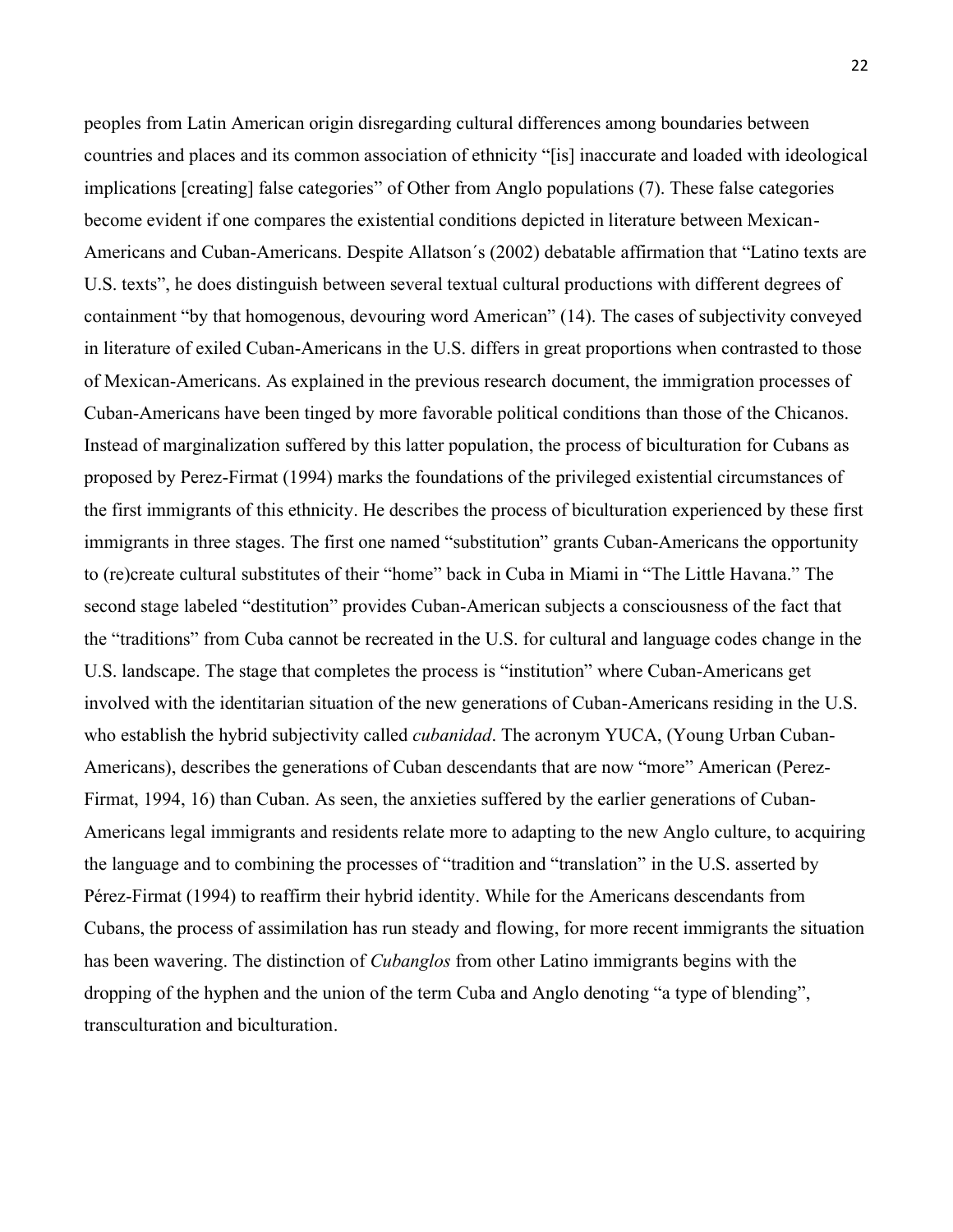peoples from Latin American origin disregarding cultural differences among boundaries between countries and places and its common association of ethnicity "[is] inaccurate and loaded with ideological implications [creating] false categories" of Other from Anglo populations (7). These false categories become evident if one compares the existential conditions depicted in literature between Mexican-Americans and Cuban-Americans. Despite Allatson´s (2002) debatable affirmation that "Latino texts are U.S. texts", he does distinguish between several textual cultural productions with different degrees of containment "by that homogenous, devouring word American" (14). The cases of subjectivity conveyed in literature of exiled Cuban-Americans in the U.S. differs in great proportions when contrasted to those of Mexican-Americans. As explained in the previous research document, the immigration processes of Cuban-Americans have been tinged by more favorable political conditions than those of the Chicanos. Instead of marginalization suffered by this latter population, the process of biculturation for Cubans as proposed by Perez-Firmat (1994) marks the foundations of the privileged existential circumstances of the first immigrants of this ethnicity. He describes the process of biculturation experienced by these first immigrants in three stages. The first one named "substitution" grants Cuban-Americans the opportunity to (re)create cultural substitutes of their "home" back in Cuba in Miami in "The Little Havana." The second stage labeled "destitution" provides Cuban-American subjects a consciousness of the fact that the "traditions" from Cuba cannot be recreated in the U.S. for cultural and language codes change in the U.S. landscape. The stage that completes the process is "institution" where Cuban-Americans get involved with the identitarian situation of the new generations of Cuban-Americans residing in the U.S. who establish the hybrid subjectivity called *cubanidad*. The acronym YUCA, (Young Urban Cuban-Americans), describes the generations of Cuban descendants that are now "more" American (Perez-Firmat, 1994, 16) than Cuban. As seen, the anxieties suffered by the earlier generations of Cuban-Americans legal immigrants and residents relate more to adapting to the new Anglo culture, to acquiring the language and to combining the processes of "tradition and "translation" in the U.S. asserted by Pérez-Firmat (1994) to reaffirm their hybrid identity. While for the Americans descendants from Cubans, the process of assimilation has run steady and flowing, for more recent immigrants the situation has been wavering. The distinction of *Cubanglos* from other Latino immigrants begins with the dropping of the hyphen and the union of the term Cuba and Anglo denoting "a type of blending", transculturation and biculturation.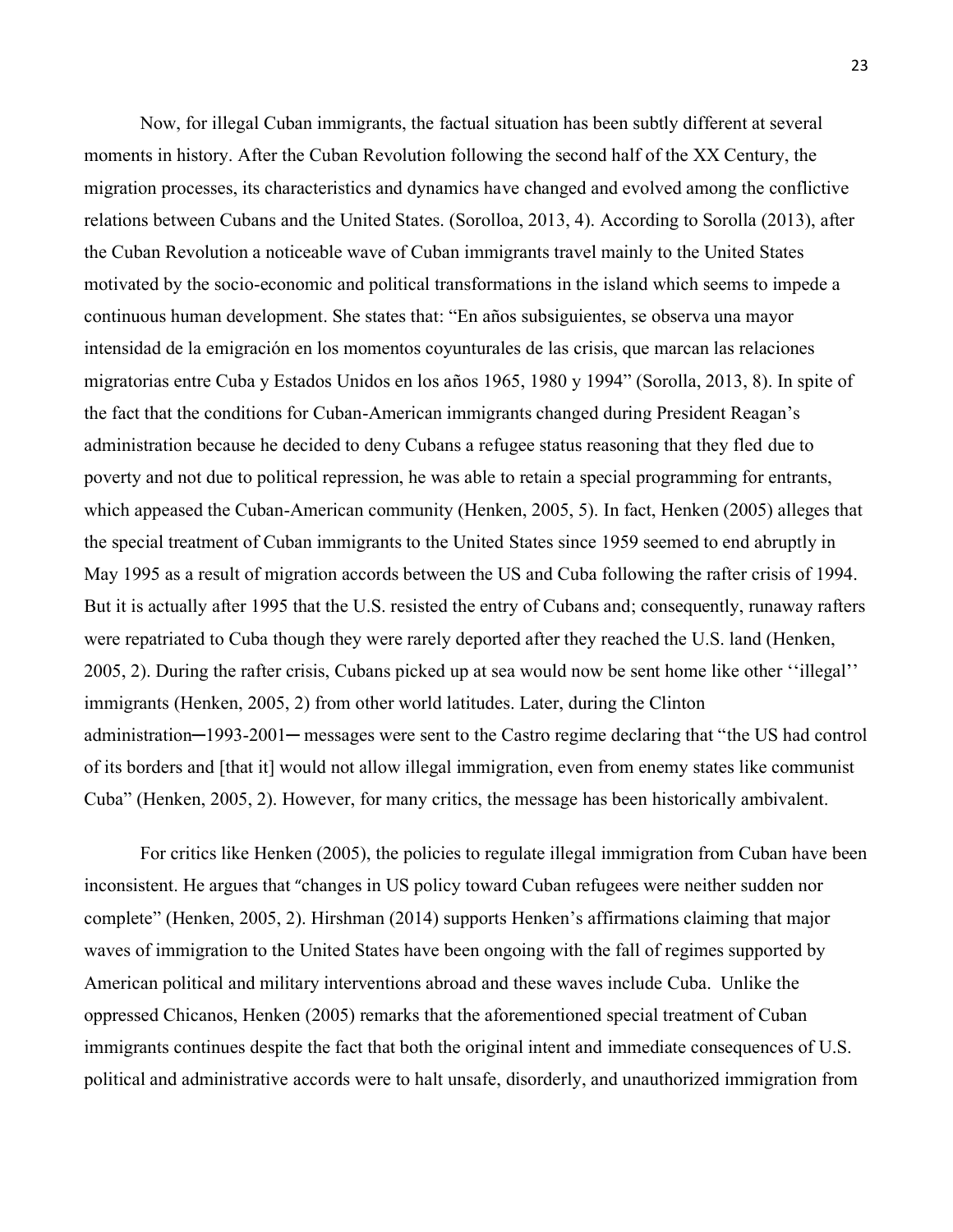Now, for illegal Cuban immigrants, the factual situation has been subtly different at several moments in history. After the Cuban Revolution following the second half of the XX Century, the migration processes, its characteristics and dynamics have changed and evolved among the conflictive relations between Cubans and the United States. (Sorolloa, 2013, 4). According to Sorolla (2013), after the Cuban Revolution a noticeable wave of Cuban immigrants travel mainly to the United States motivated by the socio-economic and political transformations in the island which seems to impede a continuous human development. She states that: "En años subsiguientes, se observa una mayor intensidad de la emigración en los momentos coyunturales de las crisis, que marcan las relaciones migratorias entre Cuba y Estados Unidos en los años 1965, 1980 y 1994" (Sorolla, 2013, 8). In spite of the fact that the conditions for Cuban-American immigrants changed during President Reagan's administration because he decided to deny Cubans a refugee status reasoning that they fled due to poverty and not due to political repression, he was able to retain a special programming for entrants, which appeased the Cuban-American community (Henken, 2005, 5). In fact, Henken (2005) alleges that the special treatment of Cuban immigrants to the United States since 1959 seemed to end abruptly in May 1995 as a result of migration accords between the US and Cuba following the rafter crisis of 1994. But it is actually after 1995 that the U.S. resisted the entry of Cubans and; consequently, runaway rafters were repatriated to Cuba though they were rarely deported after they reached the U.S. land (Henken, 2005, 2). During the rafter crisis, Cubans picked up at sea would now be sent home like other ''illegal'' immigrants (Henken, 2005, 2) from other world latitudes. Later, during the Clinton administration─1993-2001─ messages were sent to the Castro regime declaring that "the US had control of its borders and [that it] would not allow illegal immigration, even from enemy states like communist Cuba" (Henken, 2005, 2). However, for many critics, the message has been historically ambivalent.

For critics like Henken (2005), the policies to regulate illegal immigration from Cuban have been inconsistent. He argues that "changes in US policy toward Cuban refugees were neither sudden nor complete" (Henken, 2005, 2). Hirshman (2014) supports Henken's affirmations claiming that major waves of immigration to the United States have been ongoing with the fall of regimes supported by American political and military interventions abroad and these waves include Cuba. Unlike the oppressed Chicanos, Henken (2005) remarks that the aforementioned special treatment of Cuban immigrants continues despite the fact that both the original intent and immediate consequences of U.S. political and administrative accords were to halt unsafe, disorderly, and unauthorized immigration from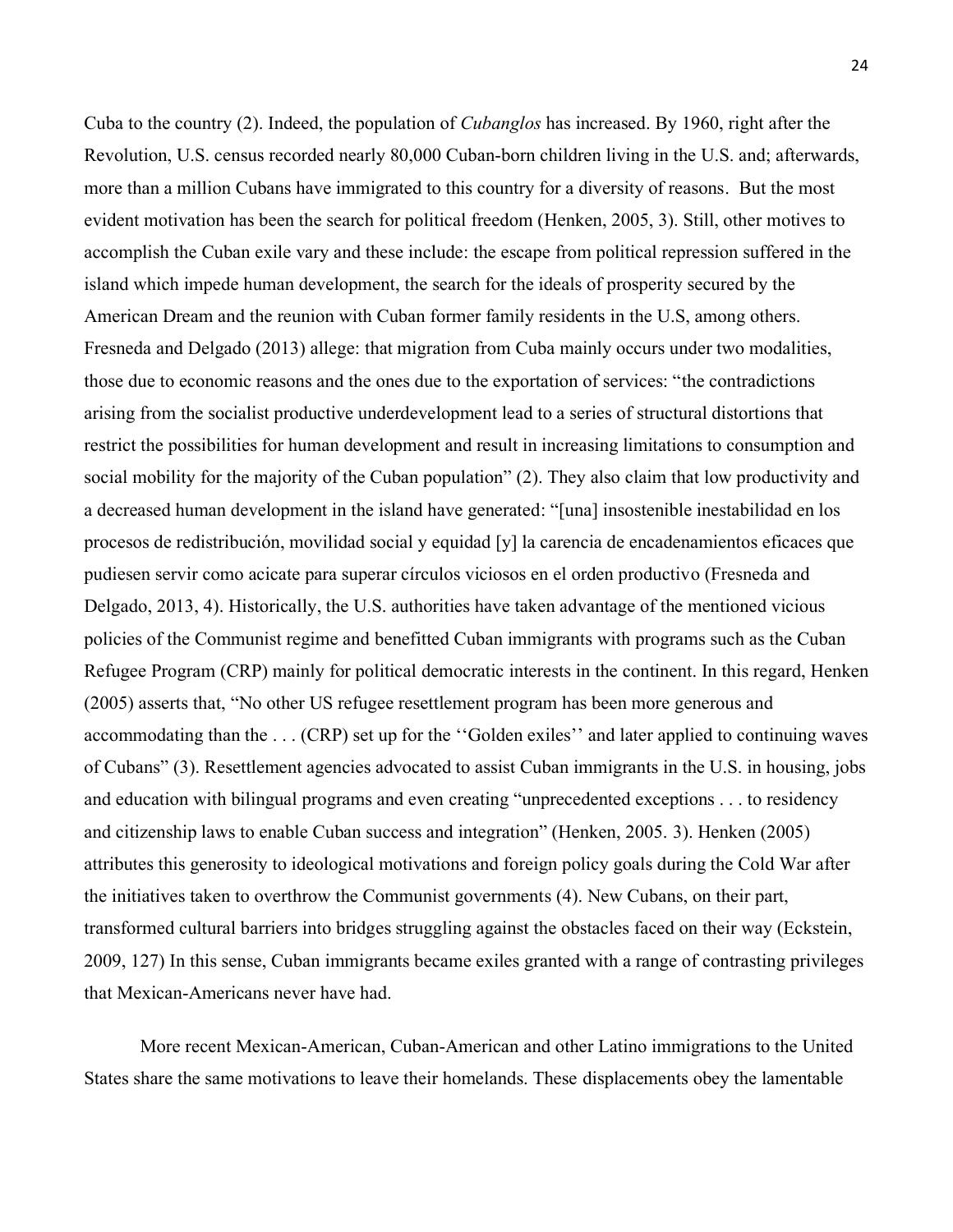Cuba to the country (2). Indeed, the population of *Cubanglos* has increased. By 1960, right after the Revolution, U.S. census recorded nearly 80,000 Cuban-born children living in the U.S. and; afterwards, more than a million Cubans have immigrated to this country for a diversity of reasons. But the most evident motivation has been the search for political freedom (Henken, 2005, 3). Still, other motives to accomplish the Cuban exile vary and these include: the escape from political repression suffered in the island which impede human development, the search for the ideals of prosperity secured by the American Dream and the reunion with Cuban former family residents in the U.S, among others. Fresneda and Delgado (2013) allege: that migration from Cuba mainly occurs under two modalities, those due to economic reasons and the ones due to the exportation of services: "the contradictions arising from the socialist productive underdevelopment lead to a series of structural distortions that restrict the possibilities for human development and result in increasing limitations to consumption and social mobility for the majority of the Cuban population" (2). They also claim that low productivity and a decreased human development in the island have generated: "[una] insostenible inestabilidad en los procesos de redistribución, movilidad social y equidad [y] la carencia de encadenamientos eficaces que pudiesen servir como acicate para superar círculos viciosos en el orden productivo (Fresneda and Delgado, 2013, 4). Historically, the U.S. authorities have taken advantage of the mentioned vicious policies of the Communist regime and benefitted Cuban immigrants with programs such as the Cuban Refugee Program (CRP) mainly for political democratic interests in the continent. In this regard, Henken (2005) asserts that, "No other US refugee resettlement program has been more generous and accommodating than the . . . (CRP) set up for the ''Golden exiles'' and later applied to continuing waves of Cubans" (3). Resettlement agencies advocated to assist Cuban immigrants in the U.S. in housing, jobs and education with bilingual programs and even creating "unprecedented exceptions . . . to residency and citizenship laws to enable Cuban success and integration" (Henken, 2005. 3). Henken (2005) attributes this generosity to ideological motivations and foreign policy goals during the Cold War after the initiatives taken to overthrow the Communist governments (4). New Cubans, on their part, transformed cultural barriers into bridges struggling against the obstacles faced on their way (Eckstein, 2009, 127) In this sense, Cuban immigrants became exiles granted with a range of contrasting privileges that Mexican-Americans never have had.

More recent Mexican-American, Cuban-American and other Latino immigrations to the United States share the same motivations to leave their homelands. These displacements obey the lamentable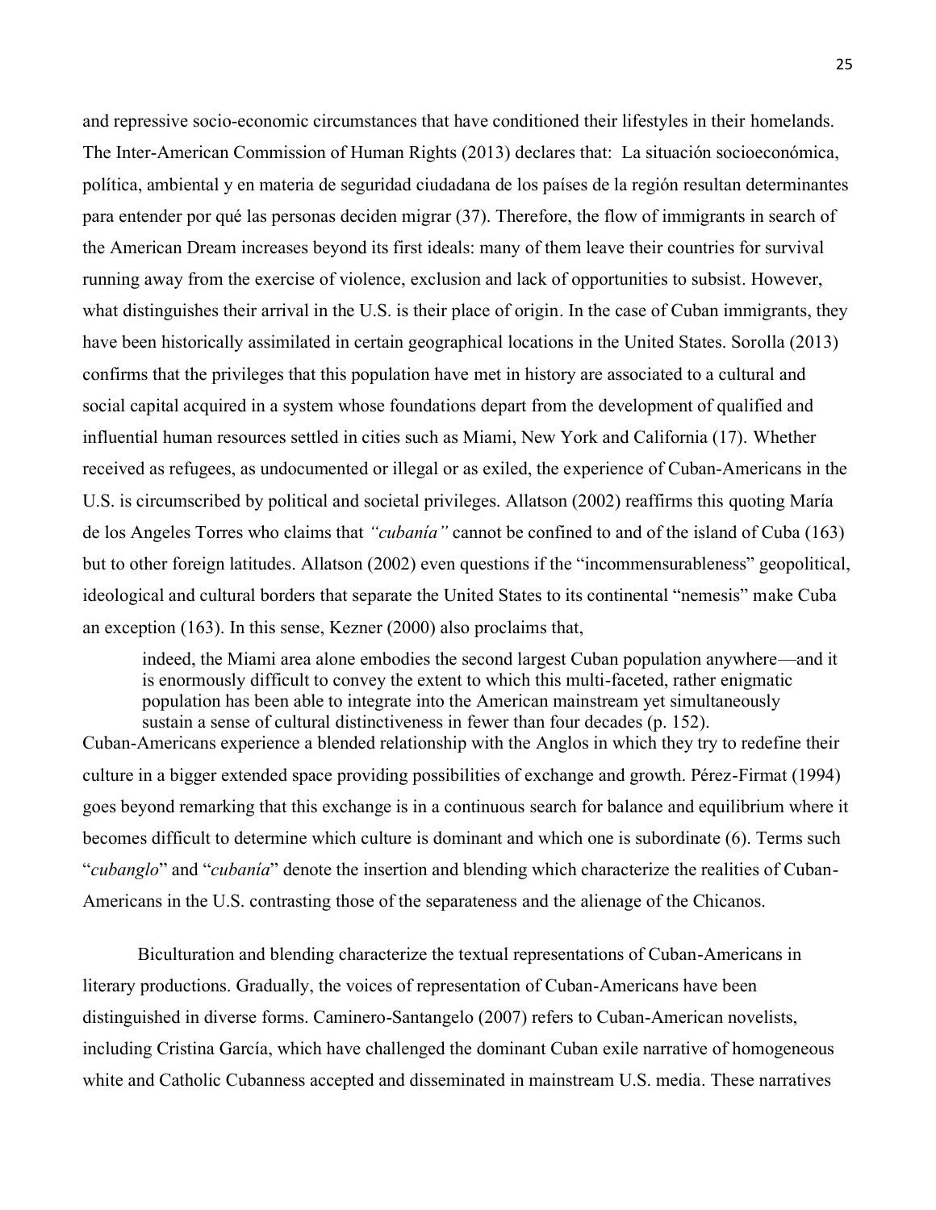and repressive socio-economic circumstances that have conditioned their lifestyles in their homelands. The Inter-American Commission of Human Rights (2013) declares that: La situación socioeconómica, política, ambiental y en materia de seguridad ciudadana de los países de la región resultan determinantes para entender por qué las personas deciden migrar (37). Therefore, the flow of immigrants in search of the American Dream increases beyond its first ideals: many of them leave their countries for survival running away from the exercise of violence, exclusion and lack of opportunities to subsist. However, what distinguishes their arrival in the U.S. is their place of origin. In the case of Cuban immigrants, they have been historically assimilated in certain geographical locations in the United States. Sorolla (2013) confirms that the privileges that this population have met in history are associated to a cultural and social capital acquired in a system whose foundations depart from the development of qualified and influential human resources settled in cities such as Miami, New York and California (17). Whether received as refugees, as undocumented or illegal or as exiled, the experience of Cuban-Americans in the U.S. is circumscribed by political and societal privileges. Allatson (2002) reaffirms this quoting María de los Angeles Torres who claims that *"cubanía"* cannot be confined to and of the island of Cuba (163) but to other foreign latitudes. Allatson (2002) even questions if the "incommensurableness" geopolitical, ideological and cultural borders that separate the United States to its continental "nemesis" make Cuba an exception (163). In this sense, Kezner (2000) also proclaims that,

> indeed, the Miami area alone embodies the second largest Cuban population anywhere—and it is enormously difficult to convey the extent to which this multi-faceted, rather enigmatic population has been able to integrate into the American mainstream yet simultaneously sustain a sense of cultural distinctiveness in fewer than four decades (p. 152).

Cuban-Americans experience a blended relationship with the Anglos in which they try to redefine their culture in a bigger extended space providing possibilities of exchange and growth. Pérez-Firmat (1994) goes beyond remarking that this exchange is in a continuous search for balance and equilibrium where it becomes difficult to determine which culture is dominant and which one is subordinate (6). Terms such "*cubanglo*" and "*cubanía*" denote the insertion and blending which characterize the realities of Cuban-Americans in the U.S. contrasting those of the separateness and the alienage of the Chicanos.

Biculturation and blending characterize the textual representations of Cuban-Americans in literary productions. Gradually, the voices of representation of Cuban-Americans have been distinguished in diverse forms. Caminero-Santangelo (2007) refers to Cuban-American novelists, including Cristina García, which have challenged the dominant Cuban exile narrative of homogeneous white and Catholic Cubanness accepted and disseminated in mainstream U.S. media. These narratives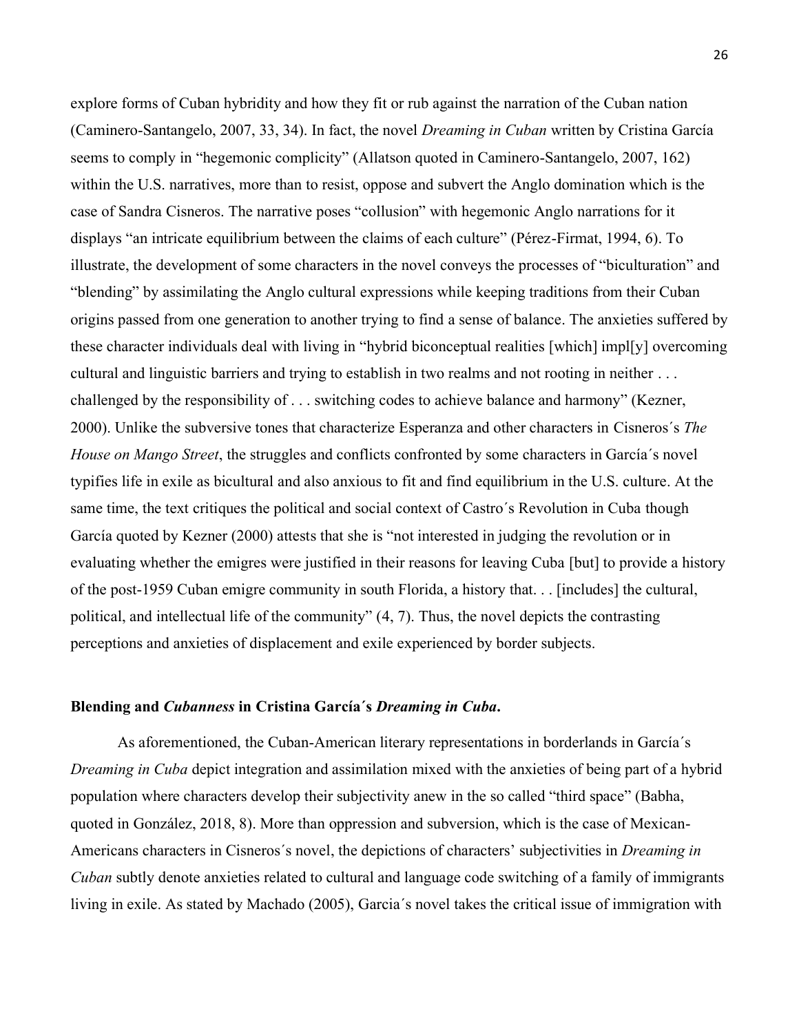explore forms of Cuban hybridity and how they fit or rub against the narration of the Cuban nation (Caminero-Santangelo, 2007, 33, 34). In fact, the novel *Dreaming in Cuban* written by Cristina García seems to comply in "hegemonic complicity" (Allatson quoted in Caminero-Santangelo, 2007, 162) within the U.S. narratives, more than to resist, oppose and subvert the Anglo domination which is the case of Sandra Cisneros. The narrative poses "collusion" with hegemonic Anglo narrations for it displays "an intricate equilibrium between the claims of each culture" (Pérez-Firmat, 1994, 6). To illustrate, the development of some characters in the novel conveys the processes of "biculturation" and "blending" by assimilating the Anglo cultural expressions while keeping traditions from their Cuban origins passed from one generation to another trying to find a sense of balance. The anxieties suffered by these character individuals deal with living in "hybrid biconceptual realities [which] impl[y] overcoming cultural and linguistic barriers and trying to establish in two realms and not rooting in neither . . . challenged by the responsibility of . . . switching codes to achieve balance and harmony" (Kezner, 2000). Unlike the subversive tones that characterize Esperanza and other characters in Cisneros´s *The House on Mango Street*, the struggles and conflicts confronted by some characters in García´s novel typifies life in exile as bicultural and also anxious to fit and find equilibrium in the U.S. culture. At the same time, the text critiques the political and social context of Castro´s Revolution in Cuba though García quoted by Kezner (2000) attests that she is "not interested in judging the revolution or in evaluating whether the emigres were justified in their reasons for leaving Cuba [but] to provide a history of the post-1959 Cuban emigre community in south Florida, a history that. . . [includes] the cultural, political, and intellectual life of the community" (4, 7). Thus, the novel depicts the contrasting perceptions and anxieties of displacement and exile experienced by border subjects.

### Blending and *Cubanness* in Cristina García´s *Dreaming in Cuba*.

As aforementioned, the Cuban-American literary representations in borderlands in García´s *Dreaming in Cuba* depict integration and assimilation mixed with the anxieties of being part of a hybrid population where characters develop their subjectivity anew in the so called "third space" (Babha, quoted in González, 2018, 8). More than oppression and subversion, which is the case of Mexican-Americans characters in Cisneros´s novel, the depictions of characters' subjectivities in *Dreaming in Cuban* subtly denote anxieties related to cultural and language code switching of a family of immigrants living in exile. As stated by Machado (2005), Garcia´s novel takes the critical issue of immigration with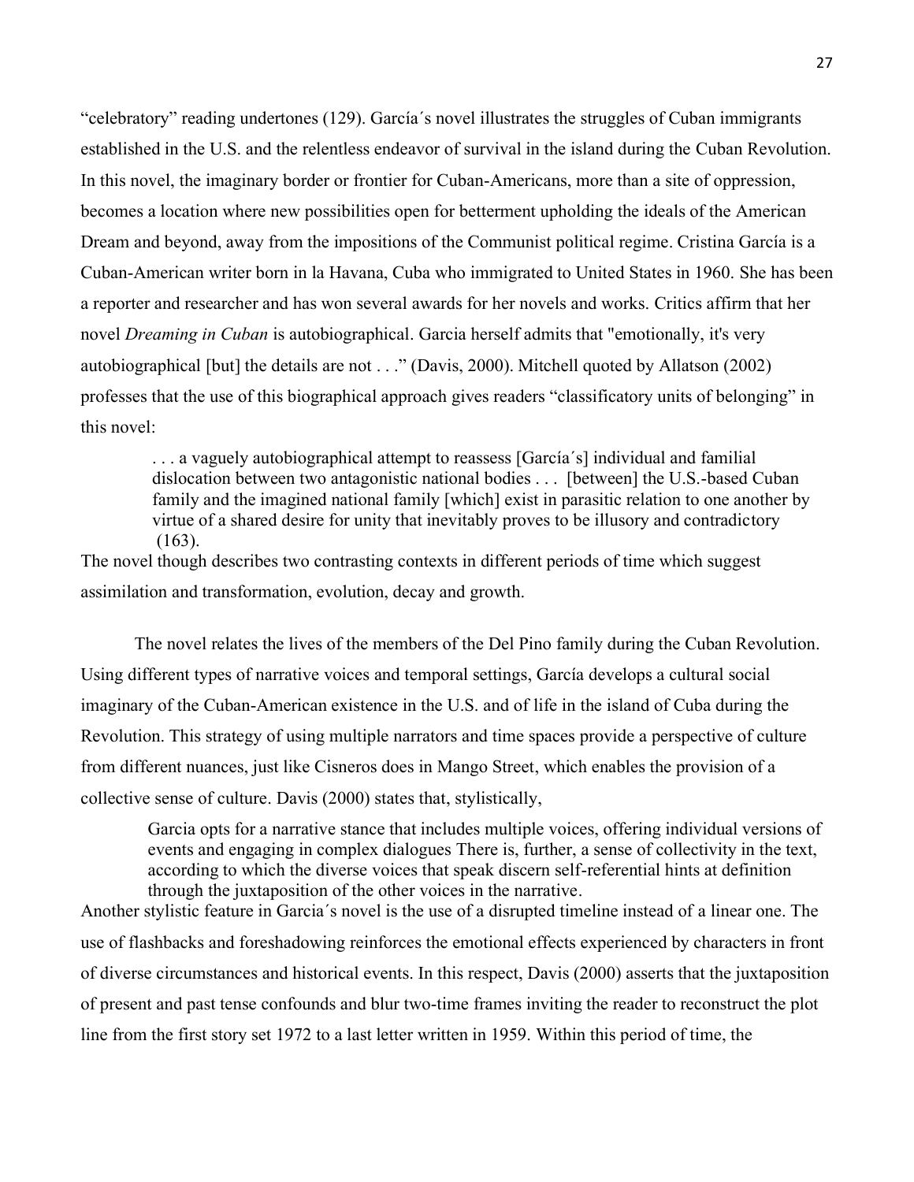"celebratory" reading undertones (129). García´s novel illustrates the struggles of Cuban immigrants established in the U.S. and the relentless endeavor of survival in the island during the Cuban Revolution. In this novel, the imaginary border or frontier for Cuban-Americans, more than a site of oppression, becomes a location where new possibilities open for betterment upholding the ideals of the American Dream and beyond, away from the impositions of the Communist political regime. Cristina García is a Cuban-American writer born in la Havana, Cuba who immigrated to United States in 1960. She has been a reporter and researcher and has won several awards for her novels and works. Critics affirm that her novel *Dreaming in Cuban* is autobiographical. Garcia herself admits that "emotionally, it's very autobiographical [but] the details are not . . ." (Davis, 2000). Mitchell quoted by Allatson (2002) professes that the use of this biographical approach gives readers "classificatory units of belonging" in this novel:

> . . . a vaguely autobiographical attempt to reassess [García´s] individual and familial dislocation between two antagonistic national bodies . . . [between] the U.S.-based Cuban family and the imagined national family [which] exist in parasitic relation to one another by virtue of a shared desire for unity that inevitably proves to be illusory and contradictory (163).

The novel though describes two contrasting contexts in different periods of time which suggest assimilation and transformation, evolution, decay and growth.

The novel relates the lives of the members of the Del Pino family during the Cuban Revolution. Using different types of narrative voices and temporal settings, García develops a cultural social imaginary of the Cuban-American existence in the U.S. and of life in the island of Cuba during the Revolution. This strategy of using multiple narrators and time spaces provide a perspective of culture from different nuances, just like Cisneros does in Mango Street, which enables the provision of a collective sense of culture. Davis (2000) states that, stylistically,

> Garcia opts for a narrative stance that includes multiple voices, offering individual versions of events and engaging in complex dialogues There is, further, a sense of collectivity in the text, according to which the diverse voices that speak discern self-referential hints at definition through the juxtaposition of the other voices in the narrative.

Another stylistic feature in Garcia´s novel is the use of a disrupted timeline instead of a linear one. The use of flashbacks and foreshadowing reinforces the emotional effects experienced by characters in front of diverse circumstances and historical events. In this respect, Davis (2000) asserts that the juxtaposition of present and past tense confounds and blur two-time frames inviting the reader to reconstruct the plot line from the first story set 1972 to a last letter written in 1959. Within this period of time, the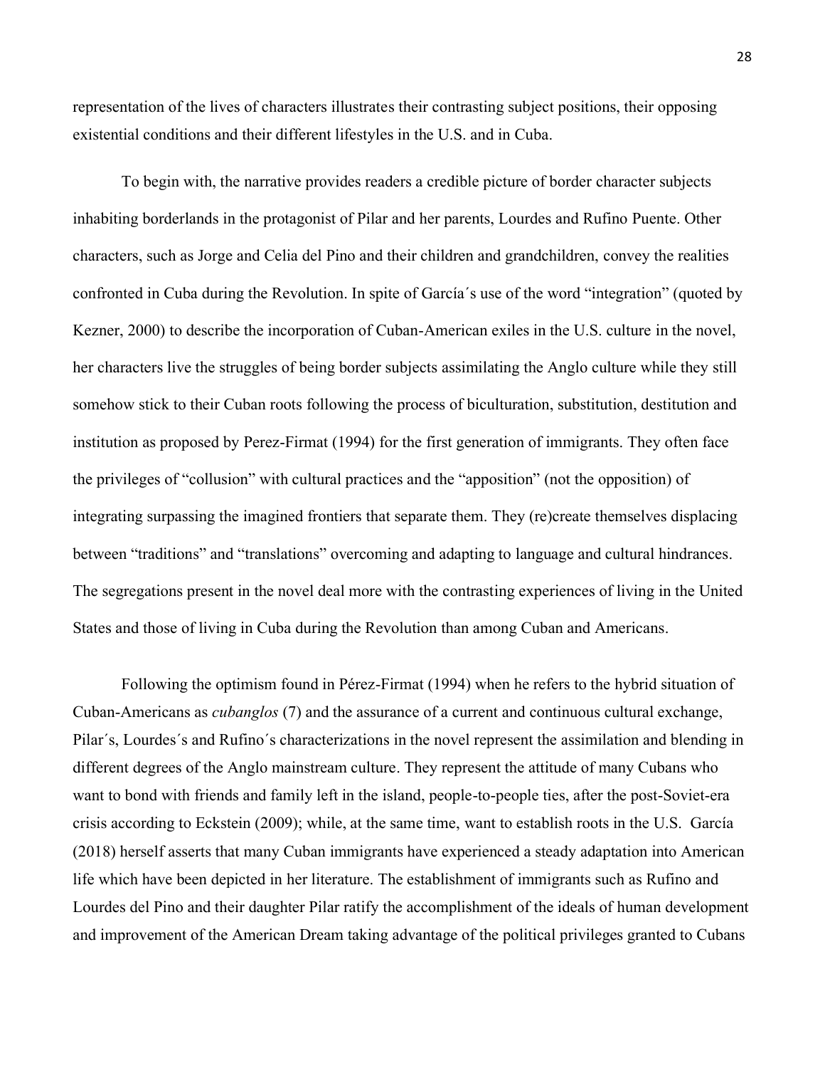representation of the lives of characters illustrates their contrasting subject positions, their opposing existential conditions and their different lifestyles in the U.S. and in Cuba.

To begin with, the narrative provides readers a credible picture of border character subjects inhabiting borderlands in the protagonist of Pilar and her parents, Lourdes and Rufino Puente. Other characters, such as Jorge and Celia del Pino and their children and grandchildren, convey the realities confronted in Cuba during the Revolution. In spite of García´s use of the word "integration" (quoted by Kezner, 2000) to describe the incorporation of Cuban-American exiles in the U.S. culture in the novel, her characters live the struggles of being border subjects assimilating the Anglo culture while they still somehow stick to their Cuban roots following the process of biculturation, substitution, destitution and institution as proposed by Perez-Firmat (1994) for the first generation of immigrants. They often face the privileges of "collusion" with cultural practices and the "apposition" (not the opposition) of integrating surpassing the imagined frontiers that separate them. They (re)create themselves displacing between "traditions" and "translations" overcoming and adapting to language and cultural hindrances. The segregations present in the novel deal more with the contrasting experiences of living in the United States and those of living in Cuba during the Revolution than among Cuban and Americans.

Following the optimism found in Pérez-Firmat (1994) when he refers to the hybrid situation of Cuban-Americans as *cubanglos* (7) and the assurance of a current and continuous cultural exchange, Pilar´s, Lourdes´s and Rufino´s characterizations in the novel represent the assimilation and blending in different degrees of the Anglo mainstream culture. They represent the attitude of many Cubans who want to bond with friends and family left in the island, people-to-people ties, after the post-Soviet-era crisis according to Eckstein (2009); while, at the same time, want to establish roots in the U.S. García (2018) herself asserts that many Cuban immigrants have experienced a steady adaptation into American life which have been depicted in her literature. The establishment of immigrants such as Rufino and Lourdes del Pino and their daughter Pilar ratify the accomplishment of the ideals of human development and improvement of the American Dream taking advantage of the political privileges granted to Cubans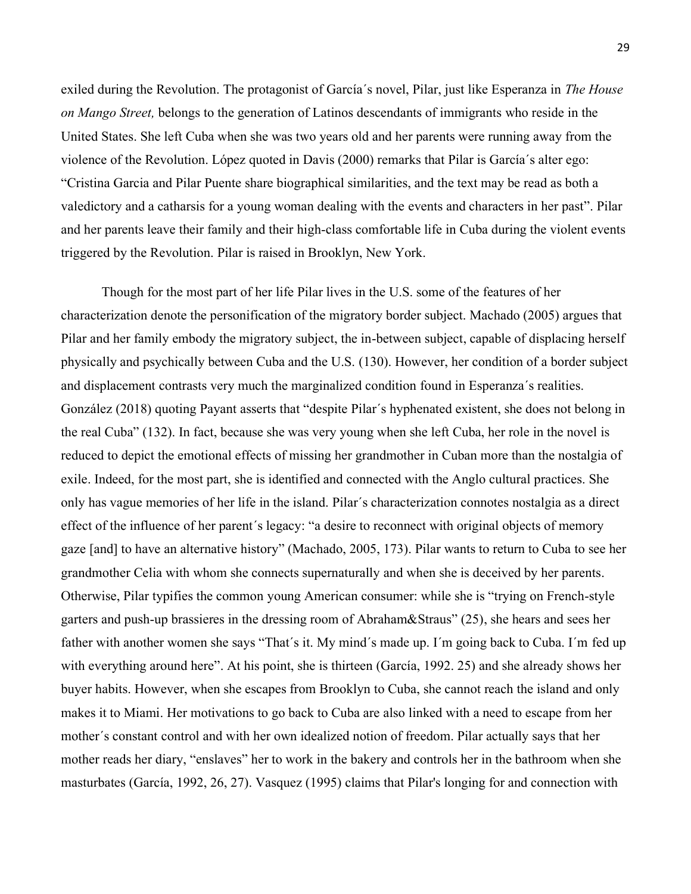exiled during the Revolution. The protagonist of García´s novel, Pilar, just like Esperanza in *The House on Mango Street,* belongs to the generation of Latinos descendants of immigrants who reside in the United States. She left Cuba when she was two years old and her parents were running away from the violence of the Revolution. López quoted in Davis (2000) remarks that Pilar is García´s alter ego: "Cristina Garcia and Pilar Puente share biographical similarities, and the text may be read as both a valedictory and a catharsis for a young woman dealing with the events and characters in her past". Pilar and her parents leave their family and their high-class comfortable life in Cuba during the violent events triggered by the Revolution. Pilar is raised in Brooklyn, New York.

Though for the most part of her life Pilar lives in the U.S. some of the features of her characterization denote the personification of the migratory border subject. Machado (2005) argues that Pilar and her family embody the migratory subject, the in-between subject, capable of displacing herself physically and psychically between Cuba and the U.S. (130). However, her condition of a border subject and displacement contrasts very much the marginalized condition found in Esperanza´s realities. González (2018) quoting Payant asserts that "despite Pilar´s hyphenated existent, she does not belong in the real Cuba" (132). In fact, because she was very young when she left Cuba, her role in the novel is reduced to depict the emotional effects of missing her grandmother in Cuban more than the nostalgia of exile. Indeed, for the most part, she is identified and connected with the Anglo cultural practices. She only has vague memories of her life in the island. Pilar´s characterization connotes nostalgia as a direct effect of the influence of her parent´s legacy: "a desire to reconnect with original objects of memory gaze [and] to have an alternative history" (Machado, 2005, 173). Pilar wants to return to Cuba to see her grandmother Celia with whom she connects supernaturally and when she is deceived by her parents. Otherwise, Pilar typifies the common young American consumer: while she is "trying on French-style garters and push-up brassieres in the dressing room of Abraham&Straus" (25), she hears and sees her father with another women she says "That´s it. My mind´s made up. I´m going back to Cuba. I´m fed up with everything around here". At his point, she is thirteen (García, 1992. 25) and she already shows her buyer habits. However, when she escapes from Brooklyn to Cuba, she cannot reach the island and only makes it to Miami. Her motivations to go back to Cuba are also linked with a need to escape from her mother´s constant control and with her own idealized notion of freedom. Pilar actually says that her mother reads her diary, "enslaves" her to work in the bakery and controls her in the bathroom when she masturbates (García, 1992, 26, 27). Vasquez (1995) claims that Pilar's longing for and connection with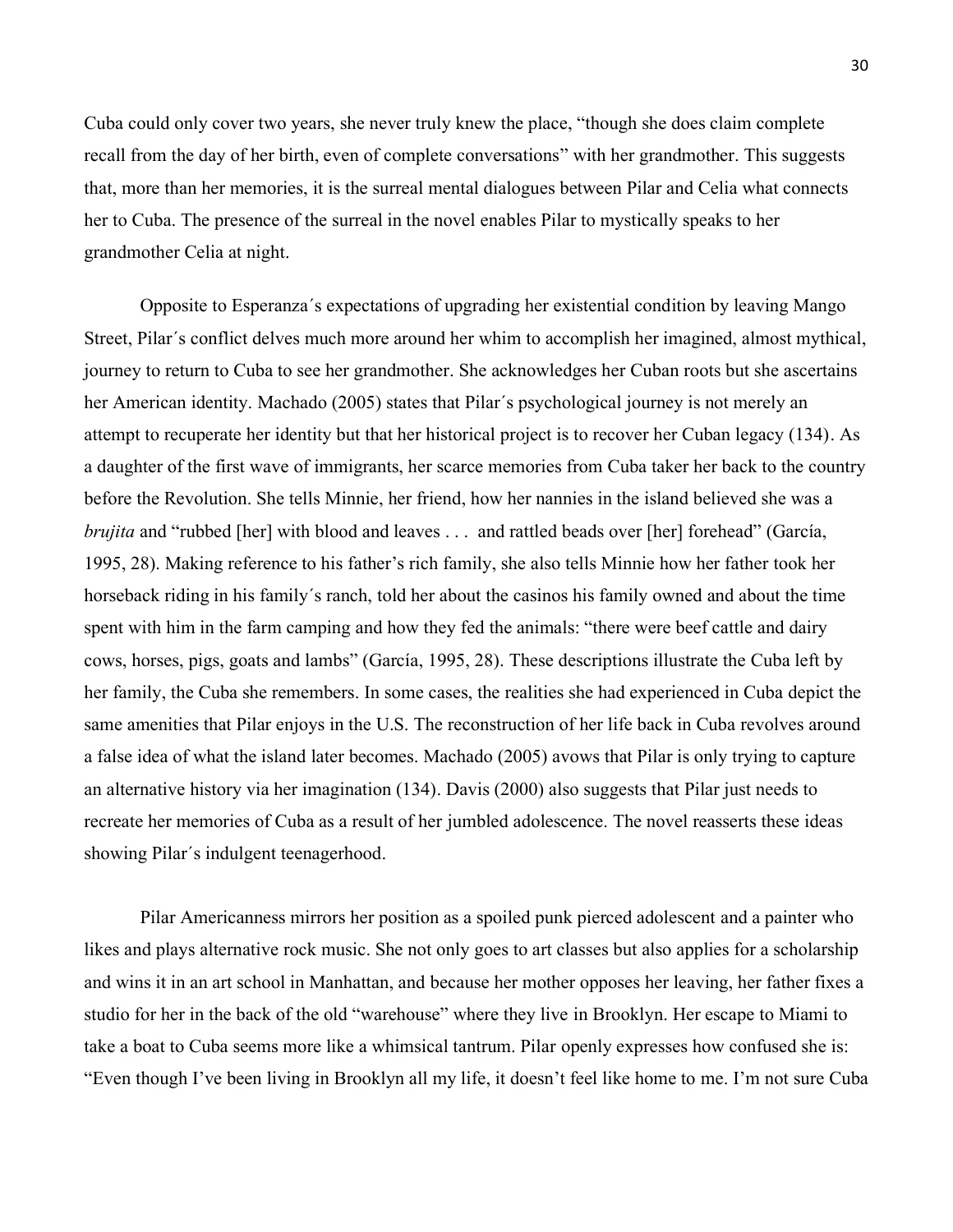Cuba could only cover two years, she never truly knew the place, "though she does claim complete recall from the day of her birth, even of complete conversations" with her grandmother. This suggests that, more than her memories, it is the surreal mental dialogues between Pilar and Celia what connects her to Cuba. The presence of the surreal in the novel enables Pilar to mystically speaks to her grandmother Celia at night.

Opposite to Esperanza´s expectations of upgrading her existential condition by leaving Mango Street, Pilar´s conflict delves much more around her whim to accomplish her imagined, almost mythical, journey to return to Cuba to see her grandmother. She acknowledges her Cuban roots but she ascertains her American identity. Machado (2005) states that Pilar´s psychological journey is not merely an attempt to recuperate her identity but that her historical project is to recover her Cuban legacy (134). As a daughter of the first wave of immigrants, her scarce memories from Cuba taker her back to the country before the Revolution. She tells Minnie, her friend, how her nannies in the island believed she was a *brujita* and "rubbed [her] with blood and leaves . . . and rattled beads over [her] forehead" (García, 1995, 28). Making reference to his father's rich family, she also tells Minnie how her father took her horseback riding in his family´s ranch, told her about the casinos his family owned and about the time spent with him in the farm camping and how they fed the animals: "there were beef cattle and dairy cows, horses, pigs, goats and lambs" (García, 1995, 28). These descriptions illustrate the Cuba left by her family, the Cuba she remembers. In some cases, the realities she had experienced in Cuba depict the same amenities that Pilar enjoys in the U.S. The reconstruction of her life back in Cuba revolves around a false idea of what the island later becomes. Machado (2005) avows that Pilar is only trying to capture an alternative history via her imagination (134). Davis (2000) also suggests that Pilar just needs to recreate her memories of Cuba as a result of her jumbled adolescence. The novel reasserts these ideas showing Pilar´s indulgent teenagerhood.

Pilar Americanness mirrors her position as a spoiled punk pierced adolescent and a painter who likes and plays alternative rock music. She not only goes to art classes but also applies for a scholarship and wins it in an art school in Manhattan, and because her mother opposes her leaving, her father fixes a studio for her in the back of the old "warehouse" where they live in Brooklyn. Her escape to Miami to take a boat to Cuba seems more like a whimsical tantrum. Pilar openly expresses how confused she is: "Even though I've been living in Brooklyn all my life, it doesn't feel like home to me. I'm not sure Cuba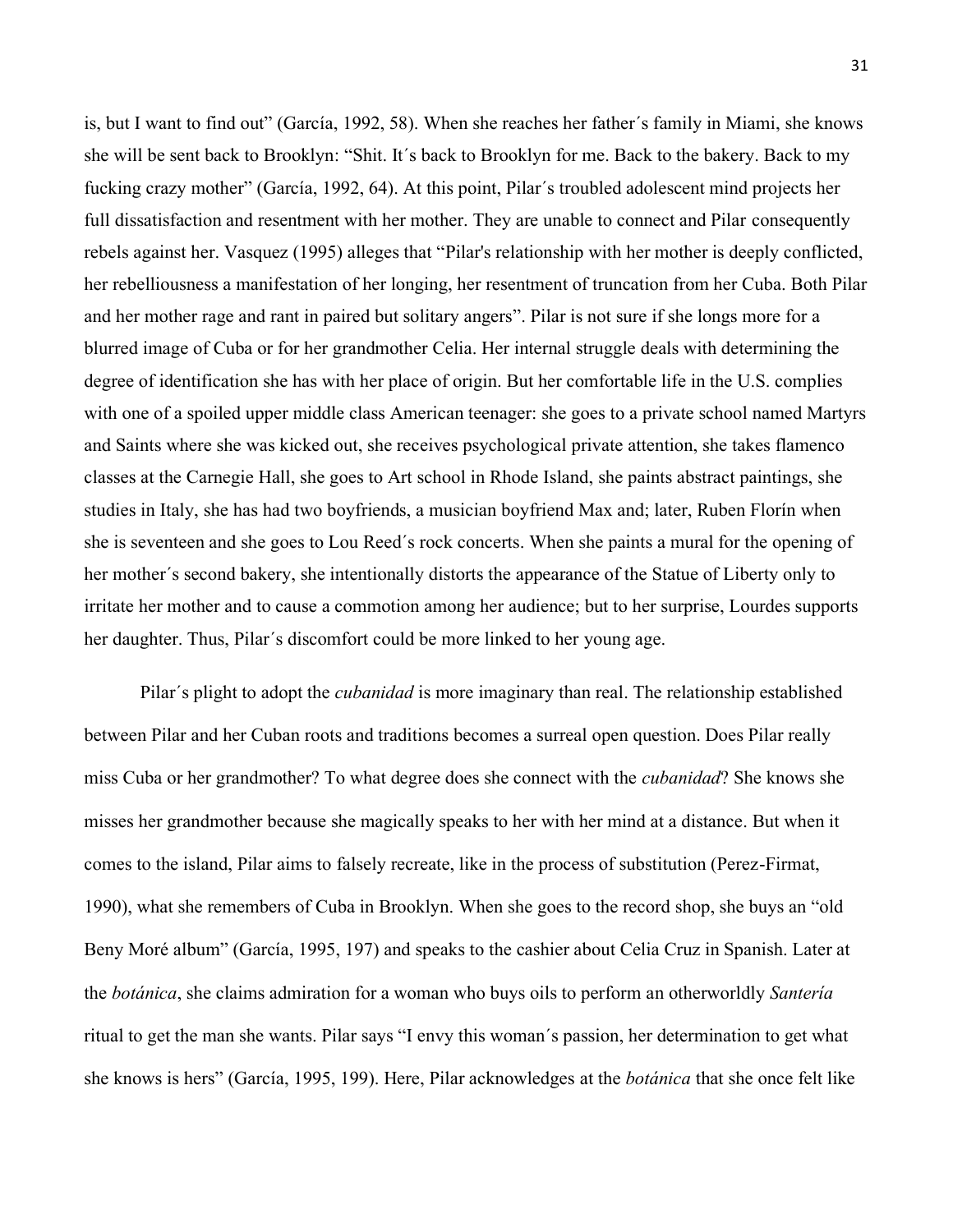is, but I want to find out" (García, 1992, 58). When she reaches her father´s family in Miami, she knows she will be sent back to Brooklyn: "Shit. It´s back to Brooklyn for me. Back to the bakery. Back to my fucking crazy mother" (García, 1992, 64). At this point, Pilar´s troubled adolescent mind projects her full dissatisfaction and resentment with her mother. They are unable to connect and Pilar consequently rebels against her. Vasquez (1995) alleges that "Pilar's relationship with her mother is deeply conflicted, her rebelliousness a manifestation of her longing, her resentment of truncation from her Cuba. Both Pilar and her mother rage and rant in paired but solitary angers". Pilar is not sure if she longs more for a blurred image of Cuba or for her grandmother Celia. Her internal struggle deals with determining the degree of identification she has with her place of origin. But her comfortable life in the U.S. complies with one of a spoiled upper middle class American teenager: she goes to a private school named Martyrs and Saints where she was kicked out, she receives psychological private attention, she takes flamenco classes at the Carnegie Hall, she goes to Art school in Rhode Island, she paints abstract paintings, she studies in Italy, she has had two boyfriends, a musician boyfriend Max and; later, Ruben Florín when she is seventeen and she goes to Lou Reed´s rock concerts. When she paints a mural for the opening of her mother´s second bakery, she intentionally distorts the appearance of the Statue of Liberty only to irritate her mother and to cause a commotion among her audience; but to her surprise, Lourdes supports her daughter. Thus, Pilar´s discomfort could be more linked to her young age.

Pilar´s plight to adopt the *cubanidad* is more imaginary than real. The relationship established between Pilar and her Cuban roots and traditions becomes a surreal open question. Does Pilar really miss Cuba or her grandmother? To what degree does she connect with the *cubanidad*? She knows she misses her grandmother because she magically speaks to her with her mind at a distance. But when it comes to the island, Pilar aims to falsely recreate, like in the process of substitution (Perez-Firmat, 1990), what she remembers of Cuba in Brooklyn. When she goes to the record shop, she buys an "old Beny Moré album" (García, 1995, 197) and speaks to the cashier about Celia Cruz in Spanish. Later at the *botánica*, she claims admiration for a woman who buys oils to perform an otherworldly *Santería* ritual to get the man she wants. Pilar says "I envy this woman´s passion, her determination to get what she knows is hers" (García, 1995, 199). Here, Pilar acknowledges at the *botánica* that she once felt like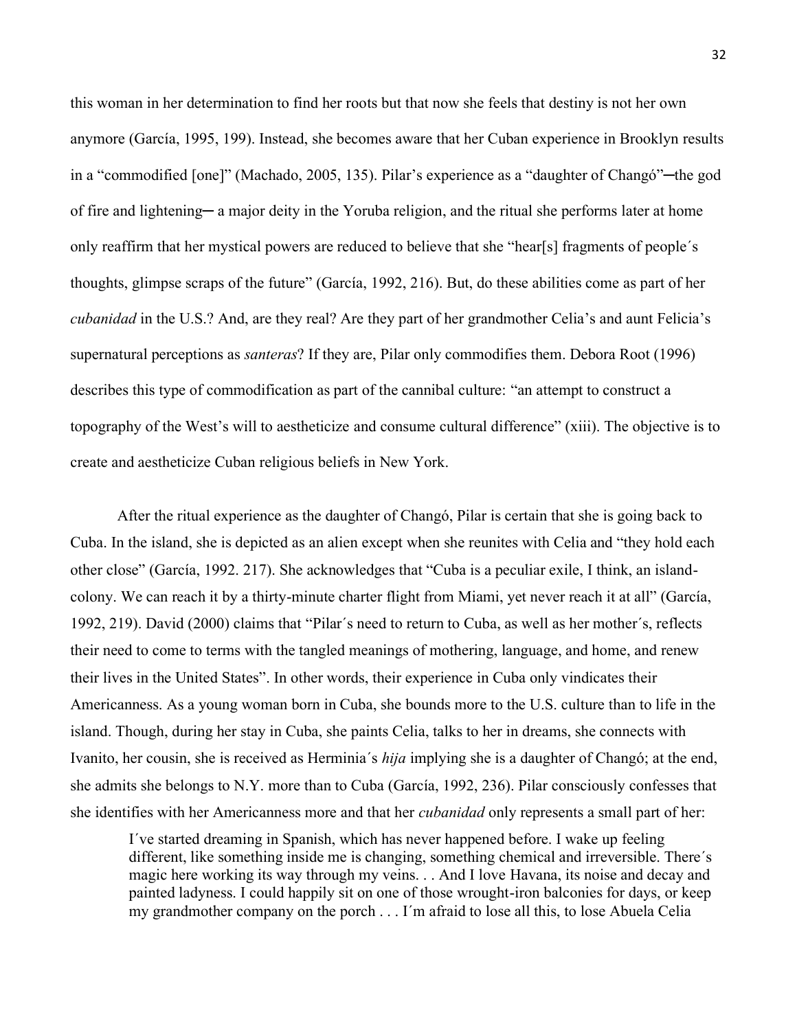this woman in her determination to find her roots but that now she feels that destiny is not her own anymore (García, 1995, 199). Instead, she becomes aware that her Cuban experience in Brooklyn results in a "commodified [one]" (Machado, 2005, 135). Pilar's experience as a "daughter of Changó"─the god of fire and lightening─ a major deity in the Yoruba religion, and the ritual she performs later at home only reaffirm that her mystical powers are reduced to believe that she "hear[s] fragments of people´s thoughts, glimpse scraps of the future" (García, 1992, 216). But, do these abilities come as part of her *cubanidad* in the U.S.? And, are they real? Are they part of her grandmother Celia's and aunt Felicia's supernatural perceptions as *santeras*? If they are, Pilar only commodifies them. Debora Root (1996) describes this type of commodification as part of the cannibal culture: "an attempt to construct a topography of the West's will to aestheticize and consume cultural difference" (xiii). The objective is to create and aestheticize Cuban religious beliefs in New York.

After the ritual experience as the daughter of Changó, Pilar is certain that she is going back to Cuba. In the island, she is depicted as an alien except when she reunites with Celia and "they hold each other close" (García, 1992. 217). She acknowledges that "Cuba is a peculiar exile, I think, an island-colony. We can reach it by a thirty-minute charter flight from Miami, yet never reach it at all" (García, 1992, 219). David (2000) claims that "Pilar´s need to return to Cuba, as well as her mother´s, reflects their need to come to terms with the tangled meanings of mothering, language, and home, and renew their lives in the United States". In other words, their experience in Cuba only vindicates their Americanness. As a young woman born in Cuba, she bounds more to the U.S. culture than to life in the island. Though, during her stay in Cuba, she paints Celia, talks to her in dreams, she connects with Ivanito, her cousin, she is received as Herminia´s *hija* implying she is a daughter of Changó; at the end, she admits she belongs to N.Y. more than to Cuba (García, 1992, 236). Pilar consciously confesses that she identifies with her Americanness more and that her *cubanidad* only represents a small part of her:

> I´ve started dreaming in Spanish, which has never happened before. I wake up feeling different, like something inside me is changing, something chemical and irreversible. There´s magic here working its way through my veins. . . And I love Havana, its noise and decay and painted ladyness. I could happily sit on one of those wrought-iron balconies for days, or keep my grandmother company on the porch . . . I´m afraid to lose all this, to lose Abuela Celia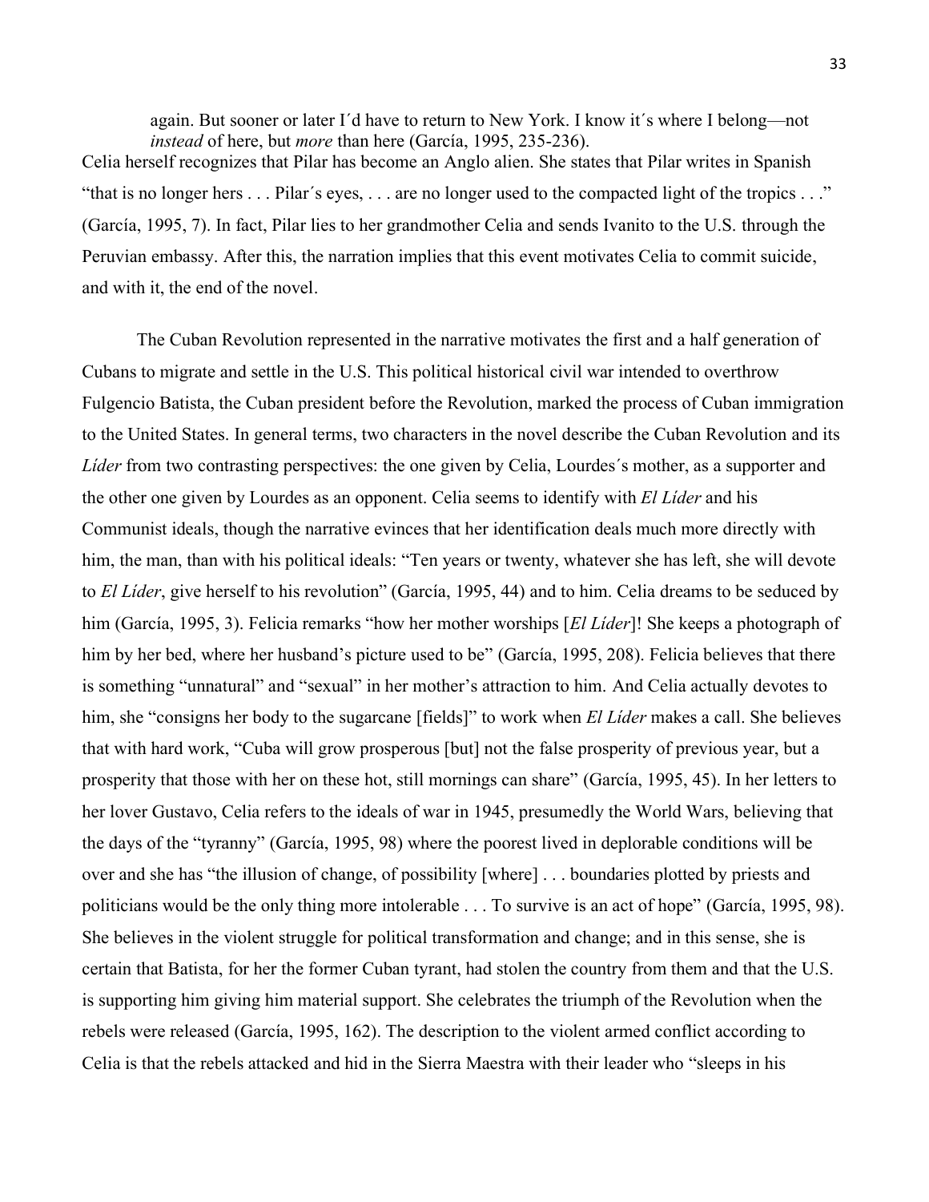> again. But sooner or later I´d have to return to New York. I know it´s where I belong—not *instead* of here, but *more* than here (García, 1995, 235-236).

Celia herself recognizes that Pilar has become an Anglo alien. She states that Pilar writes in Spanish "that is no longer hers . . . Pilar´s eyes, . . . are no longer used to the compacted light of the tropics . . ." (García, 1995, 7). In fact, Pilar lies to her grandmother Celia and sends Ivanito to the U.S. through the Peruvian embassy. After this, the narration implies that this event motivates Celia to commit suicide, and with it, the end of the novel.

The Cuban Revolution represented in the narrative motivates the first and a half generation of Cubans to migrate and settle in the U.S. This political historical civil war intended to overthrow Fulgencio Batista, the Cuban president before the Revolution, marked the process of Cuban immigration to the United States. In general terms, two characters in the novel describe the Cuban Revolution and its *Líder* from two contrasting perspectives: the one given by Celia, Lourdes´s mother, as a supporter and the other one given by Lourdes as an opponent. Celia seems to identify with *El Líder* and his Communist ideals, though the narrative evinces that her identification deals much more directly with him, the man, than with his political ideals: "Ten years or twenty, whatever she has left, she will devote to *El Líder*, give herself to his revolution" (García, 1995, 44) and to him. Celia dreams to be seduced by him (García, 1995, 3). Felicia remarks "how her mother worships [*El Líder*]! She keeps a photograph of him by her bed, where her husband's picture used to be" (García, 1995, 208). Felicia believes that there is something "unnatural" and "sexual" in her mother's attraction to him. And Celia actually devotes to him, she "consigns her body to the sugarcane [fields]" to work when *El Líder* makes a call. She believes that with hard work, "Cuba will grow prosperous [but] not the false prosperity of previous year, but a prosperity that those with her on these hot, still mornings can share" (García, 1995, 45). In her letters to her lover Gustavo, Celia refers to the ideals of war in 1945, presumedly the World Wars, believing that the days of the "tyranny" (García, 1995, 98) where the poorest lived in deplorable conditions will be over and she has "the illusion of change, of possibility [where] . . . boundaries plotted by priests and politicians would be the only thing more intolerable . . . To survive is an act of hope" (García, 1995, 98). She believes in the violent struggle for political transformation and change; and in this sense, she is certain that Batista, for her the former Cuban tyrant, had stolen the country from them and that the U.S. is supporting him giving him material support. She celebrates the triumph of the Revolution when the rebels were released (García, 1995, 162). The description to the violent armed conflict according to Celia is that the rebels attacked and hid in the Sierra Maestra with their leader who "sleeps in his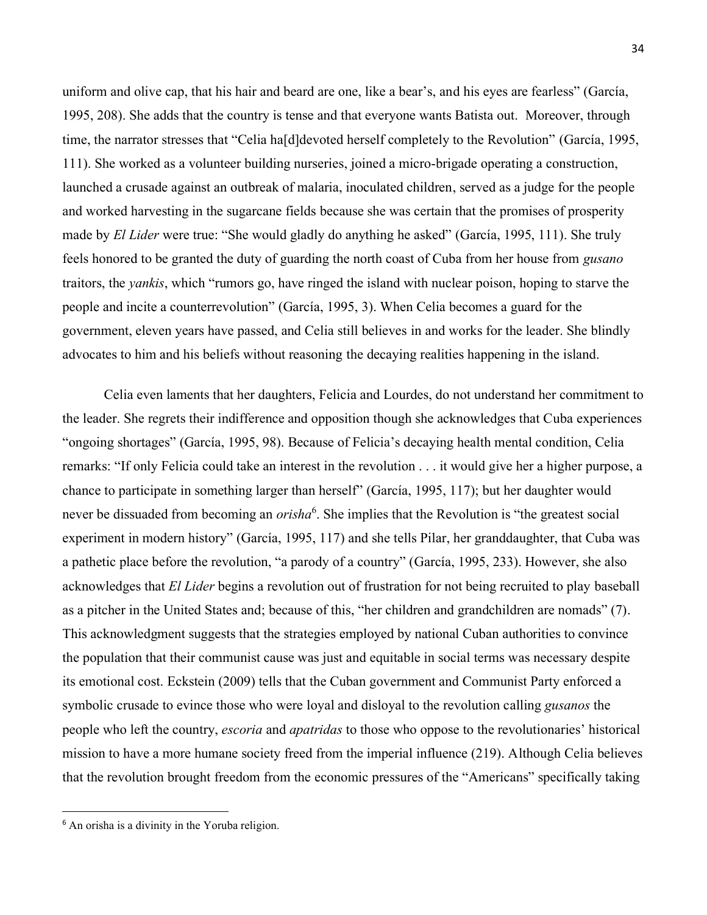uniform and olive cap, that his hair and beard are one, like a bear's, and his eyes are fearless" (García, 1995, 208). She adds that the country is tense and that everyone wants Batista out. Moreover, through time, the narrator stresses that "Celia ha[d]devoted herself completely to the Revolution" (García, 1995, 111). She worked as a volunteer building nurseries, joined a micro-brigade operating a construction, launched a crusade against an outbreak of malaria, inoculated children, served as a judge for the people and worked harvesting in the sugarcane fields because she was certain that the promises of prosperity made by *El Lider* were true: "She would gladly do anything he asked" (García, 1995, 111). She truly feels honored to be granted the duty of guarding the north coast of Cuba from her house from *gusano* traitors, the *yankis*, which "rumors go, have ringed the island with nuclear poison, hoping to starve the people and incite a counterrevolution" (García, 1995, 3). When Celia becomes a guard for the government, eleven years have passed, and Celia still believes in and works for the leader. She blindly advocates to him and his beliefs without reasoning the decaying realities happening in the island.

Celia even laments that her daughters, Felicia and Lourdes, do not understand her commitment to the leader. She regrets their indifference and opposition though she acknowledges that Cuba experiences "ongoing shortages" (García, 1995, 98). Because of Felicia's decaying health mental condition, Celia remarks: "If only Felicia could take an interest in the revolution . . . it would give her a higher purpose, a chance to participate in something larger than herself" (García, 1995, 117); but her daughter would never be dissuaded from becoming an *orisha*[6]. She implies that the Revolution is "the greatest social experiment in modern history" (García, 1995, 117) and she tells Pilar, her granddaughter, that Cuba was a pathetic place before the revolution, "a parody of a country" (García, 1995, 233). However, she also acknowledges that *El Lider* begins a revolution out of frustration for not being recruited to play baseball as a pitcher in the United States and; because of this, "her children and grandchildren are nomads" (7). This acknowledgment suggests that the strategies employed by national Cuban authorities to convince the population that their communist cause was just and equitable in social terms was necessary despite its emotional cost. Eckstein (2009) tells that the Cuban government and Communist Party enforced a symbolic crusade to evince those who were loyal and disloyal to the revolution calling *gusanos* the people who left the country, *escoria* and *apatridas* to those who oppose to the revolutionaries' historical mission to have a more humane society freed from the imperial influence (219). Although Celia believes that the revolution brought freedom from the economic pressures of the "Americans" specifically taking

[6] An orisha is a divinity in the Yoruba religion.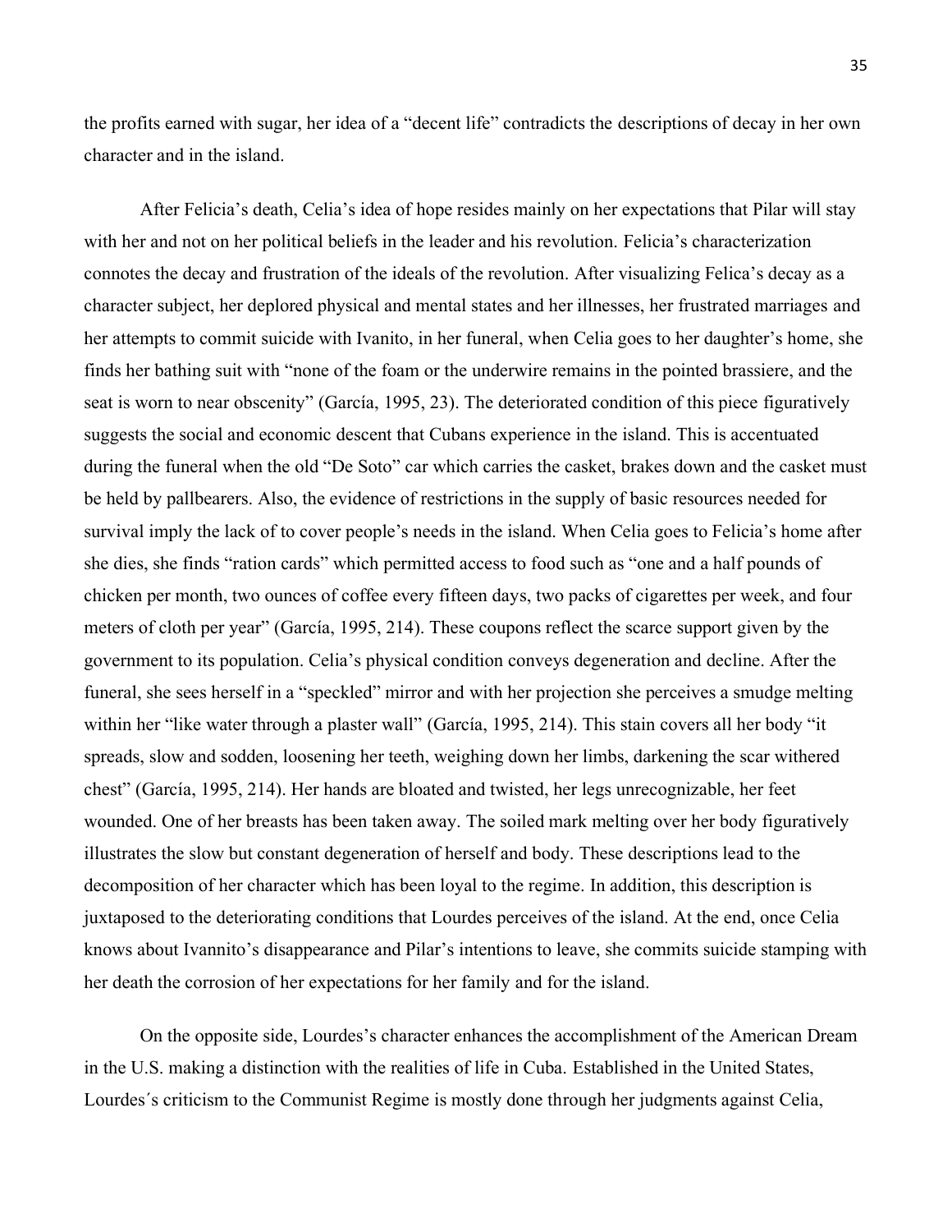the profits earned with sugar, her idea of a "decent life" contradicts the descriptions of decay in her own character and in the island.

After Felicia's death, Celia's idea of hope resides mainly on her expectations that Pilar will stay with her and not on her political beliefs in the leader and his revolution. Felicia's characterization connotes the decay and frustration of the ideals of the revolution. After visualizing Felica's decay as a character subject, her deplored physical and mental states and her illnesses, her frustrated marriages and her attempts to commit suicide with Ivanito, in her funeral, when Celia goes to her daughter's home, she finds her bathing suit with "none of the foam or the underwire remains in the pointed brassiere, and the seat is worn to near obscenity" (García, 1995, 23). The deteriorated condition of this piece figuratively suggests the social and economic descent that Cubans experience in the island. This is accentuated during the funeral when the old "De Soto" car which carries the casket, brakes down and the casket must be held by pallbearers. Also, the evidence of restrictions in the supply of basic resources needed for survival imply the lack of to cover people's needs in the island. When Celia goes to Felicia's home after she dies, she finds "ration cards" which permitted access to food such as "one and a half pounds of chicken per month, two ounces of coffee every fifteen days, two packs of cigarettes per week, and four meters of cloth per year" (García, 1995, 214). These coupons reflect the scarce support given by the government to its population. Celia's physical condition conveys degeneration and decline. After the funeral, she sees herself in a "speckled" mirror and with her projection she perceives a smudge melting within her "like water through a plaster wall" (García, 1995, 214). This stain covers all her body "it spreads, slow and sodden, loosening her teeth, weighing down her limbs, darkening the scar withered chest" (García, 1995, 214). Her hands are bloated and twisted, her legs unrecognizable, her feet wounded. One of her breasts has been taken away. The soiled mark melting over her body figuratively illustrates the slow but constant degeneration of herself and body. These descriptions lead to the decomposition of her character which has been loyal to the regime. In addition, this description is juxtaposed to the deteriorating conditions that Lourdes perceives of the island. At the end, once Celia knows about Ivannito's disappearance and Pilar's intentions to leave, she commits suicide stamping with her death the corrosion of her expectations for her family and for the island.

On the opposite side, Lourdes's character enhances the accomplishment of the American Dream in the U.S. making a distinction with the realities of life in Cuba. Established in the United States, Lourdes´s criticism to the Communist Regime is mostly done through her judgments against Celia,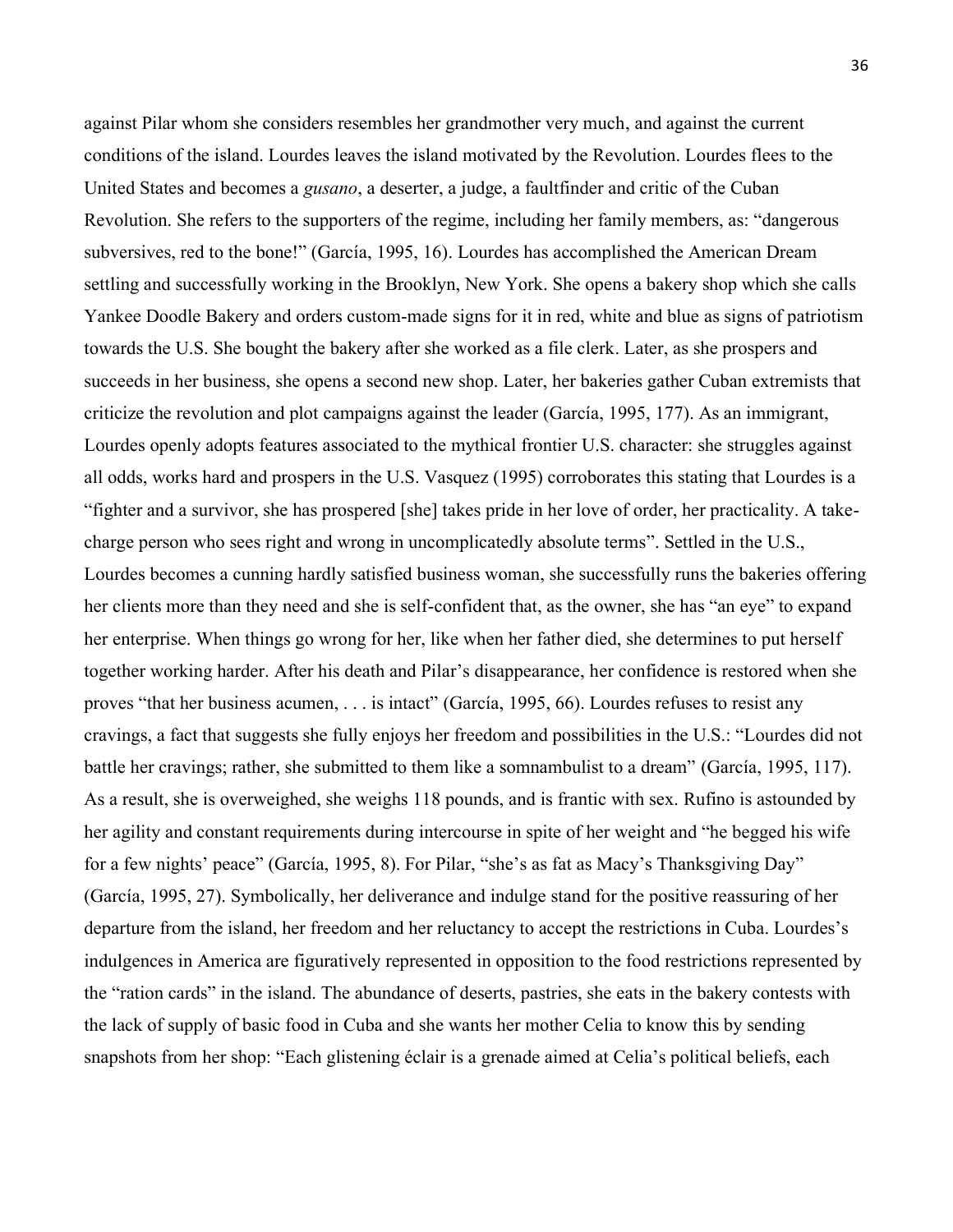against Pilar whom she considers resembles her grandmother very much, and against the current conditions of the island. Lourdes leaves the island motivated by the Revolution. Lourdes flees to the United States and becomes a *gusano*, a deserter, a judge, a faultfinder and critic of the Cuban Revolution. She refers to the supporters of the regime, including her family members, as: "dangerous subversives, red to the bone!" (García, 1995, 16). Lourdes has accomplished the American Dream settling and successfully working in the Brooklyn, New York. She opens a bakery shop which she calls Yankee Doodle Bakery and orders custom-made signs for it in red, white and blue as signs of patriotism towards the U.S. She bought the bakery after she worked as a file clerk. Later, as she prospers and succeeds in her business, she opens a second new shop. Later, her bakeries gather Cuban extremists that criticize the revolution and plot campaigns against the leader (García, 1995, 177). As an immigrant, Lourdes openly adopts features associated to the mythical frontier U.S. character: she struggles against all odds, works hard and prospers in the U.S. Vasquez (1995) corroborates this stating that Lourdes is a "fighter and a survivor, she has prospered [she] takes pride in her love of order, her practicality. A take-charge person who sees right and wrong in uncomplicatedly absolute terms". Settled in the U.S., Lourdes becomes a cunning hardly satisfied business woman, she successfully runs the bakeries offering her clients more than they need and she is self-confident that, as the owner, she has "an eye" to expand her enterprise. When things go wrong for her, like when her father died, she determines to put herself together working harder. After his death and Pilar's disappearance, her confidence is restored when she proves "that her business acumen, . . . is intact" (García, 1995, 66). Lourdes refuses to resist any cravings, a fact that suggests she fully enjoys her freedom and possibilities in the U.S.: "Lourdes did not battle her cravings; rather, she submitted to them like a somnambulist to a dream" (García, 1995, 117). As a result, she is overweighed, she weighs 118 pounds, and is frantic with sex. Rufino is astounded by her agility and constant requirements during intercourse in spite of her weight and "he begged his wife for a few nights' peace" (García, 1995, 8). For Pilar, "she's as fat as Macy's Thanksgiving Day" (García, 1995, 27). Symbolically, her deliverance and indulge stand for the positive reassuring of her departure from the island, her freedom and her reluctancy to accept the restrictions in Cuba. Lourdes's indulgences in America are figuratively represented in opposition to the food restrictions represented by the "ration cards" in the island. The abundance of deserts, pastries, she eats in the bakery contests with the lack of supply of basic food in Cuba and she wants her mother Celia to know this by sending snapshots from her shop: "Each glistening éclair is a grenade aimed at Celia's political beliefs, each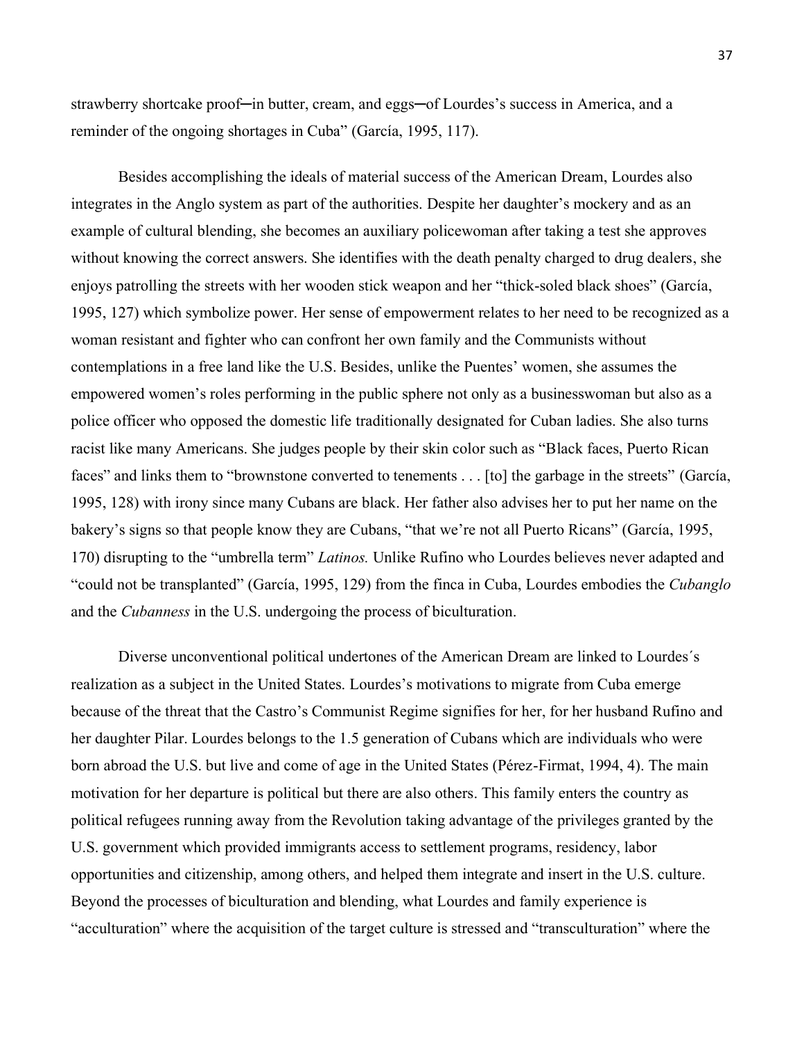strawberry shortcake proof─in butter, cream, and eggs─of Lourdes's success in America, and a reminder of the ongoing shortages in Cuba" (García, 1995, 117).

Besides accomplishing the ideals of material success of the American Dream, Lourdes also integrates in the Anglo system as part of the authorities. Despite her daughter's mockery and as an example of cultural blending, she becomes an auxiliary policewoman after taking a test she approves without knowing the correct answers. She identifies with the death penalty charged to drug dealers, she enjoys patrolling the streets with her wooden stick weapon and her "thick-soled black shoes" (García, 1995, 127) which symbolize power. Her sense of empowerment relates to her need to be recognized as a woman resistant and fighter who can confront her own family and the Communists without contemplations in a free land like the U.S. Besides, unlike the Puentes' women, she assumes the empowered women's roles performing in the public sphere not only as a businesswoman but also as a police officer who opposed the domestic life traditionally designated for Cuban ladies. She also turns racist like many Americans. She judges people by their skin color such as "Black faces, Puerto Rican faces" and links them to "brownstone converted to tenements . . . [to] the garbage in the streets" (García, 1995, 128) with irony since many Cubans are black. Her father also advises her to put her name on the bakery's signs so that people know they are Cubans, "that we're not all Puerto Ricans" (García, 1995, 170) disrupting to the "umbrella term" *Latinos.* Unlike Rufino who Lourdes believes never adapted and "could not be transplanted" (García, 1995, 129) from the finca in Cuba, Lourdes embodies the *Cubanglo* and the *Cubanness* in the U.S. undergoing the process of biculturation.

Diverse unconventional political undertones of the American Dream are linked to Lourdes´s realization as a subject in the United States. Lourdes's motivations to migrate from Cuba emerge because of the threat that the Castro's Communist Regime signifies for her, for her husband Rufino and her daughter Pilar. Lourdes belongs to the 1.5 generation of Cubans which are individuals who were born abroad the U.S. but live and come of age in the United States (Pérez-Firmat, 1994, 4). The main motivation for her departure is political but there are also others. This family enters the country as political refugees running away from the Revolution taking advantage of the privileges granted by the U.S. government which provided immigrants access to settlement programs, residency, labor opportunities and citizenship, among others, and helped them integrate and insert in the U.S. culture. Beyond the processes of biculturation and blending, what Lourdes and family experience is "acculturation" where the acquisition of the target culture is stressed and "transculturation" where the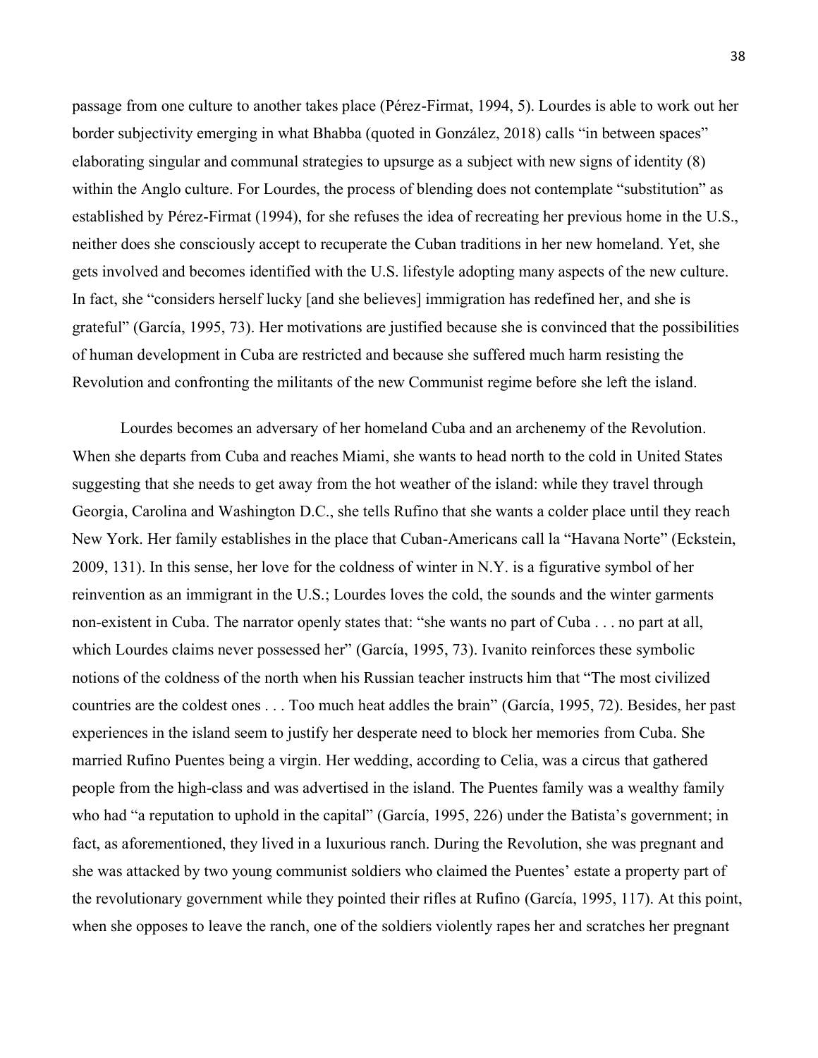passage from one culture to another takes place (Pérez-Firmat, 1994, 5). Lourdes is able to work out her border subjectivity emerging in what Bhabba (quoted in González, 2018) calls "in between spaces" elaborating singular and communal strategies to upsurge as a subject with new signs of identity (8) within the Anglo culture. For Lourdes, the process of blending does not contemplate "substitution" as established by Pérez-Firmat (1994), for she refuses the idea of recreating her previous home in the U.S., neither does she consciously accept to recuperate the Cuban traditions in her new homeland. Yet, she gets involved and becomes identified with the U.S. lifestyle adopting many aspects of the new culture. In fact, she "considers herself lucky [and she believes] immigration has redefined her, and she is grateful" (García, 1995, 73). Her motivations are justified because she is convinced that the possibilities of human development in Cuba are restricted and because she suffered much harm resisting the Revolution and confronting the militants of the new Communist regime before she left the island.

Lourdes becomes an adversary of her homeland Cuba and an archenemy of the Revolution. When she departs from Cuba and reaches Miami, she wants to head north to the cold in United States suggesting that she needs to get away from the hot weather of the island: while they travel through Georgia, Carolina and Washington D.C., she tells Rufino that she wants a colder place until they reach New York. Her family establishes in the place that Cuban-Americans call la "Havana Norte" (Eckstein, 2009, 131). In this sense, her love for the coldness of winter in N.Y. is a figurative symbol of her reinvention as an immigrant in the U.S.; Lourdes loves the cold, the sounds and the winter garments non-existent in Cuba. The narrator openly states that: "she wants no part of Cuba . . . no part at all, which Lourdes claims never possessed her" (García, 1995, 73). Ivanito reinforces these symbolic notions of the coldness of the north when his Russian teacher instructs him that "The most civilized countries are the coldest ones . . . Too much heat addles the brain" (García, 1995, 72). Besides, her past experiences in the island seem to justify her desperate need to block her memories from Cuba. She married Rufino Puentes being a virgin. Her wedding, according to Celia, was a circus that gathered people from the high-class and was advertised in the island. The Puentes family was a wealthy family who had "a reputation to uphold in the capital" (García, 1995, 226) under the Batista's government; in fact, as aforementioned, they lived in a luxurious ranch. During the Revolution, she was pregnant and she was attacked by two young communist soldiers who claimed the Puentes' estate a property part of the revolutionary government while they pointed their rifles at Rufino (García, 1995, 117). At this point, when she opposes to leave the ranch, one of the soldiers violently rapes her and scratches her pregnant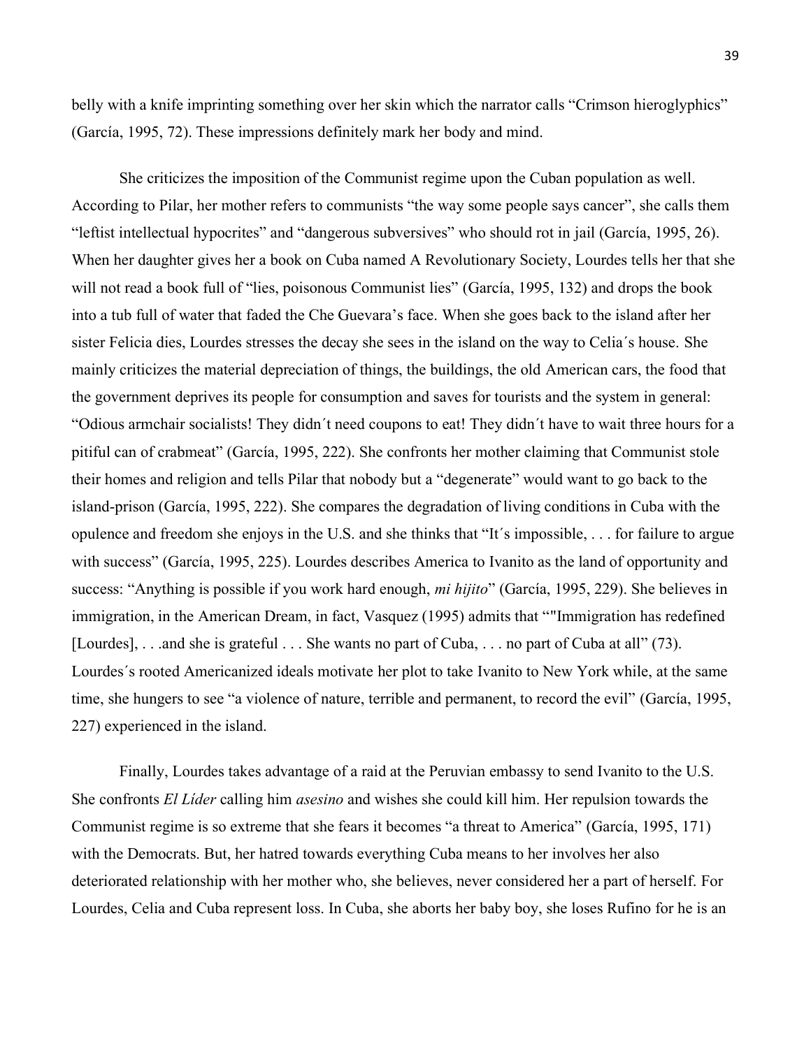belly with a knife imprinting something over her skin which the narrator calls "Crimson hieroglyphics" (García, 1995, 72). These impressions definitely mark her body and mind.

She criticizes the imposition of the Communist regime upon the Cuban population as well. According to Pilar, her mother refers to communists "the way some people says cancer", she calls them "leftist intellectual hypocrites" and "dangerous subversives" who should rot in jail (García, 1995, 26). When her daughter gives her a book on Cuba named A Revolutionary Society, Lourdes tells her that she will not read a book full of "lies, poisonous Communist lies" (García, 1995, 132) and drops the book into a tub full of water that faded the Che Guevara's face. When she goes back to the island after her sister Felicia dies, Lourdes stresses the decay she sees in the island on the way to Celia´s house. She mainly criticizes the material depreciation of things, the buildings, the old American cars, the food that the government deprives its people for consumption and saves for tourists and the system in general: "Odious armchair socialists! They didn´t need coupons to eat! They didn´t have to wait three hours for a pitiful can of crabmeat" (García, 1995, 222). She confronts her mother claiming that Communist stole their homes and religion and tells Pilar that nobody but a "degenerate" would want to go back to the island-prison (García, 1995, 222). She compares the degradation of living conditions in Cuba with the opulence and freedom she enjoys in the U.S. and she thinks that "It´s impossible, . . . for failure to argue with success" (García, 1995, 225). Lourdes describes America to Ivanito as the land of opportunity and success: "Anything is possible if you work hard enough, *mi hijito*" (García, 1995, 229). She believes in immigration, in the American Dream, in fact, Vasquez (1995) admits that ""Immigration has redefined [Lourdes], . . .and she is grateful . . . She wants no part of Cuba, . . . no part of Cuba at all" (73). Lourdes´s rooted Americanized ideals motivate her plot to take Ivanito to New York while, at the same time, she hungers to see "a violence of nature, terrible and permanent, to record the evil" (García, 1995, 227) experienced in the island.

Finally, Lourdes takes advantage of a raid at the Peruvian embassy to send Ivanito to the U.S. She confronts *El Líder* calling him *asesino* and wishes she could kill him. Her repulsion towards the Communist regime is so extreme that she fears it becomes "a threat to America" (García, 1995, 171) with the Democrats. But, her hatred towards everything Cuba means to her involves her also deteriorated relationship with her mother who, she believes, never considered her a part of herself. For Lourdes, Celia and Cuba represent loss. In Cuba, she aborts her baby boy, she loses Rufino for he is an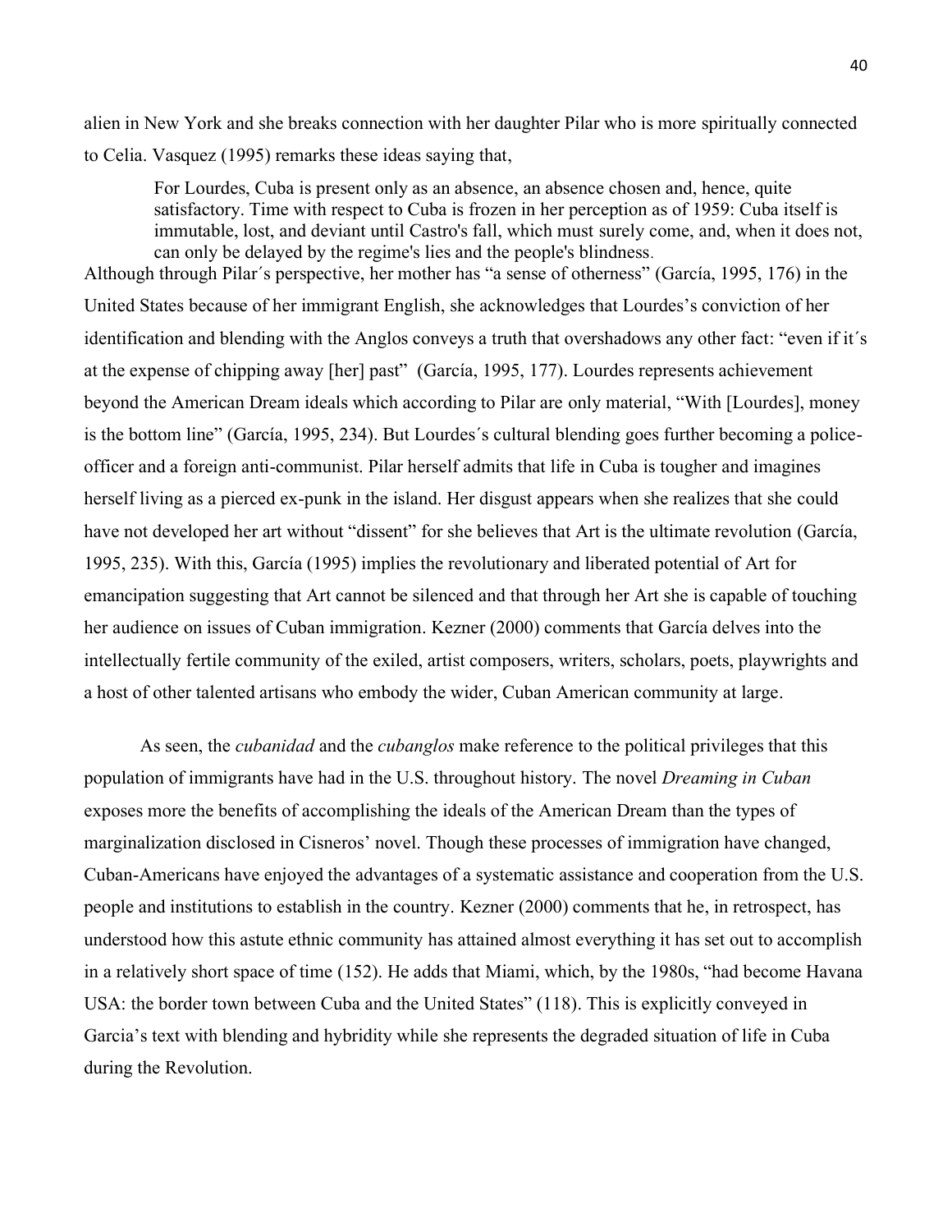alien in New York and she breaks connection with her daughter Pilar who is more spiritually connected to Celia. Vasquez (1995) remarks these ideas saying that,

> For Lourdes, Cuba is present only as an absence, an absence chosen and, hence, quite satisfactory. Time with respect to Cuba is frozen in her perception as of 1959: Cuba itself is immutable, lost, and deviant until Castro's fall, which must surely come, and, when it does not, can only be delayed by the regime's lies and the people's blindness.

Although through Pilar´s perspective, her mother has "a sense of otherness" (García, 1995, 176) in the United States because of her immigrant English, she acknowledges that Lourdes's conviction of her identification and blending with the Anglos conveys a truth that overshadows any other fact: "even if it´s at the expense of chipping away [her] past" (García, 1995, 177). Lourdes represents achievement beyond the American Dream ideals which according to Pilar are only material, "With [Lourdes], money is the bottom line" (García, 1995, 234). But Lourdes´s cultural blending goes further becoming a police-officer and a foreign anti-communist. Pilar herself admits that life in Cuba is tougher and imagines herself living as a pierced ex-punk in the island. Her disgust appears when she realizes that she could have not developed her art without "dissent" for she believes that Art is the ultimate revolution (García, 1995, 235). With this, García (1995) implies the revolutionary and liberated potential of Art for emancipation suggesting that Art cannot be silenced and that through her Art she is capable of touching her audience on issues of Cuban immigration. Kezner (2000) comments that García delves into the intellectually fertile community of the exiled, artist composers, writers, scholars, poets, playwrights and a host of other talented artisans who embody the wider, Cuban American community at large.

As seen, the *cubanidad* and the *cubanglos* make reference to the political privileges that this population of immigrants have had in the U.S. throughout history. The novel *Dreaming in Cuban* exposes more the benefits of accomplishing the ideals of the American Dream than the types of marginalization disclosed in Cisneros' novel. Though these processes of immigration have changed, Cuban-Americans have enjoyed the advantages of a systematic assistance and cooperation from the U.S. people and institutions to establish in the country. Kezner (2000) comments that he, in retrospect, has understood how this astute ethnic community has attained almost everything it has set out to accomplish in a relatively short space of time (152). He adds that Miami, which, by the 1980s, "had become Havana USA: the border town between Cuba and the United States" (118). This is explicitly conveyed in Garcia's text with blending and hybridity while she represents the degraded situation of life in Cuba during the Revolution.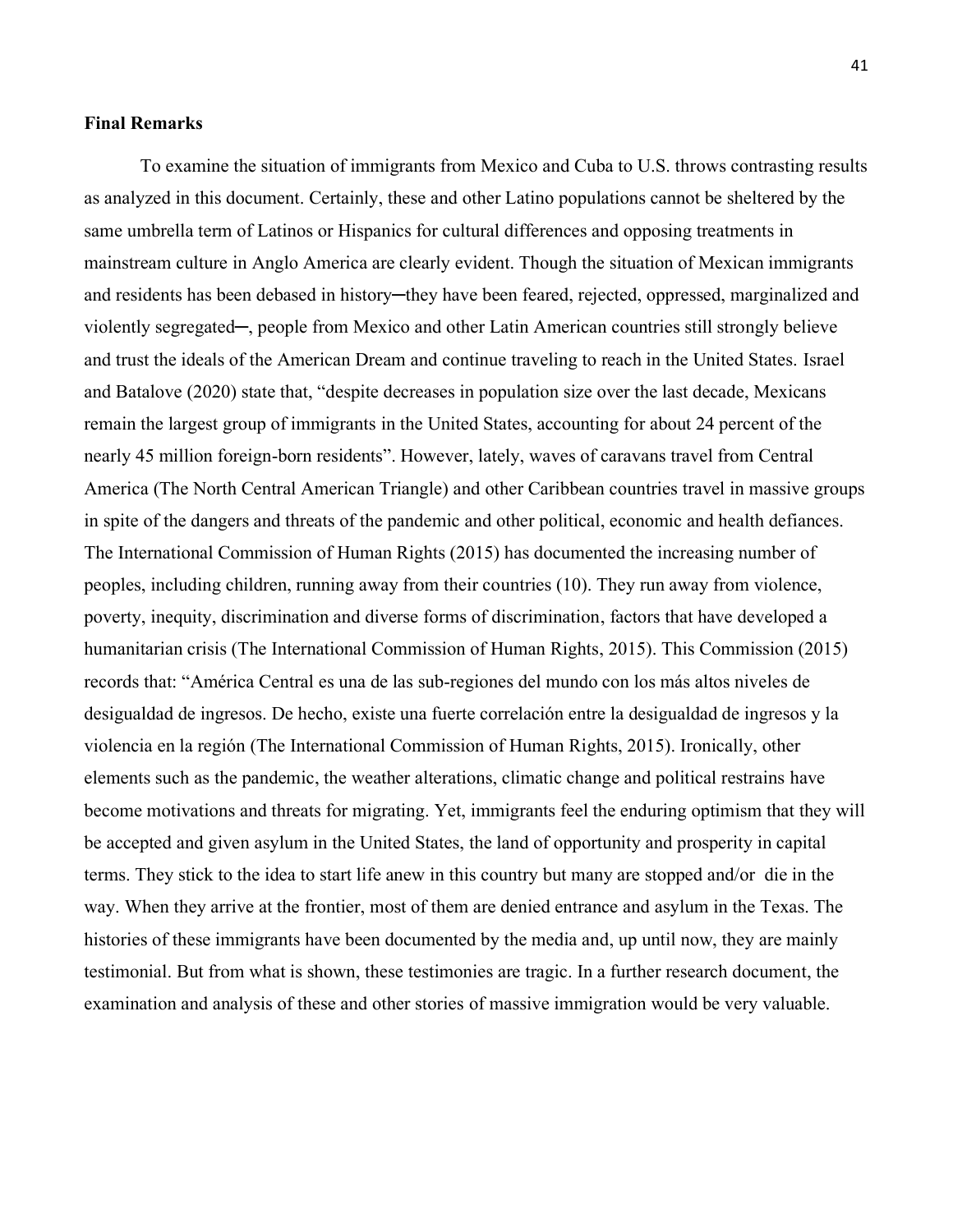**Final Remarks**

To examine the situation of immigrants from Mexico and Cuba to U.S. throws contrasting results as analyzed in this document. Certainly, these and other Latino populations cannot be sheltered by the same umbrella term of Latinos or Hispanics for cultural differences and opposing treatments in mainstream culture in Anglo America are clearly evident. Though the situation of Mexican immigrants and residents has been debased in history─they have been feared, rejected, oppressed, marginalized and violently segregated─, people from Mexico and other Latin American countries still strongly believe and trust the ideals of the American Dream and continue traveling to reach in the United States. Israel and Batalove (2020) state that, "despite decreases in population size over the last decade, Mexicans remain the largest group of immigrants in the United States, accounting for about 24 percent of the nearly 45 million foreign-born residents". However, lately, waves of caravans travel from Central America (The North Central American Triangle) and other Caribbean countries travel in massive groups in spite of the dangers and threats of the pandemic and other political, economic and health defiances. The International Commission of Human Rights (2015) has documented the increasing number of peoples, including children, running away from their countries (10). They run away from violence, poverty, inequity, discrimination and diverse forms of discrimination, factors that have developed a humanitarian crisis (The International Commission of Human Rights, 2015). This Commission (2015) records that: "América Central es una de las sub-regiones del mundo con los más altos niveles de desigualdad de ingresos. De hecho, existe una fuerte correlación entre la desigualdad de ingresos y la violencia en la región (The International Commission of Human Rights, 2015). Ironically, other elements such as the pandemic, the weather alterations, climatic change and political restrains have become motivations and threats for migrating. Yet, immigrants feel the enduring optimism that they will be accepted and given asylum in the United States, the land of opportunity and prosperity in capital terms. They stick to the idea to start life anew in this country but many are stopped and/or die in the way. When they arrive at the frontier, most of them are denied entrance and asylum in the Texas. The histories of these immigrants have been documented by the media and, up until now, they are mainly testimonial. But from what is shown, these testimonies are tragic. In a further research document, the examination and analysis of these and other stories of massive immigration would be very valuable.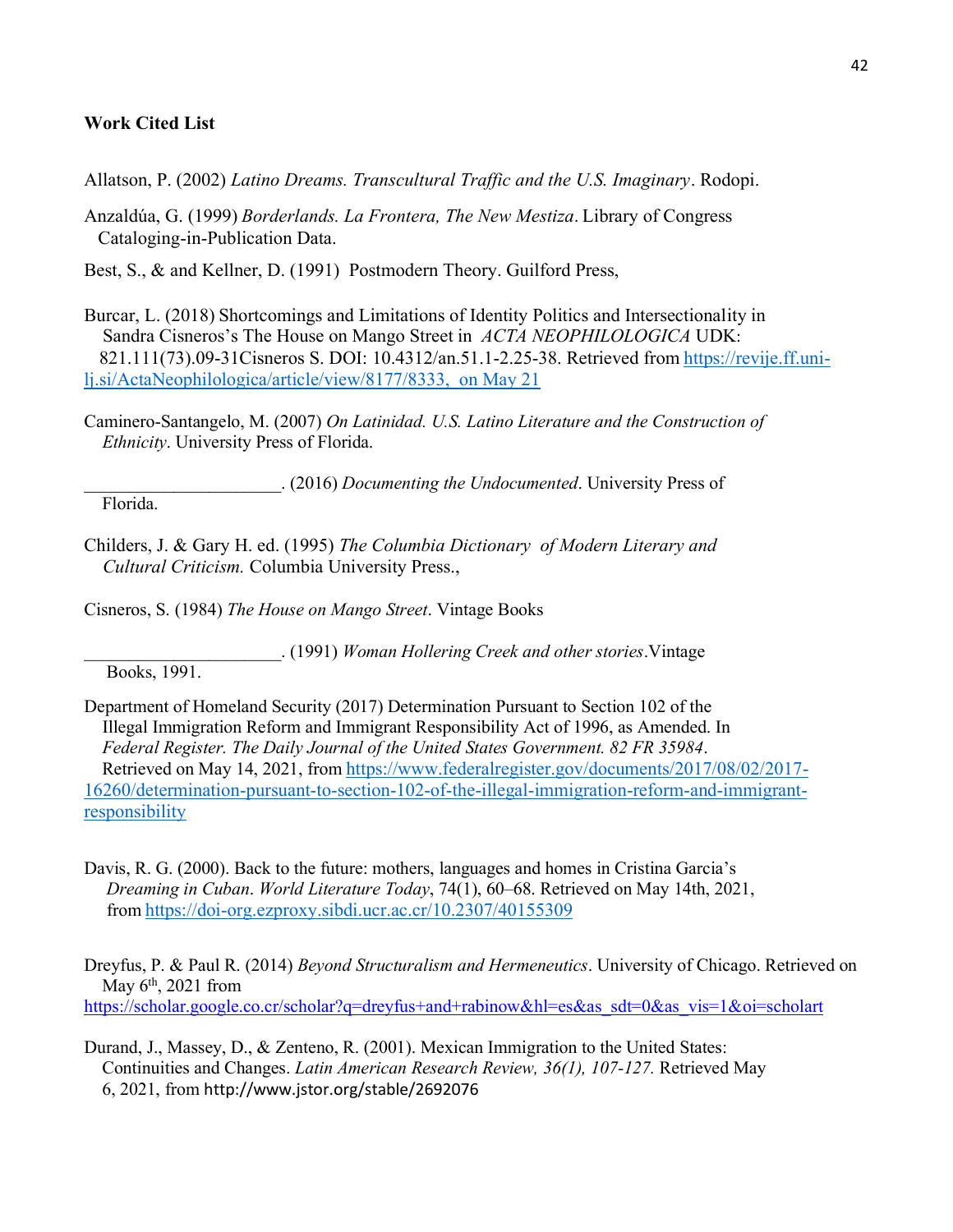**Work Cited List**

Allatson, P. (2002) *Latino Dreams. Transcultural Traffic and the U.S. Imaginary*. Rodopi.

Anzaldúa, G. (1999) *Borderlands. La Frontera, The New Mestiza*. Library of Congress Cataloging-in-Publication Data.

Best, S., & and Kellner, D. (1991) Postmodern Theory. Guilford Press,

Burcar, L. (2018) Shortcomings and Limitations of Identity Politics and Intersectionality in Sandra Cisneros's The House on Mango Street in *ACTA NEOPHILOLOGICA* UDK: 821.111(73).09-31Cisneros S. DOI: 10.4312/an.51.1-2.25-38. Retrieved from https://revije.ff.uni-lj.si/ActaNeophilologica/article/view/8177/8333, on May 21

Caminero-Santangelo, M. (2007) *On Latinidad. U.S. Latino Literature and the Construction of Ethnicity*. University Press of Florida.

_____________________. (2016) *Documenting the Undocumented*. University Press of Florida.

Childers, J. & Gary H. ed. (1995) *The Columbia Dictionary of Modern Literary and Cultural Criticism.* Columbia University Press.,

Cisneros, S. (1984) *The House on Mango Street*. Vintage Books

_____________________. (1991) *Woman Hollering Creek and other stories*.Vintage Books, 1991.

Department of Homeland Security (2017) Determination Pursuant to Section 102 of the Illegal Immigration Reform and Immigrant Responsibility Act of 1996, as Amended. In *Federal Register. The Daily Journal of the United States Government. 82 FR 35984*. Retrieved on May 14, 2021, from https://www.federalregister.gov/documents/2017/08/02/2017-16260/determination-pursuant-to-section-102-of-the-illegal-immigration-reform-and-immigrant-responsibility

Davis, R. G. (2000). Back to the future: mothers, languages and homes in Cristina Garcia's *Dreaming in Cuban*. *World Literature Today*, 74(1), 60–68. Retrieved on May 14th, 2021, from https://doi-org.ezproxy.sibdi.ucr.ac.cr/10.2307/40155309

Dreyfus, P. & Paul R. (2014) *Beyond Structuralism and Hermeneutics*. University of Chicago. Retrieved on May 6th, 2021 from https://scholar.google.co.cr/scholar?q=dreyfus+and+rabinow&hl=es&as_sdt=0&as_vis=1&oi=scholart

Durand, J., Massey, D., & Zenteno, R. (2001). Mexican Immigration to the United States: Continuities and Changes. *Latin American Research Review, 36(1), 107-127.* Retrieved May 6, 2021, from http://www.jstor.org/stable/2692076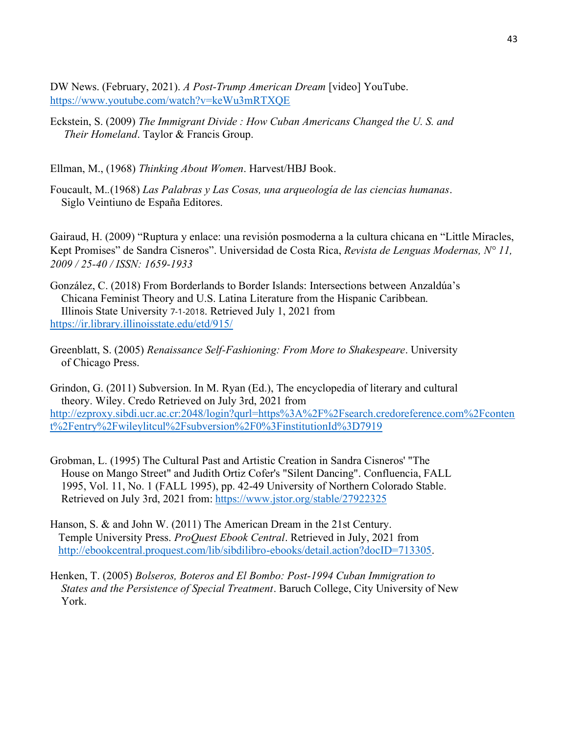DW News. (February, 2021). *A Post-Trump American Dream* [video] YouTube. https://www.youtube.com/watch?v=keWu3mRTXQE

Eckstein, S. (2009) *The Immigrant Divide : How Cuban Americans Changed the U. S. and Their Homeland*. Taylor & Francis Group.

Ellman, M., (1968) *Thinking About Women*. Harvest/HBJ Book.

Foucault, M..(1968) *Las Palabras y Las Cosas, una arqueología de las ciencias humanas*. Siglo Veintiuno de España Editores.

Gairaud, H. (2009) "Ruptura y enlace: una revisión posmoderna a la cultura chicana en "Little Miracles, Kept Promises" de Sandra Cisneros". Universidad de Costa Rica, *Revista de Lenguas Modernas, N° 11, 2009 / 25-40 / ISSN: 1659-1933*

González, C. (2018) From Borderlands to Border Islands: Intersections between Anzaldúa's Chicana Feminist Theory and U.S. Latina Literature from the Hispanic Caribbean. Illinois State University 7-1-2018. Retrieved July 1, 2021 from https://ir.library.illinoisstate.edu/etd/915/

Greenblatt, S. (2005) *Renaissance Self-Fashioning: From More to Shakespeare*. University of Chicago Press.

Grindon, G. (2011) Subversion. In M. Ryan (Ed.), The encyclopedia of literary and cultural theory. Wiley. Credo Retrieved on July 3rd, 2021 from http://ezproxy.sibdi.ucr.ac.cr:2048/login?qurl=https%3A%2F%2Fsearch.credoreference.com%2Fcontent%2Fentry%2Fwileylitcul%2Fsubversion%2F0%3FinstitutionId%3D7919

Grobman, L. (1995) The Cultural Past and Artistic Creation in Sandra Cisneros' "The House on Mango Street" and Judith Ortiz Cofer's "Silent Dancing". Confluencia, FALL 1995, Vol. 11, No. 1 (FALL 1995), pp. 42-49 University of Northern Colorado Stable. Retrieved on July 3rd, 2021 from: https://www.jstor.org/stable/27922325

Hanson, S. & and John W. (2011) The American Dream in the 21st Century. Temple University Press. *ProQuest Ebook Central*. Retrieved in July, 2021 from http://ebookcentral.proquest.com/lib/sibdilibro-ebooks/detail.action?docID=713305.

Henken, T. (2005) *Bolseros, Boteros and El Bombo: Post-1994 Cuban Immigration to States and the Persistence of Special Treatment*. Baruch College, City University of New York.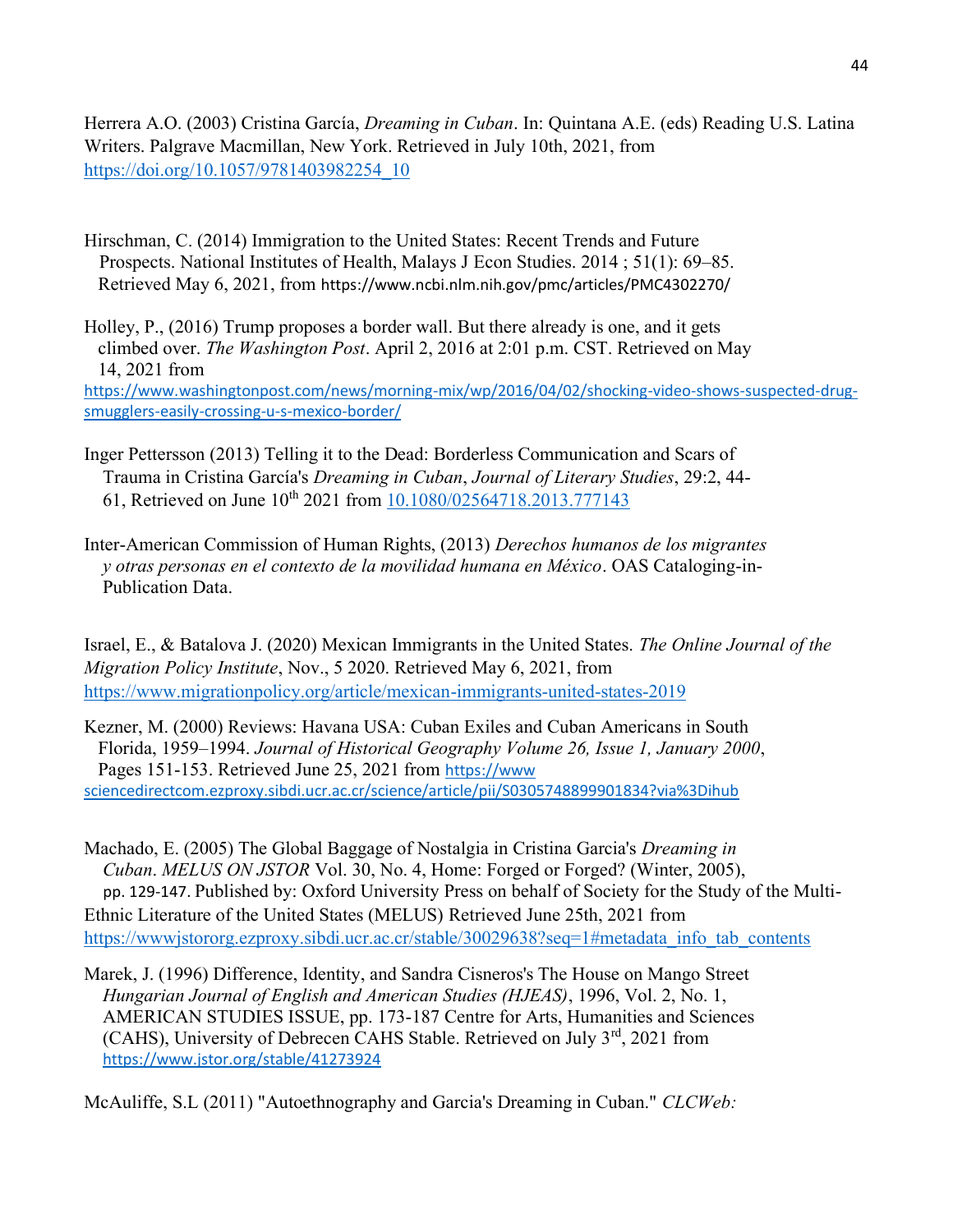Herrera A.O. (2003) Cristina García, *Dreaming in Cuban*. In: Quintana A.E. (eds) Reading U.S. Latina Writers. Palgrave Macmillan, New York. Retrieved in July 10th, 2021, from https://doi.org/10.1057/9781403982254_10

Hirschman, C. (2014) Immigration to the United States: Recent Trends and Future Prospects. National Institutes of Health, Malays J Econ Studies. 2014 ; 51(1): 69–85. Retrieved May 6, 2021, from https://www.ncbi.nlm.nih.gov/pmc/articles/PMC4302270/

Holley, P., (2016) Trump proposes a border wall. But there already is one, and it gets climbed over. *The Washington Post*. April 2, 2016 at 2:01 p.m. CST. Retrieved on May 14, 2021 from https://www.washingtonpost.com/news/morning-mix/wp/2016/04/02/shocking-video-shows-suspected-drug-smugglers-easily-crossing-u-s-mexico-border/

Inger Pettersson (2013) Telling it to the Dead: Borderless Communication and Scars of Trauma in Cristina García's *Dreaming in Cuban*, *Journal of Literary Studies*, 29:2, 44-61, Retrieved on June 10th 2021 from 10.1080/02564718.2013.777143

Inter-American Commission of Human Rights, (2013) *Derechos humanos de los migrantes y otras personas en el contexto de la movilidad humana en México*. OAS Cataloging-in-Publication Data.

Israel, E., & Batalova J. (2020) Mexican Immigrants in the United States. *The Online Journal of the Migration Policy Institute*, Nov., 5 2020. Retrieved May 6, 2021, from https://www.migrationpolicy.org/article/mexican-immigrants-united-states-2019

Kezner, M. (2000) Reviews: Havana USA: Cuban Exiles and Cuban Americans in South Florida, 1959–1994. *Journal of Historical Geography Volume 26, Issue 1, January 2000*, Pages 151-153. Retrieved June 25, 2021 from https://www sciencedirectcom.ezproxy.sibdi.ucr.ac.cr/science/article/pii/S0305748899901834?via%3Dihub

Machado, E. (2005) The Global Baggage of Nostalgia in Cristina Garcia's *Dreaming in Cuban*. *MELUS ON JSTOR* Vol. 30, No. 4, Home: Forged or Forged? (Winter, 2005), pp. 129-147. Published by: Oxford University Press on behalf of Society for the Study of the Multi-Ethnic Literature of the United States (MELUS) Retrieved June 25th, 2021 from https://wwwjstororg.ezproxy.sibdi.ucr.ac.cr/stable/30029638?seq=1#metadata_info_tab_contents

Marek, J. (1996) Difference, Identity, and Sandra Cisneros's The House on Mango Street *Hungarian Journal of English and American Studies (HJEAS)*, 1996, Vol. 2, No. 1, AMERICAN STUDIES ISSUE, pp. 173-187 Centre for Arts, Humanities and Sciences (CAHS), University of Debrecen CAHS Stable. Retrieved on July 3rd, 2021 from https://www.jstor.org/stable/41273924

McAuliffe, S.L (2011) "Autoethnography and Garcia's Dreaming in Cuban." *CLCWeb:*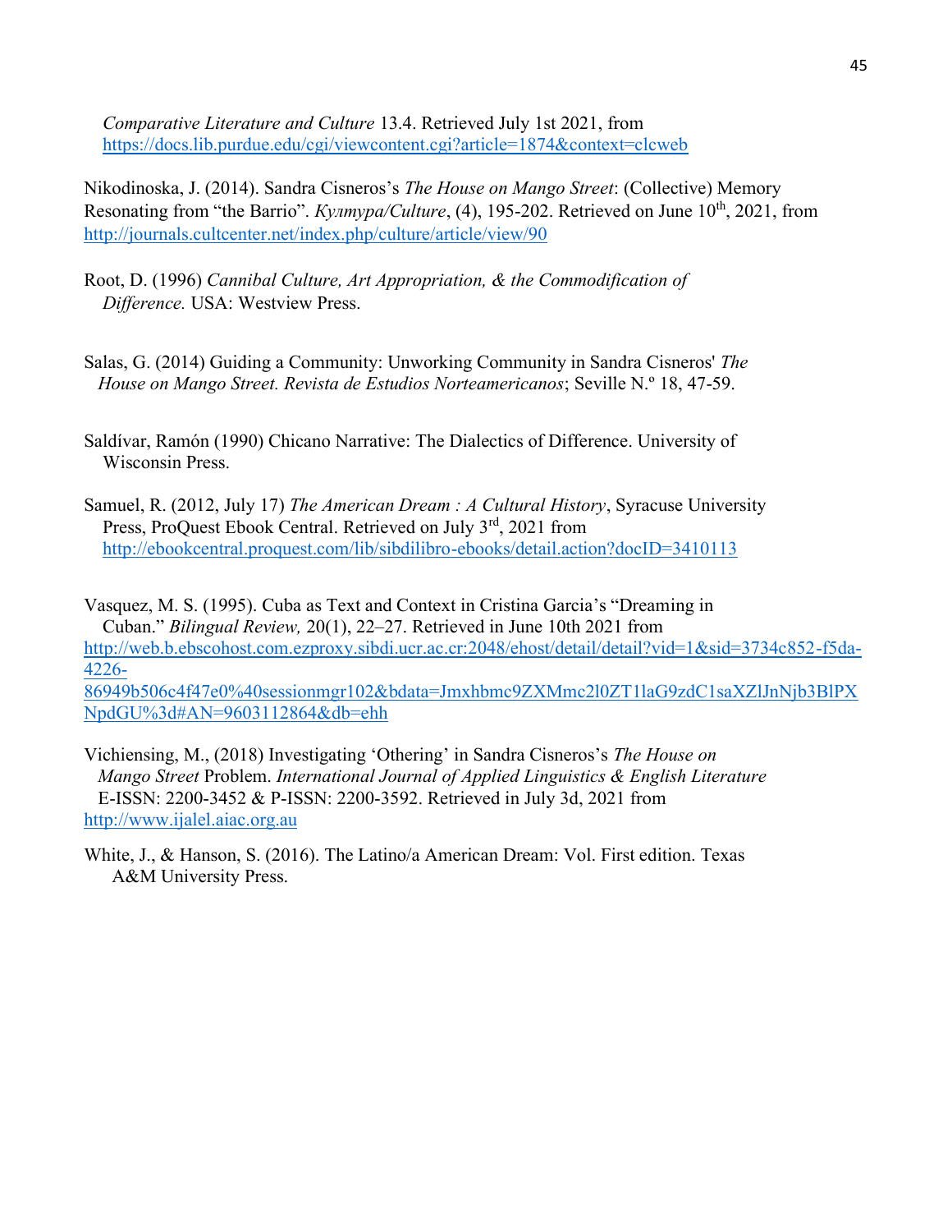*Comparative Literature and Culture* 13.4. Retrieved July 1st 2021, from https://docs.lib.purdue.edu/cgi/viewcontent.cgi?article=1874&context=clcweb

Nikodinoska, J. (2014). Sandra Cisneros's *The House on Mango Street*: (Collective) Memory Resonating from "the Barrio". *Култура/Culture*, (4), 195-202. Retrieved on June 10th, 2021, from http://journals.cultcenter.net/index.php/culture/article/view/90

Root, D. (1996) *Cannibal Culture, Art Appropriation, & the Commodification of Difference.* USA: Westview Press.

Salas, G. (2014) Guiding a Community: Unworking Community in Sandra Cisneros' *The House on Mango Street. Revista de Estudios Norteamericanos*; Seville N.º 18, 47-59.

Saldívar, Ramón (1990) Chicano Narrative: The Dialectics of Difference. University of Wisconsin Press.

Samuel, R. (2012, July 17) *The American Dream : A Cultural History*, Syracuse University Press, ProQuest Ebook Central. Retrieved on July 3rd, 2021 from http://ebookcentral.proquest.com/lib/sibdilibro-ebooks/detail.action?docID=3410113

Vasquez, M. S. (1995). Cuba as Text and Context in Cristina Garcia's "Dreaming in Cuban." *Bilingual Review,* 20(1), 22–27. Retrieved in June 10th 2021 from http://web.b.ebscohost.com.ezproxy.sibdi.ucr.ac.cr:2048/ehost/detail/detail?vid=1&sid=3734c852-f5da-4226-86949b506c4f47e0%40sessionmgr102&bdata=Jmxhbmc9ZXMmc2l0ZT1laG9zdC1saXZlJnNjb3BlPXNpdGU%3d#AN=9603112864&db=ehh

Vichiensing, M., (2018) Investigating 'Othering' in Sandra Cisneros's *The House on Mango Street* Problem. *International Journal of Applied Linguistics & English Literature* E-ISSN: 2200-3452 & P-ISSN: 2200-3592. Retrieved in July 3d, 2021 from http://www.ijalel.aiac.org.au

White, J., & Hanson, S. (2016). The Latino/a American Dream: Vol. First edition. Texas A&M University Press.